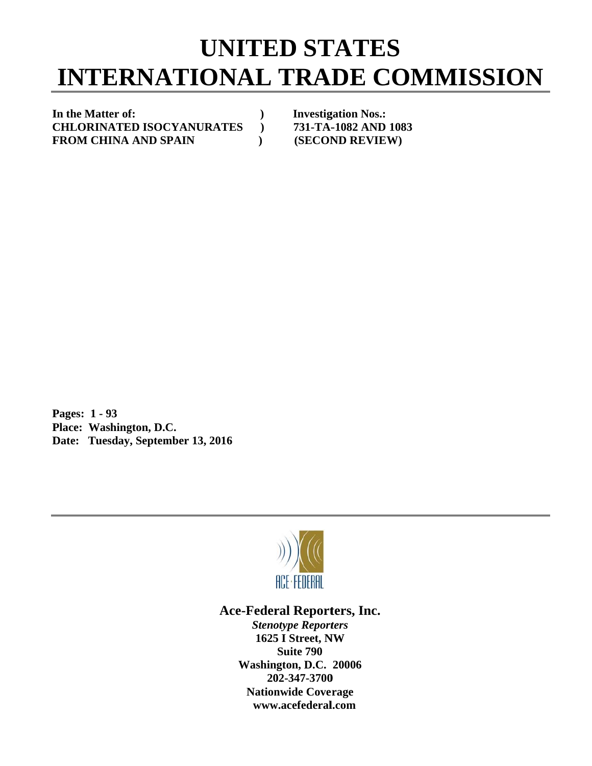# UNITED STATES INTERNATIONAL TRADE COMMISSION

**In the Matter of:** ) **Investigation Nos.:**
**CHLORINATED ISOCYANURATES** ) **731-TA-1082 AND 1083**
**FROM CHINA AND SPAIN** ) **(SECOND REVIEW)**

**Pages: 1 - 93**
**Place: Washington, D.C.**
**Date: Tuesday, September 13, 2016**

ACE-FEDERAL

**Ace-Federal Reporters, Inc.**
***Stenotype Reporters***
**1625 I Street, NW**
**Suite 790**
**Washington, D.C. 20006**
**202-347-3700**
**Nationwide Coverage**
**www.acefederal.com**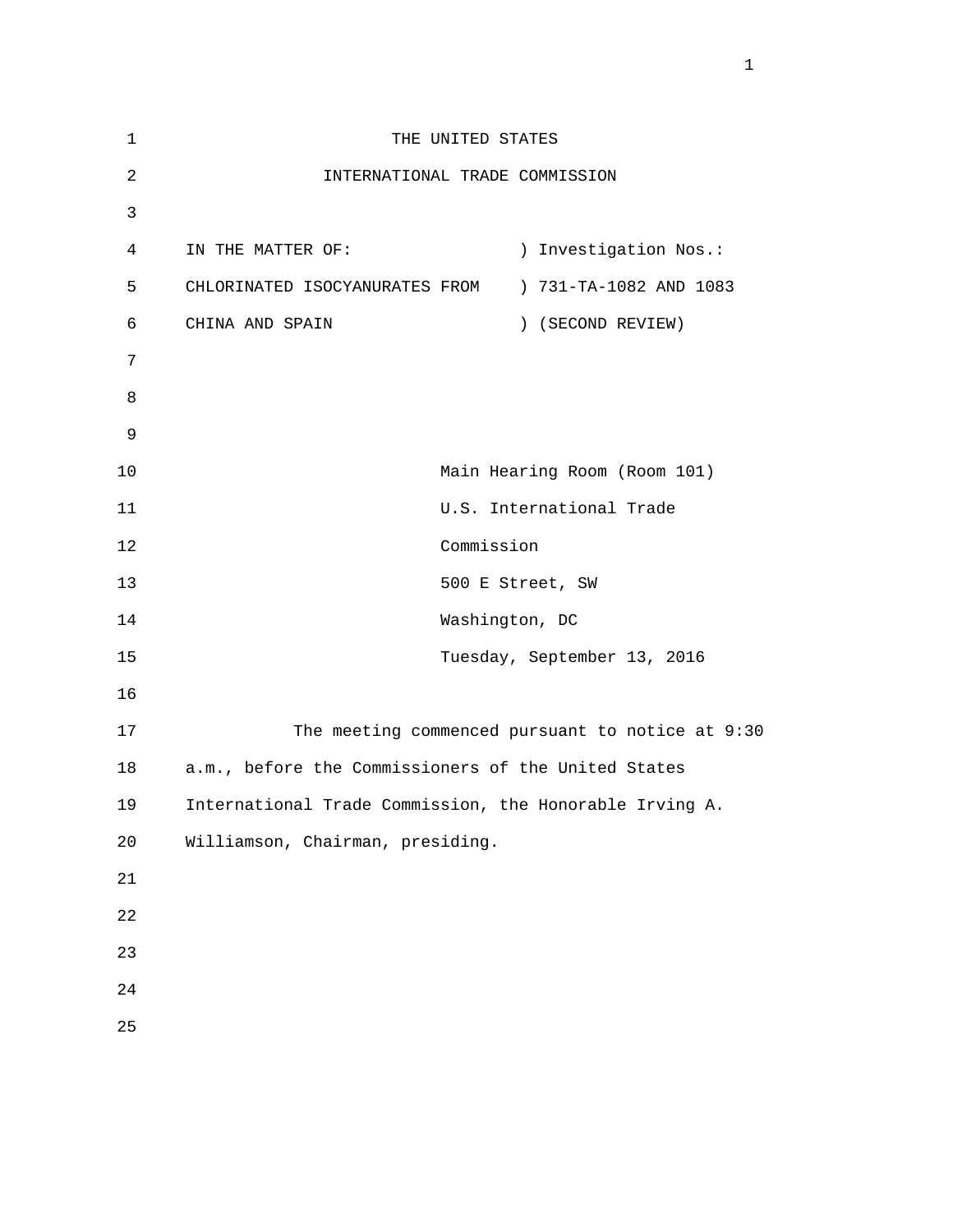THE UNITED STATES

INTERNATIONAL TRADE COMMISSION

IN THE MATTER OF: ) Investigation Nos.:
CHLORINATED ISOCYANURATES FROM ) 731-TA-1082 AND 1083
CHINA AND SPAIN ) (SECOND REVIEW)

Main Hearing Room (Room 101)
U.S. International Trade
Commission
500 E Street, SW
Washington, DC
Tuesday, September 13, 2016

The meeting commenced pursuant to notice at 9:30 a.m., before the Commissioners of the United States International Trade Commission, the Honorable Irving A. Williamson, Chairman, presiding.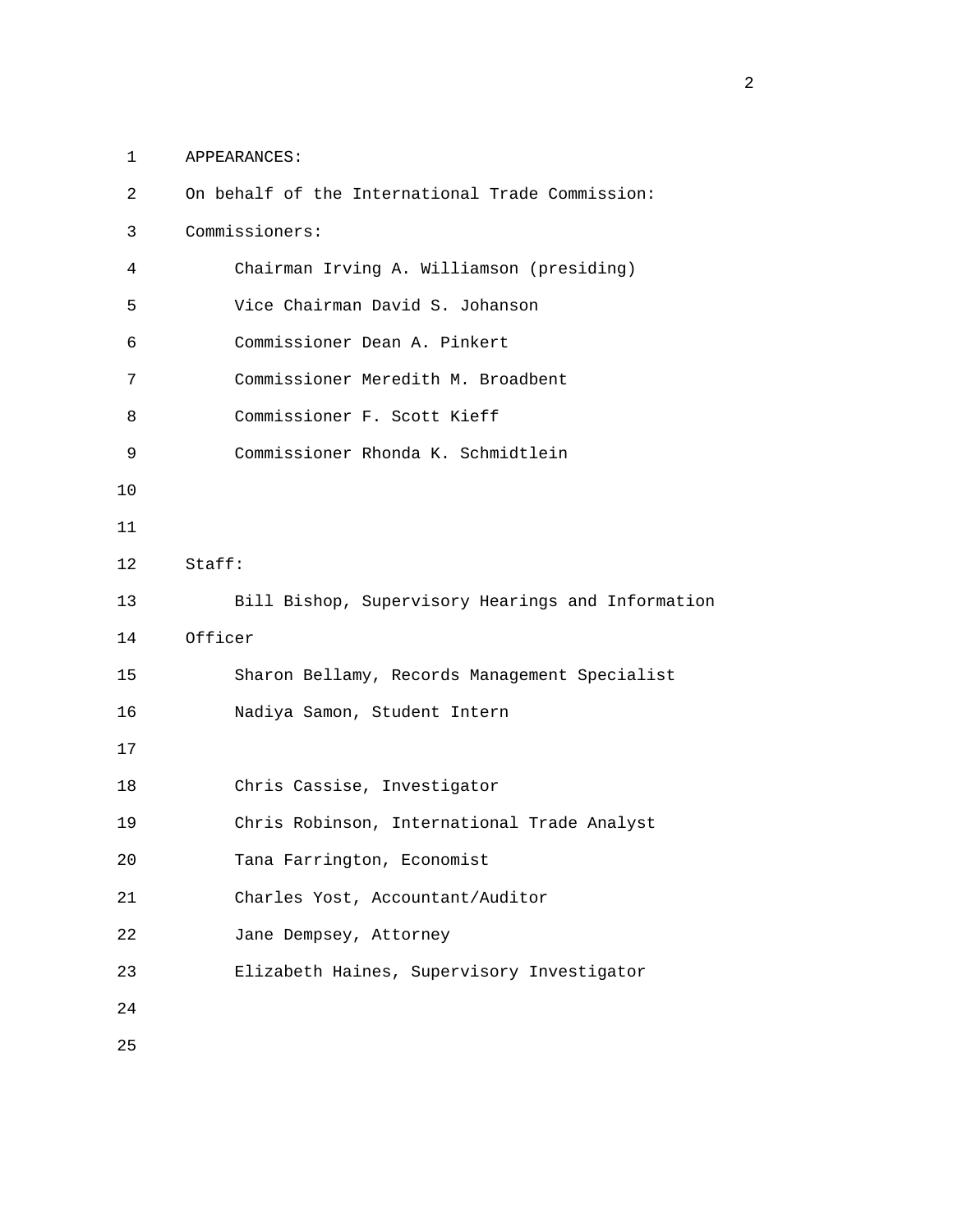APPEARANCES:

On behalf of the International Trade Commission:

Commissioners:

- Chairman Irving A. Williamson (presiding)
- Vice Chairman David S. Johanson
- Commissioner Dean A. Pinkert
- Commissioner Meredith M. Broadbent
- Commissioner F. Scott Kieff
- Commissioner Rhonda K. Schmidtlein

Staff:

- Bill Bishop, Supervisory Hearings and Information Officer
- Sharon Bellamy, Records Management Specialist
- Nadiya Samon, Student Intern

- Chris Cassise, Investigator
- Chris Robinson, International Trade Analyst
- Tana Farrington, Economist
- Charles Yost, Accountant/Auditor
- Jane Dempsey, Attorney
- Elizabeth Haines, Supervisory Investigator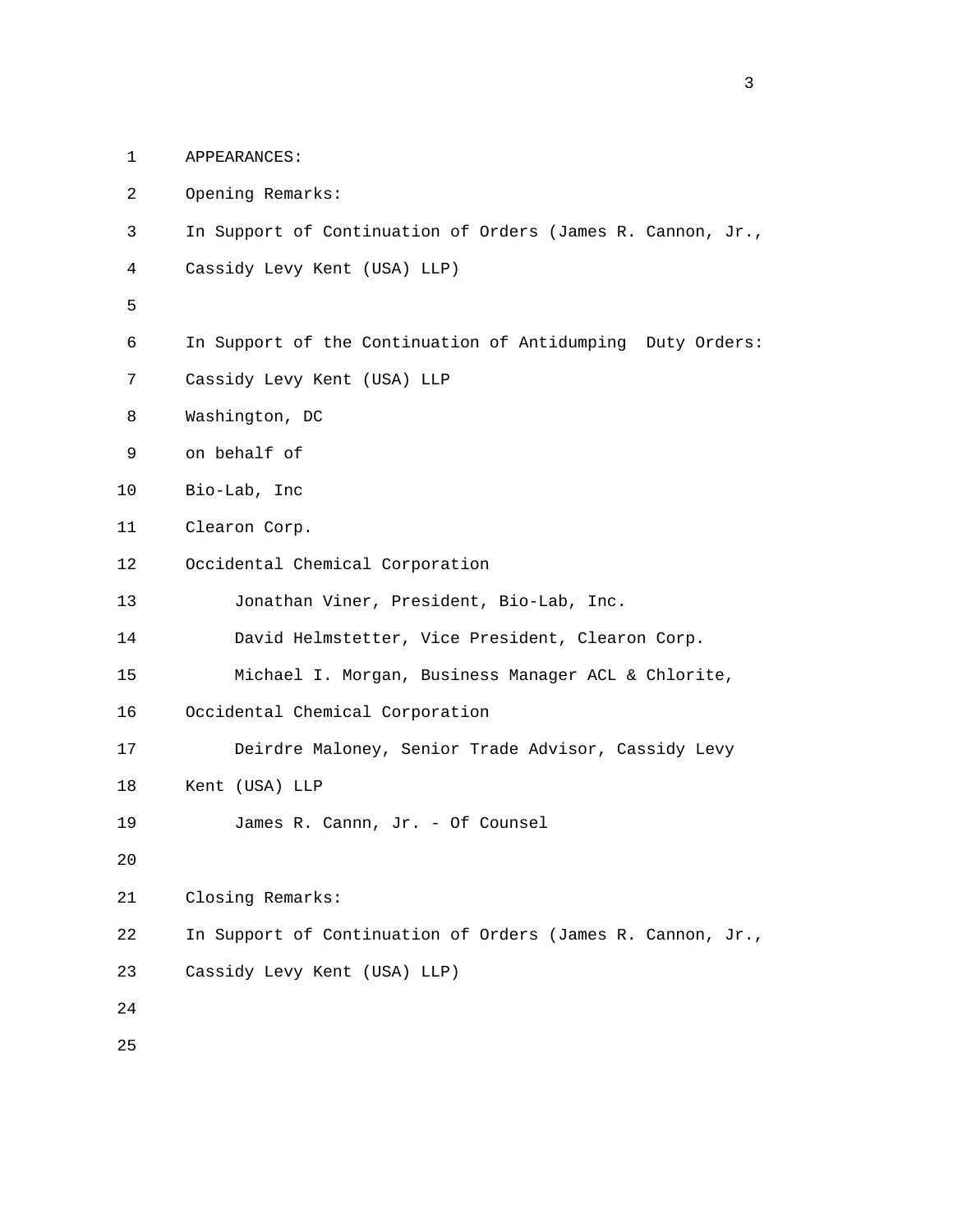APPEARANCES:

Opening Remarks:

In Support of Continuation of Orders (James R. Cannon, Jr., Cassidy Levy Kent (USA) LLP)

In Support of the Continuation of Antidumping Duty Orders:

Cassidy Levy Kent (USA) LLP

Washington, DC

on behalf of

Bio-Lab, Inc

Clearon Corp.

Occidental Chemical Corporation

Jonathan Viner, President, Bio-Lab, Inc.

David Helmstetter, Vice President, Clearon Corp.

Michael I. Morgan, Business Manager ACL & Chlorite, Occidental Chemical Corporation

Deirdre Maloney, Senior Trade Advisor, Cassidy Levy Kent (USA) LLP

James R. Cannn, Jr. - Of Counsel

Closing Remarks:

In Support of Continuation of Orders (James R. Cannon, Jr., Cassidy Levy Kent (USA) LLP)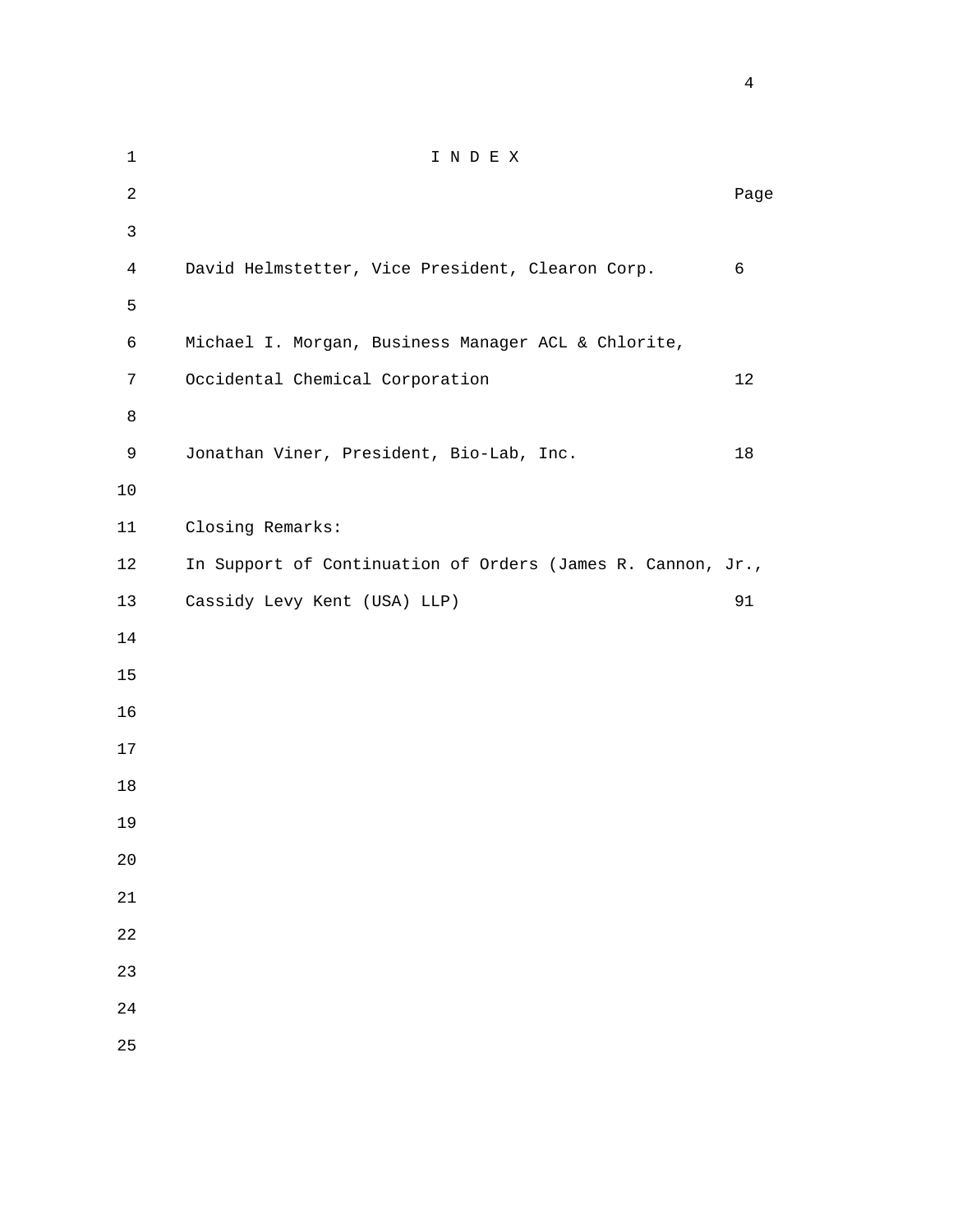# I N D E X

| | Page |
|---|---|
| David Helmstetter, Vice President, Clearon Corp. | 6 |
| Michael I. Morgan, Business Manager ACL & Chlorite, Occidental Chemical Corporation | 12 |
| Jonathan Viner, President, Bio-Lab, Inc. | 18 |
| Closing Remarks: | |
| In Support of Continuation of Orders (James R. Cannon, Jr., Cassidy Levy Kent (USA) LLP) | 91 |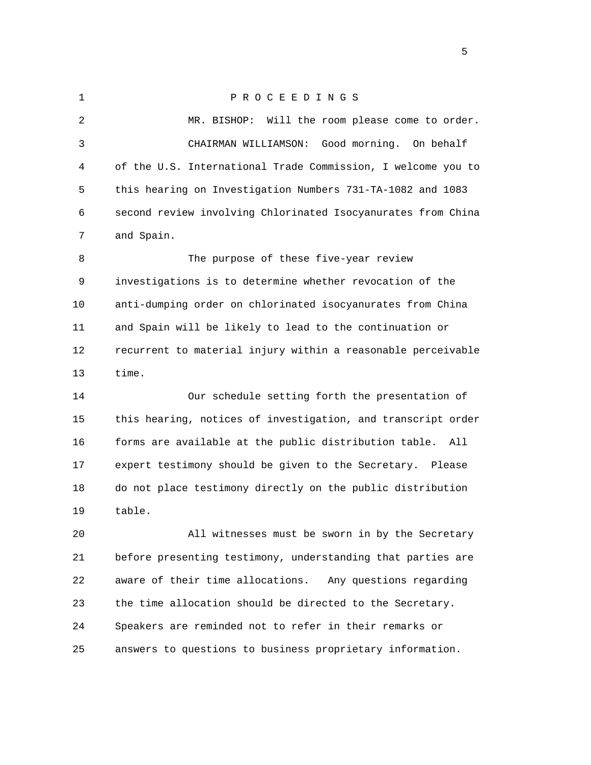P R O C E E D I N G S

MR. BISHOP: Will the room please come to order.

CHAIRMAN WILLIAMSON: Good morning. On behalf of the U.S. International Trade Commission, I welcome you to this hearing on Investigation Numbers 731-TA-1082 and 1083 second review involving Chlorinated Isocyanurates from China and Spain.

The purpose of these five-year review investigations is to determine whether revocation of the anti-dumping order on chlorinated isocyanurates from China and Spain will be likely to lead to the continuation or recurrent to material injury within a reasonable perceivable time.

Our schedule setting forth the presentation of this hearing, notices of investigation, and transcript order forms are available at the public distribution table. All expert testimony should be given to the Secretary. Please do not place testimony directly on the public distribution table.

All witnesses must be sworn in by the Secretary before presenting testimony, understanding that parties are aware of their time allocations. Any questions regarding the time allocation should be directed to the Secretary. Speakers are reminded not to refer in their remarks or answers to questions to business proprietary information.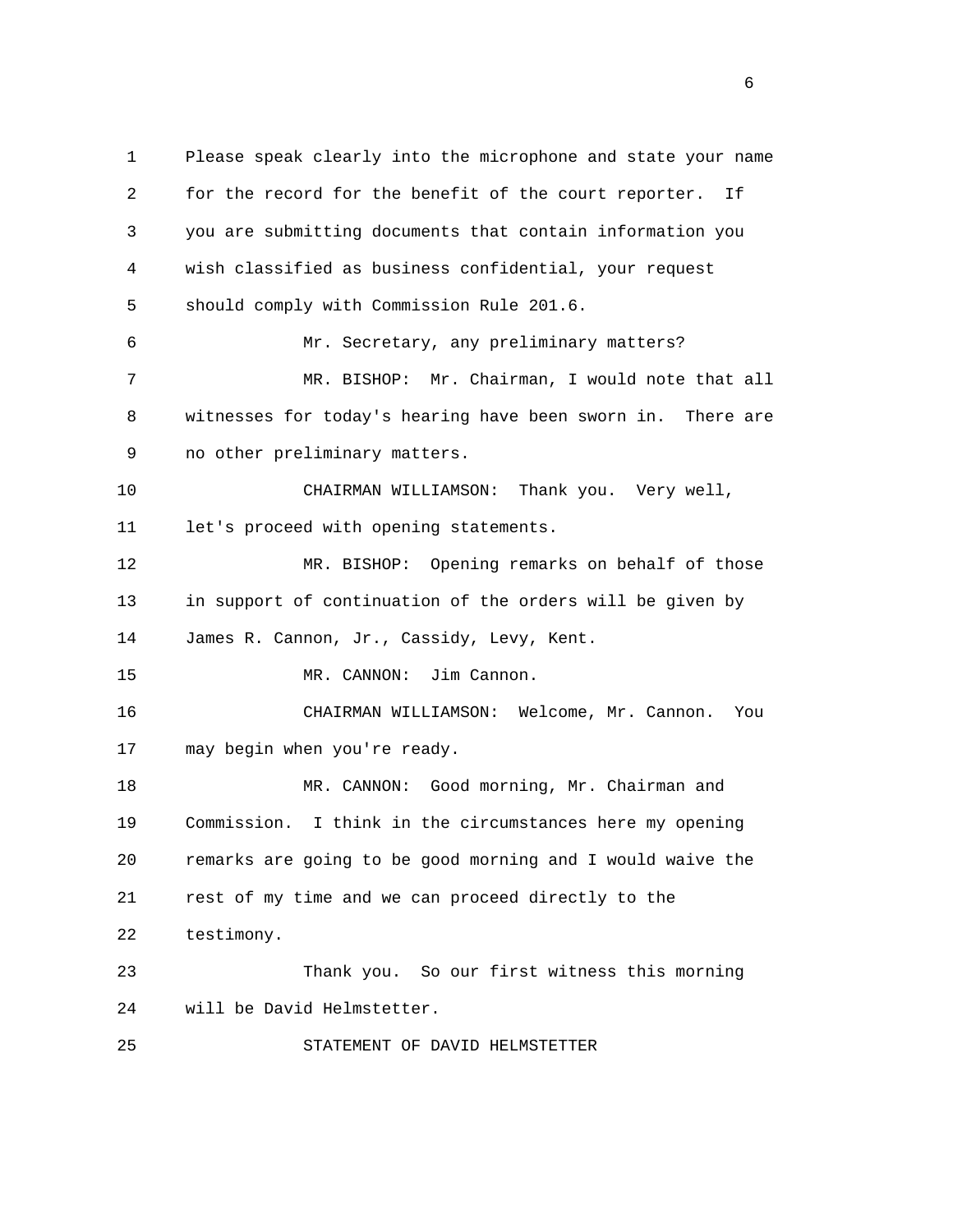1 Please speak clearly into the microphone and state your name
2 for the record for the benefit of the court reporter. If
3 you are submitting documents that contain information you
4 wish classified as business confidential, your request
5 should comply with Commission Rule 201.6.

6 Mr. Secretary, any preliminary matters?

7 MR. BISHOP: Mr. Chairman, I would note that all
8 witnesses for today's hearing have been sworn in. There are
9 no other preliminary matters.

10 CHAIRMAN WILLIAMSON: Thank you. Very well,
11 let's proceed with opening statements.

12 MR. BISHOP: Opening remarks on behalf of those
13 in support of continuation of the orders will be given by
14 James R. Cannon, Jr., Cassidy, Levy, Kent.

15 MR. CANNON: Jim Cannon.

16 CHAIRMAN WILLIAMSON: Welcome, Mr. Cannon. You
17 may begin when you're ready.

18 MR. CANNON: Good morning, Mr. Chairman and
19 Commission. I think in the circumstances here my opening
20 remarks are going to be good morning and I would waive the
21 rest of my time and we can proceed directly to the
22 testimony.

23 Thank you. So our first witness this morning
24 will be David Helmstetter.

25 STATEMENT OF DAVID HELMSTETTER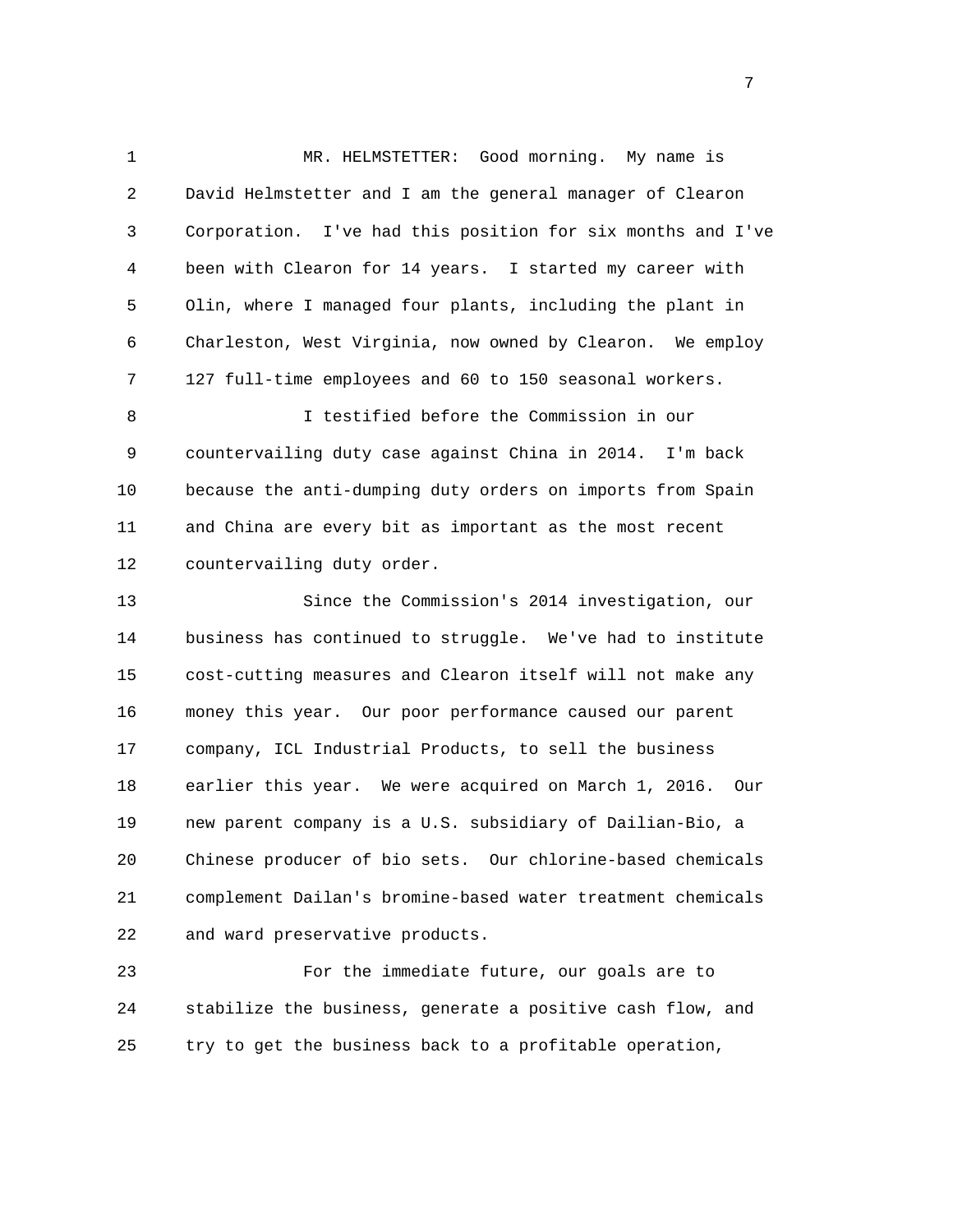MR. HELMSTETTER: Good morning. My name is David Helmstetter and I am the general manager of Clearon Corporation. I've had this position for six months and I've been with Clearon for 14 years. I started my career with Olin, where I managed four plants, including the plant in Charleston, West Virginia, now owned by Clearon. We employ 127 full-time employees and 60 to 150 seasonal workers.

I testified before the Commission in our countervailing duty case against China in 2014. I'm back because the anti-dumping duty orders on imports from Spain and China are every bit as important as the most recent countervailing duty order.

Since the Commission's 2014 investigation, our business has continued to struggle. We've had to institute cost-cutting measures and Clearon itself will not make any money this year. Our poor performance caused our parent company, ICL Industrial Products, to sell the business earlier this year. We were acquired on March 1, 2016. Our new parent company is a U.S. subsidiary of Dailian-Bio, a Chinese producer of bio sets. Our chlorine-based chemicals complement Dailan's bromine-based water treatment chemicals and ward preservative products.

For the immediate future, our goals are to stabilize the business, generate a positive cash flow, and try to get the business back to a profitable operation,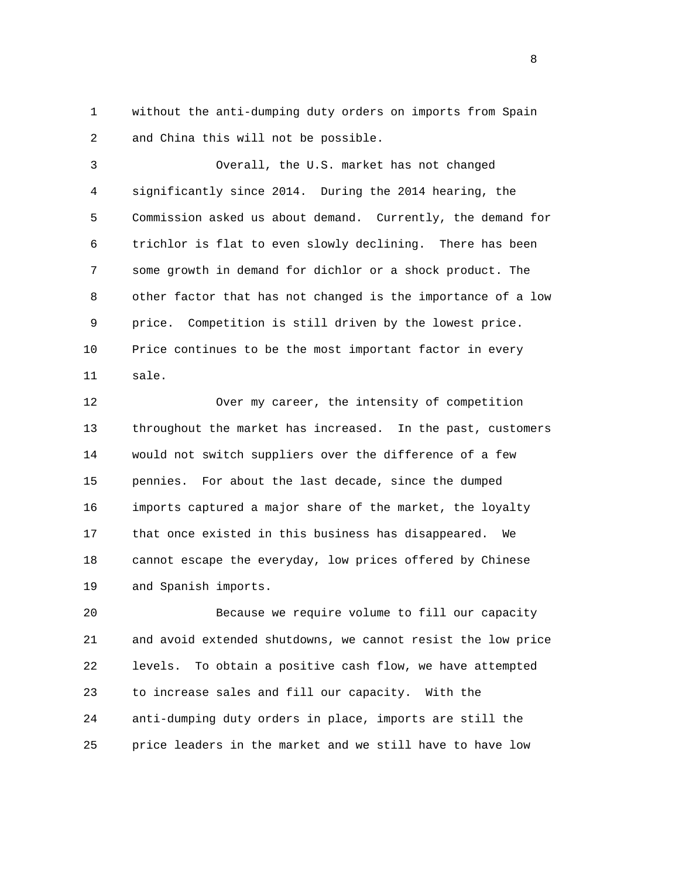without the anti-dumping duty orders on imports from Spain and China this will not be possible.

Overall, the U.S. market has not changed significantly since 2014. During the 2014 hearing, the Commission asked us about demand. Currently, the demand for trichlor is flat to even slowly declining. There has been some growth in demand for dichlor or a shock product. The other factor that has not changed is the importance of a low price. Competition is still driven by the lowest price. Price continues to be the most important factor in every sale.

Over my career, the intensity of competition throughout the market has increased. In the past, customers would not switch suppliers over the difference of a few pennies. For about the last decade, since the dumped imports captured a major share of the market, the loyalty that once existed in this business has disappeared. We cannot escape the everyday, low prices offered by Chinese and Spanish imports.

Because we require volume to fill our capacity and avoid extended shutdowns, we cannot resist the low price levels. To obtain a positive cash flow, we have attempted to increase sales and fill our capacity. With the anti-dumping duty orders in place, imports are still the price leaders in the market and we still have to have low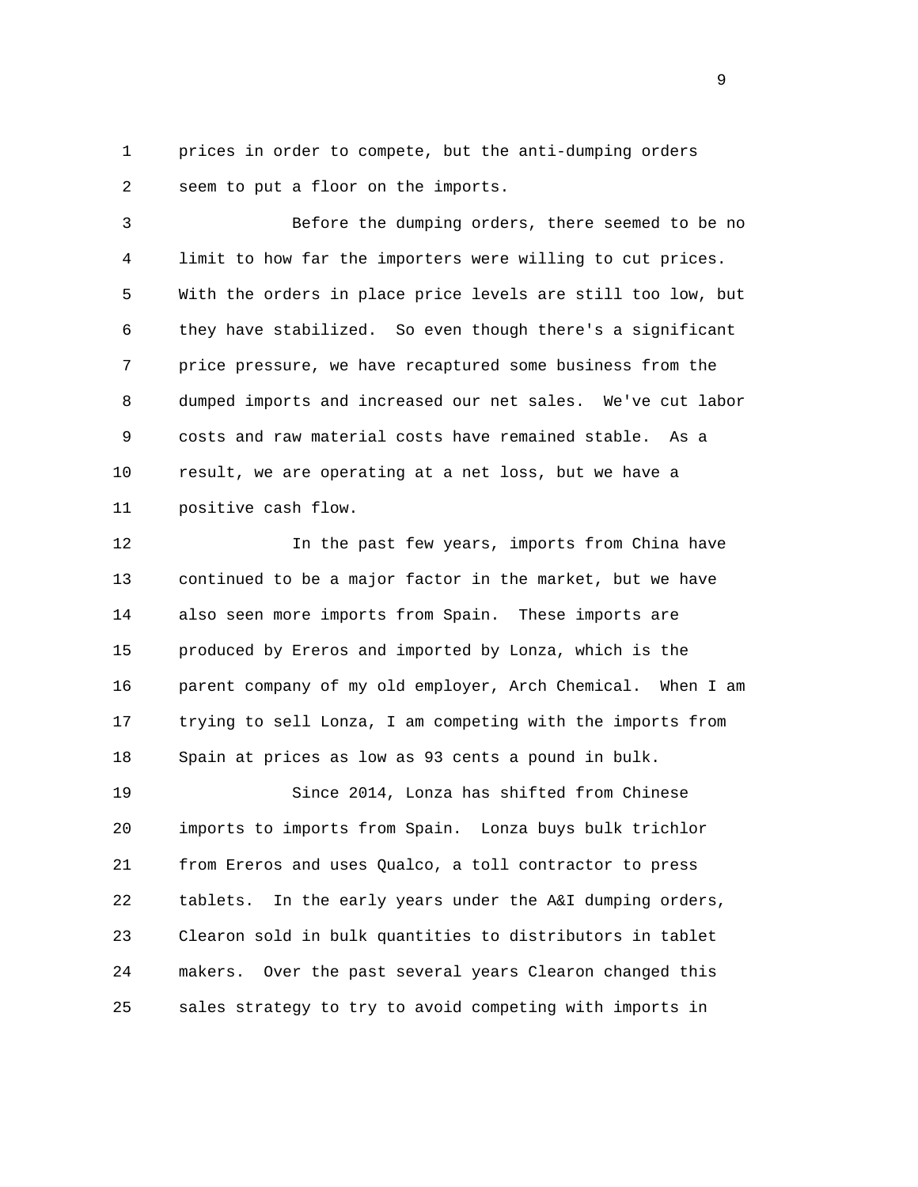prices in order to compete, but the anti-dumping orders seem to put a floor on the imports.

Before the dumping orders, there seemed to be no limit to how far the importers were willing to cut prices. With the orders in place price levels are still too low, but they have stabilized. So even though there's a significant price pressure, we have recaptured some business from the dumped imports and increased our net sales. We've cut labor costs and raw material costs have remained stable. As a result, we are operating at a net loss, but we have a positive cash flow.

In the past few years, imports from China have continued to be a major factor in the market, but we have also seen more imports from Spain. These imports are produced by Ereros and imported by Lonza, which is the parent company of my old employer, Arch Chemical. When I am trying to sell Lonza, I am competing with the imports from Spain at prices as low as 93 cents a pound in bulk.

Since 2014, Lonza has shifted from Chinese imports to imports from Spain. Lonza buys bulk trichlor from Ereros and uses Qualco, a toll contractor to press tablets. In the early years under the A&I dumping orders, Clearon sold in bulk quantities to distributors in tablet makers. Over the past several years Clearon changed this sales strategy to try to avoid competing with imports in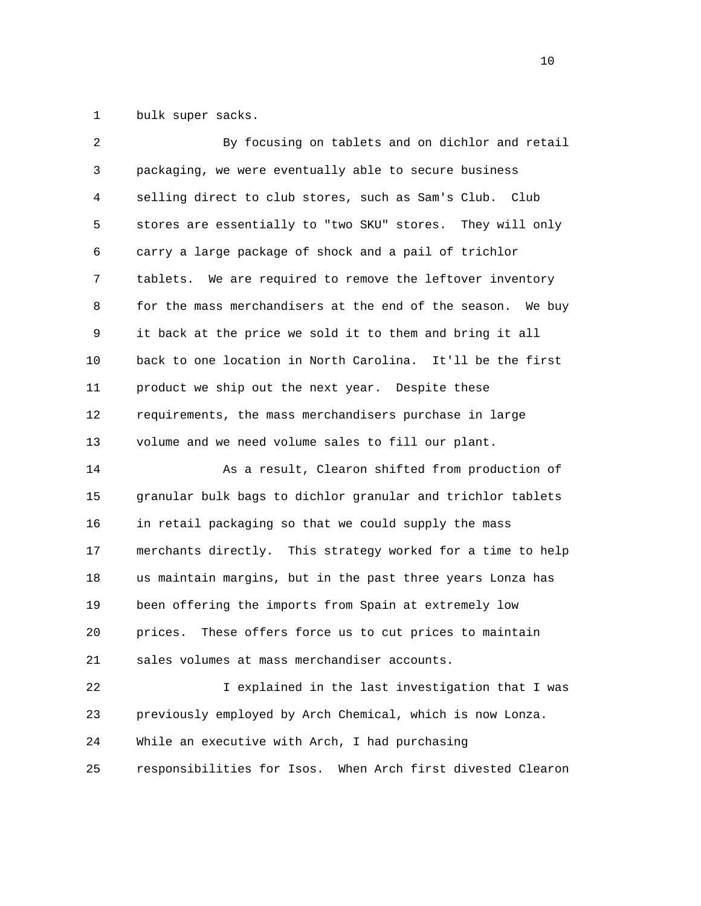bulk super sacks.

By focusing on tablets and on dichlor and retail packaging, we were eventually able to secure business selling direct to club stores, such as Sam's Club. Club stores are essentially to "two SKU" stores. They will only carry a large package of shock and a pail of trichlor tablets. We are required to remove the leftover inventory for the mass merchandisers at the end of the season. We buy it back at the price we sold it to them and bring it all back to one location in North Carolina. It'll be the first product we ship out the next year. Despite these requirements, the mass merchandisers purchase in large volume and we need volume sales to fill our plant.

As a result, Clearon shifted from production of granular bulk bags to dichlor granular and trichlor tablets in retail packaging so that we could supply the mass merchants directly. This strategy worked for a time to help us maintain margins, but in the past three years Lonza has been offering the imports from Spain at extremely low prices. These offers force us to cut prices to maintain sales volumes at mass merchandiser accounts.

I explained in the last investigation that I was previously employed by Arch Chemical, which is now Lonza. While an executive with Arch, I had purchasing responsibilities for Isos. When Arch first divested Clearon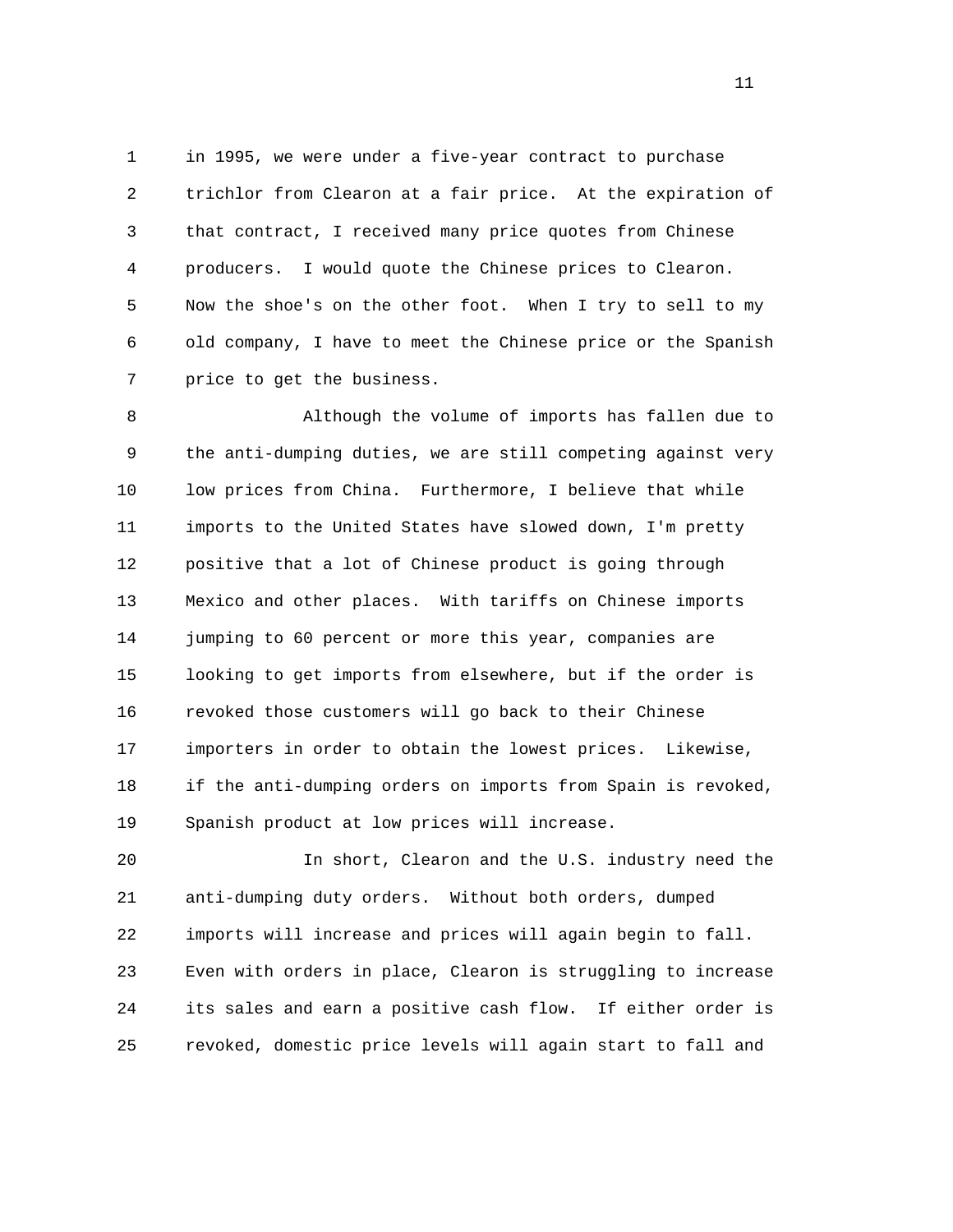in 1995, we were under a five-year contract to purchase trichlor from Clearon at a fair price. At the expiration of that contract, I received many price quotes from Chinese producers. I would quote the Chinese prices to Clearon. Now the shoe's on the other foot. When I try to sell to my old company, I have to meet the Chinese price or the Spanish price to get the business.

Although the volume of imports has fallen due to the anti-dumping duties, we are still competing against very low prices from China. Furthermore, I believe that while imports to the United States have slowed down, I'm pretty positive that a lot of Chinese product is going through Mexico and other places. With tariffs on Chinese imports jumping to 60 percent or more this year, companies are looking to get imports from elsewhere, but if the order is revoked those customers will go back to their Chinese importers in order to obtain the lowest prices. Likewise, if the anti-dumping orders on imports from Spain is revoked, Spanish product at low prices will increase.

In short, Clearon and the U.S. industry need the anti-dumping duty orders. Without both orders, dumped imports will increase and prices will again begin to fall. Even with orders in place, Clearon is struggling to increase its sales and earn a positive cash flow. If either order is revoked, domestic price levels will again start to fall and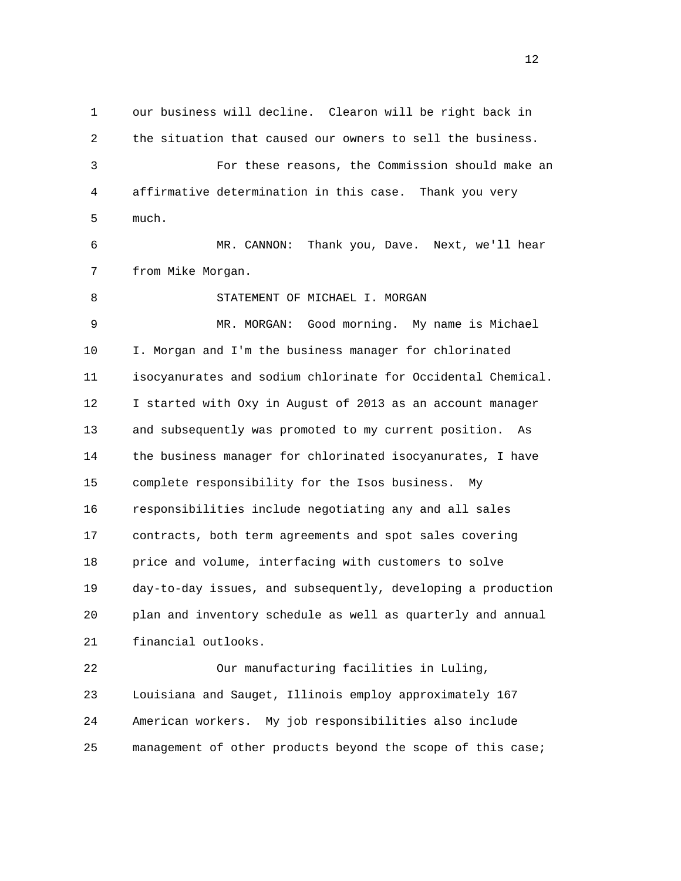our business will decline. Clearon will be right back in the situation that caused our owners to sell the business.

For these reasons, the Commission should make an affirmative determination in this case. Thank you very much.

MR. CANNON: Thank you, Dave. Next, we'll hear from Mike Morgan.

STATEMENT OF MICHAEL I. MORGAN

MR. MORGAN: Good morning. My name is Michael I. Morgan and I'm the business manager for chlorinated isocyanurates and sodium chlorinate for Occidental Chemical. I started with Oxy in August of 2013 as an account manager and subsequently was promoted to my current position. As the business manager for chlorinated isocyanurates, I have complete responsibility for the Isos business. My responsibilities include negotiating any and all sales contracts, both term agreements and spot sales covering price and volume, interfacing with customers to solve day-to-day issues, and subsequently, developing a production plan and inventory schedule as well as quarterly and annual financial outlooks.

Our manufacturing facilities in Luling, Louisiana and Sauget, Illinois employ approximately 167 American workers. My job responsibilities also include management of other products beyond the scope of this case;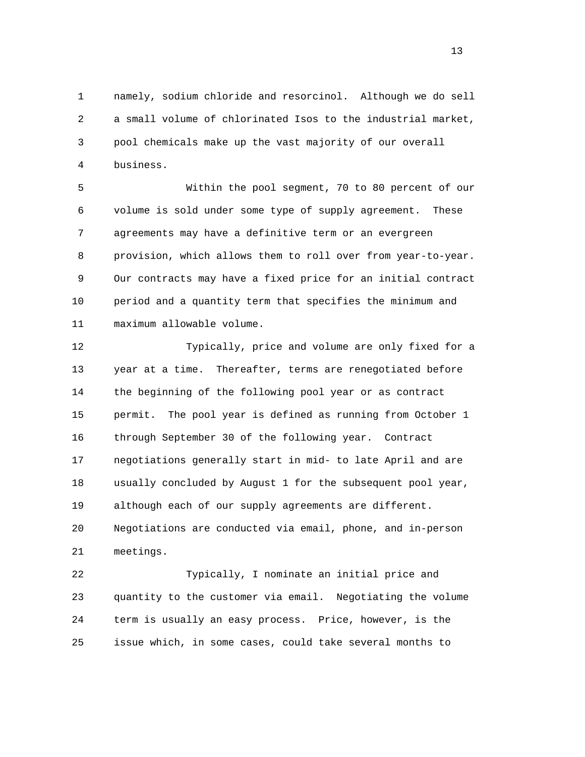namely, sodium chloride and resorcinol. Although we do sell a small volume of chlorinated Isos to the industrial market, pool chemicals make up the vast majority of our overall business.

Within the pool segment, 70 to 80 percent of our volume is sold under some type of supply agreement. These agreements may have a definitive term or an evergreen provision, which allows them to roll over from year-to-year. Our contracts may have a fixed price for an initial contract period and a quantity term that specifies the minimum and maximum allowable volume.

Typically, price and volume are only fixed for a year at a time. Thereafter, terms are renegotiated before the beginning of the following pool year or as contract permit. The pool year is defined as running from October 1 through September 30 of the following year. Contract negotiations generally start in mid- to late April and are usually concluded by August 1 for the subsequent pool year, although each of our supply agreements are different. Negotiations are conducted via email, phone, and in-person meetings.

Typically, I nominate an initial price and quantity to the customer via email. Negotiating the volume term is usually an easy process. Price, however, is the issue which, in some cases, could take several months to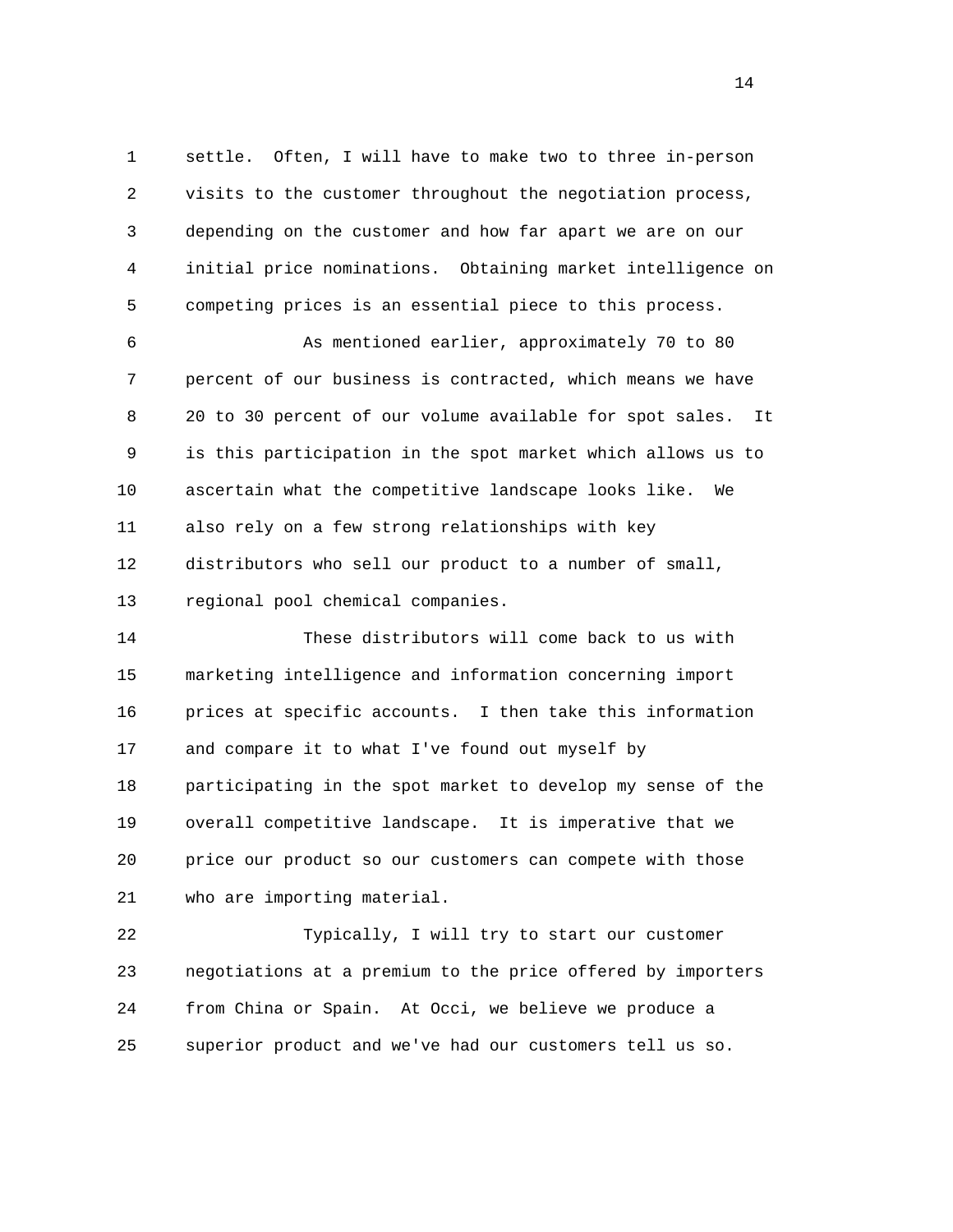settle. Often, I will have to make two to three in-person visits to the customer throughout the negotiation process, depending on the customer and how far apart we are on our initial price nominations. Obtaining market intelligence on competing prices is an essential piece to this process.

As mentioned earlier, approximately 70 to 80 percent of our business is contracted, which means we have 20 to 30 percent of our volume available for spot sales. It is this participation in the spot market which allows us to ascertain what the competitive landscape looks like. We also rely on a few strong relationships with key distributors who sell our product to a number of small, regional pool chemical companies.

These distributors will come back to us with marketing intelligence and information concerning import prices at specific accounts. I then take this information and compare it to what I've found out myself by participating in the spot market to develop my sense of the overall competitive landscape. It is imperative that we price our product so our customers can compete with those who are importing material.

Typically, I will try to start our customer negotiations at a premium to the price offered by importers from China or Spain. At Occi, we believe we produce a superior product and we've had our customers tell us so.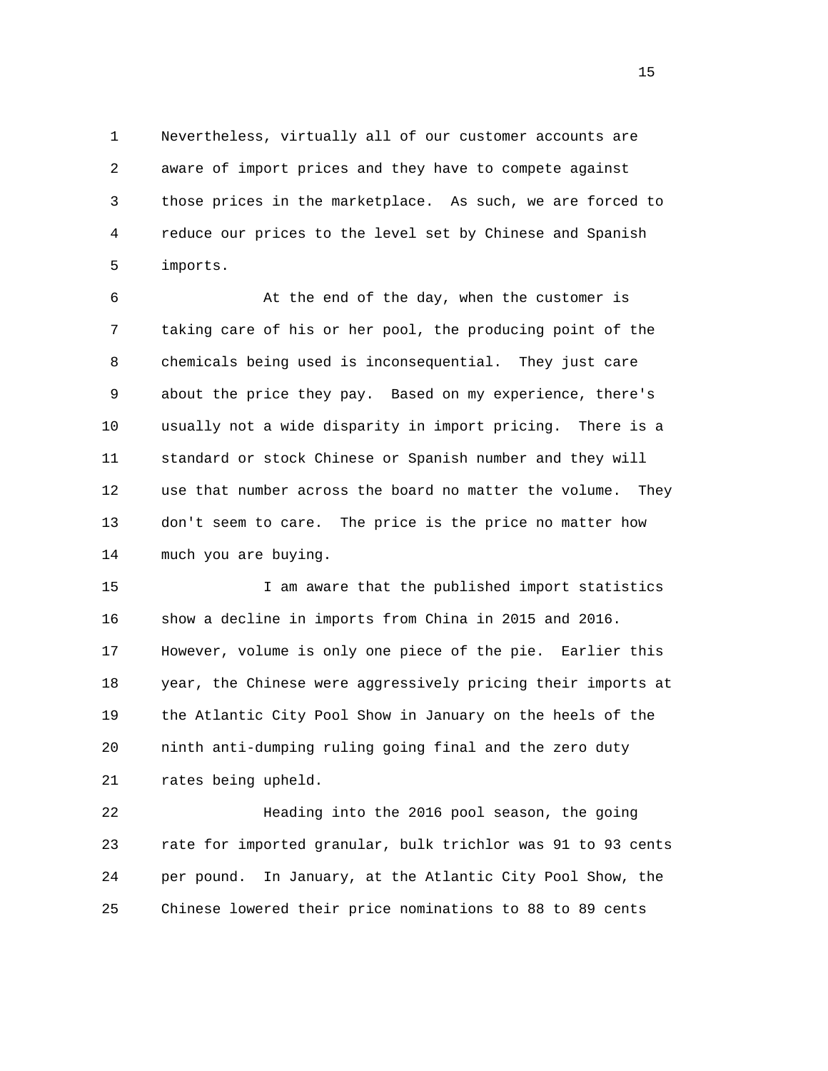Nevertheless, virtually all of our customer accounts are aware of import prices and they have to compete against those prices in the marketplace. As such, we are forced to reduce our prices to the level set by Chinese and Spanish imports.

At the end of the day, when the customer is taking care of his or her pool, the producing point of the chemicals being used is inconsequential. They just care about the price they pay. Based on my experience, there's usually not a wide disparity in import pricing. There is a standard or stock Chinese or Spanish number and they will use that number across the board no matter the volume. They don't seem to care. The price is the price no matter how much you are buying.

I am aware that the published import statistics show a decline in imports from China in 2015 and 2016. However, volume is only one piece of the pie. Earlier this year, the Chinese were aggressively pricing their imports at the Atlantic City Pool Show in January on the heels of the ninth anti-dumping ruling going final and the zero duty rates being upheld.

Heading into the 2016 pool season, the going rate for imported granular, bulk trichlor was 91 to 93 cents per pound. In January, at the Atlantic City Pool Show, the Chinese lowered their price nominations to 88 to 89 cents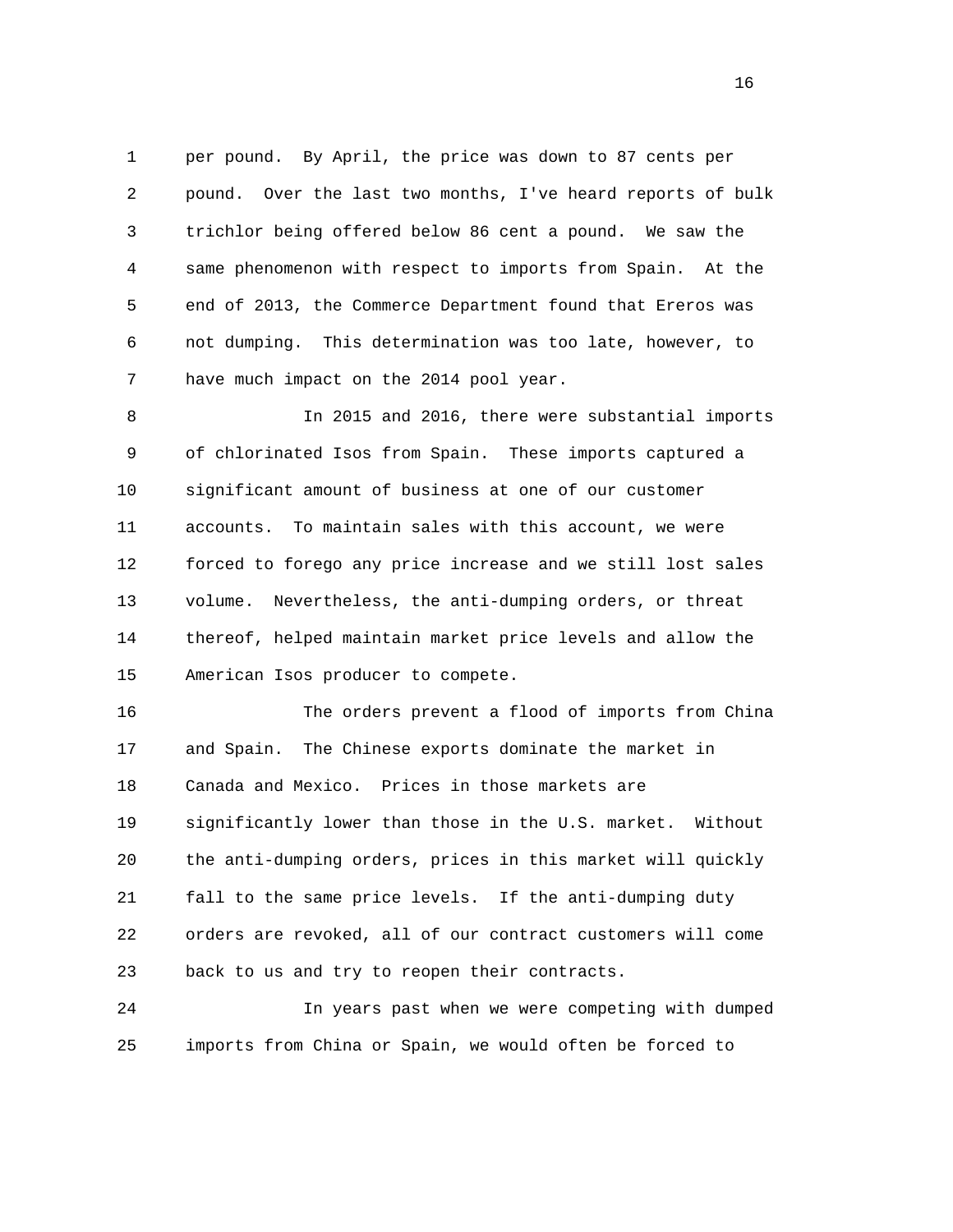per pound. By April, the price was down to 87 cents per pound. Over the last two months, I've heard reports of bulk trichlor being offered below 86 cent a pound. We saw the same phenomenon with respect to imports from Spain. At the end of 2013, the Commerce Department found that Ereros was not dumping. This determination was too late, however, to have much impact on the 2014 pool year.

In 2015 and 2016, there were substantial imports of chlorinated Isos from Spain. These imports captured a significant amount of business at one of our customer accounts. To maintain sales with this account, we were forced to forego any price increase and we still lost sales volume. Nevertheless, the anti-dumping orders, or threat thereof, helped maintain market price levels and allow the American Isos producer to compete.

The orders prevent a flood of imports from China and Spain. The Chinese exports dominate the market in Canada and Mexico. Prices in those markets are significantly lower than those in the U.S. market. Without the anti-dumping orders, prices in this market will quickly fall to the same price levels. If the anti-dumping duty orders are revoked, all of our contract customers will come back to us and try to reopen their contracts.

In years past when we were competing with dumped imports from China or Spain, we would often be forced to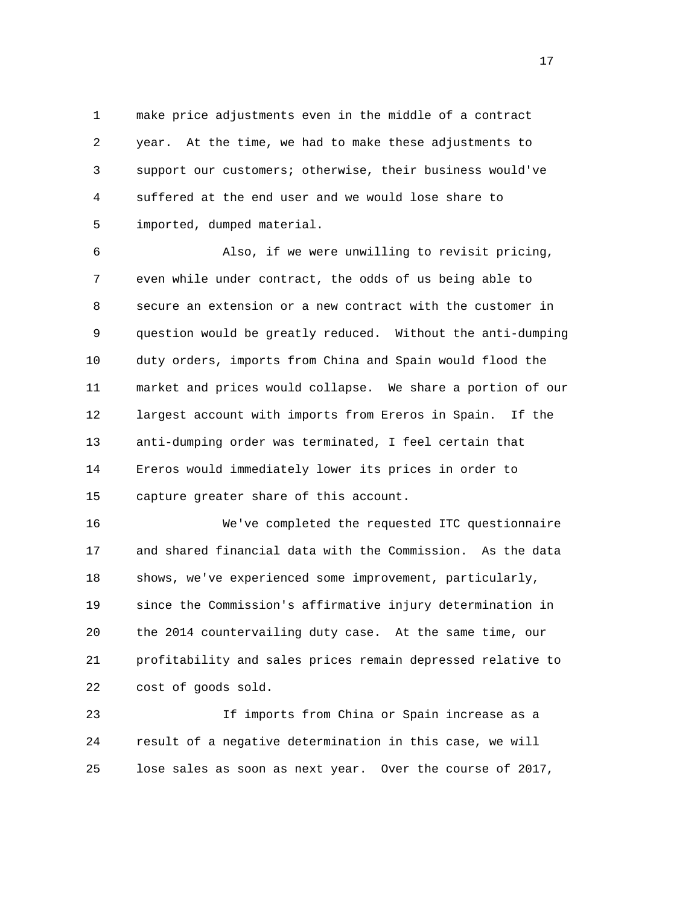make price adjustments even in the middle of a contract year. At the time, we had to make these adjustments to support our customers; otherwise, their business would've suffered at the end user and we would lose share to imported, dumped material.

Also, if we were unwilling to revisit pricing, even while under contract, the odds of us being able to secure an extension or a new contract with the customer in question would be greatly reduced. Without the anti-dumping duty orders, imports from China and Spain would flood the market and prices would collapse. We share a portion of our largest account with imports from Ereros in Spain. If the anti-dumping order was terminated, I feel certain that Ereros would immediately lower its prices in order to capture greater share of this account.

We've completed the requested ITC questionnaire and shared financial data with the Commission. As the data shows, we've experienced some improvement, particularly, since the Commission's affirmative injury determination in the 2014 countervailing duty case. At the same time, our profitability and sales prices remain depressed relative to cost of goods sold.

If imports from China or Spain increase as a result of a negative determination in this case, we will lose sales as soon as next year. Over the course of 2017,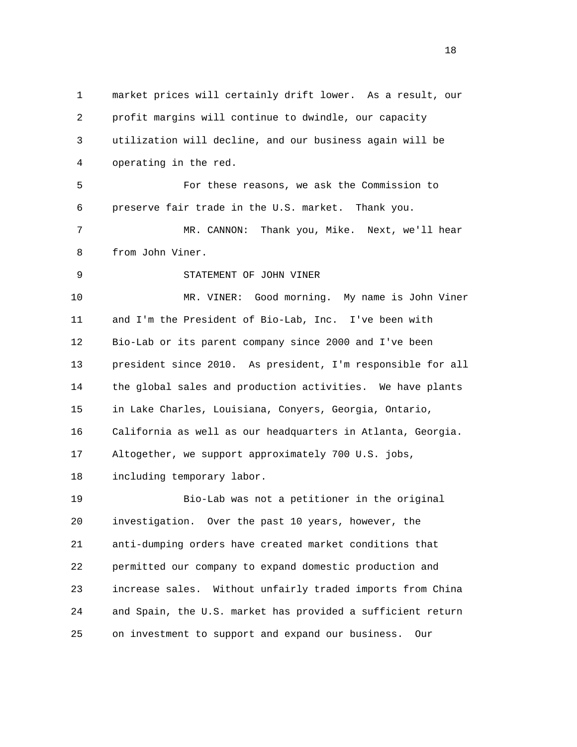market prices will certainly drift lower. As a result, our profit margins will continue to dwindle, our capacity utilization will decline, and our business again will be operating in the red.

For these reasons, we ask the Commission to preserve fair trade in the U.S. market. Thank you.

MR. CANNON: Thank you, Mike. Next, we'll hear from John Viner.

STATEMENT OF JOHN VINER

MR. VINER: Good morning. My name is John Viner and I'm the President of Bio-Lab, Inc. I've been with Bio-Lab or its parent company since 2000 and I've been president since 2010. As president, I'm responsible for all the global sales and production activities. We have plants in Lake Charles, Louisiana, Conyers, Georgia, Ontario, California as well as our headquarters in Atlanta, Georgia. Altogether, we support approximately 700 U.S. jobs, including temporary labor.

Bio-Lab was not a petitioner in the original investigation. Over the past 10 years, however, the anti-dumping orders have created market conditions that permitted our company to expand domestic production and increase sales. Without unfairly traded imports from China and Spain, the U.S. market has provided a sufficient return on investment to support and expand our business. Our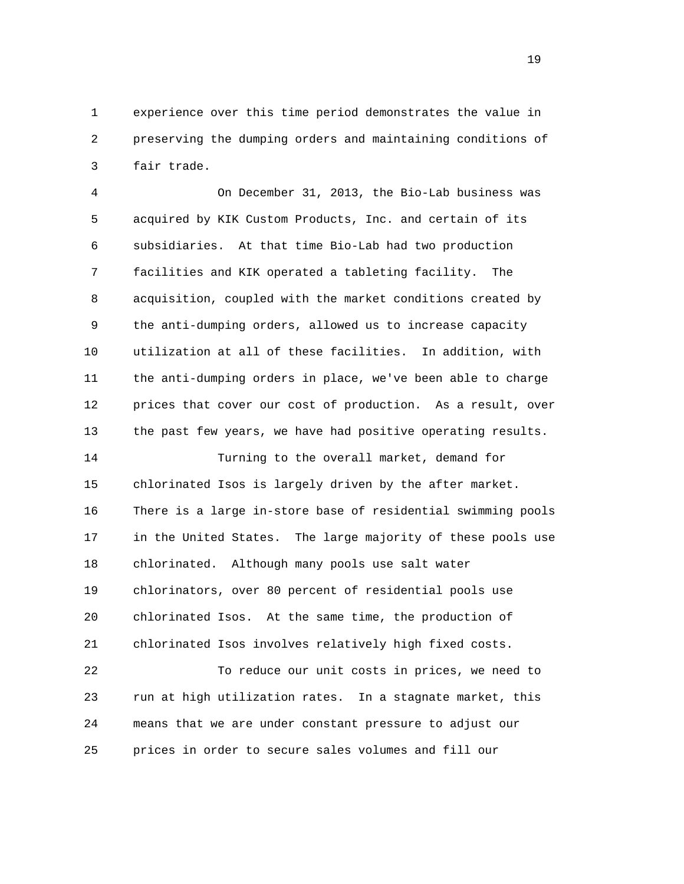experience over this time period demonstrates the value in preserving the dumping orders and maintaining conditions of fair trade.

On December 31, 2013, the Bio-Lab business was acquired by KIK Custom Products, Inc. and certain of its subsidiaries. At that time Bio-Lab had two production facilities and KIK operated a tableting facility. The acquisition, coupled with the market conditions created by the anti-dumping orders, allowed us to increase capacity utilization at all of these facilities. In addition, with the anti-dumping orders in place, we've been able to charge prices that cover our cost of production. As a result, over the past few years, we have had positive operating results.

Turning to the overall market, demand for chlorinated Isos is largely driven by the after market. There is a large in-store base of residential swimming pools in the United States. The large majority of these pools use chlorinated. Although many pools use salt water chlorinators, over 80 percent of residential pools use chlorinated Isos. At the same time, the production of chlorinated Isos involves relatively high fixed costs.

To reduce our unit costs in prices, we need to run at high utilization rates. In a stagnate market, this means that we are under constant pressure to adjust our prices in order to secure sales volumes and fill our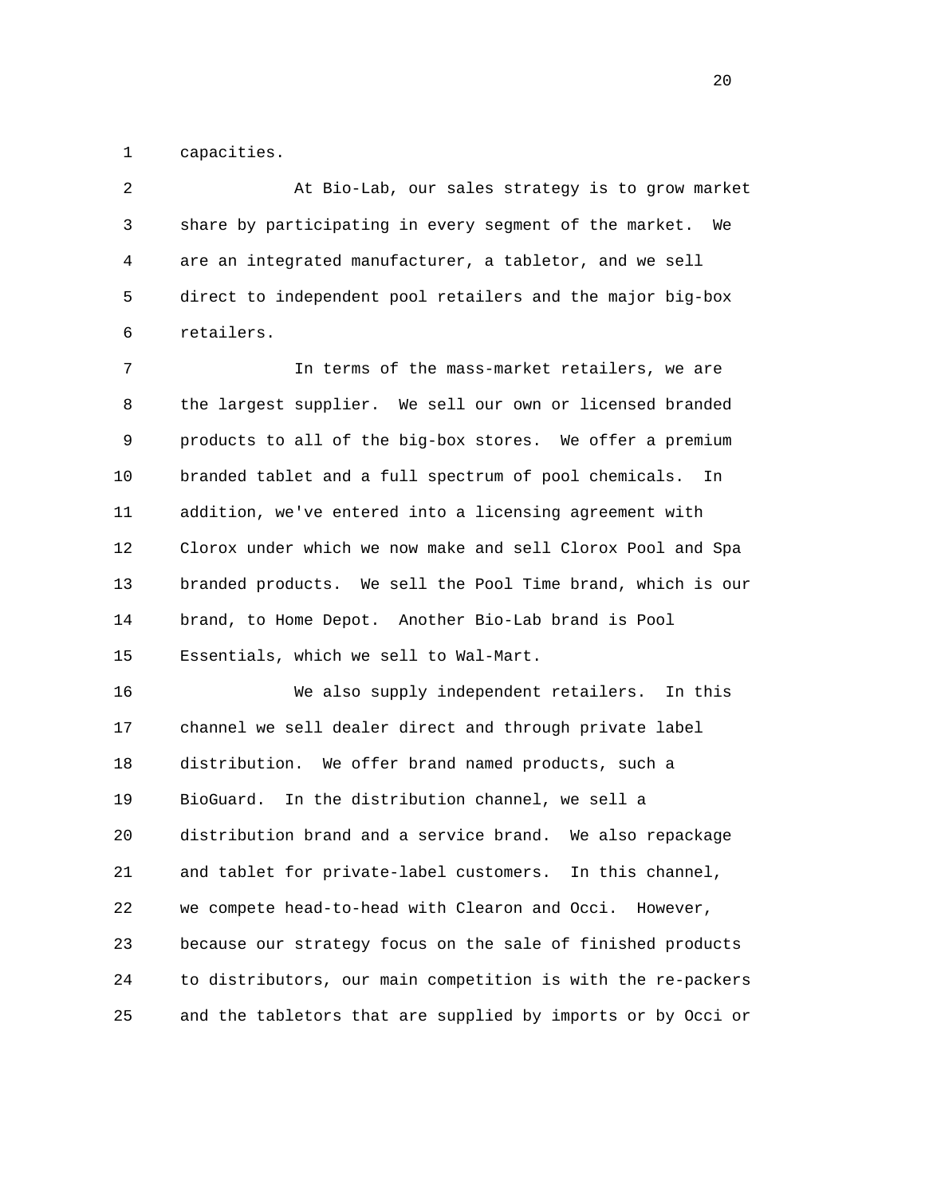capacities.

At Bio-Lab, our sales strategy is to grow market share by participating in every segment of the market. We are an integrated manufacturer, a tabletor, and we sell direct to independent pool retailers and the major big-box retailers.

In terms of the mass-market retailers, we are the largest supplier. We sell our own or licensed branded products to all of the big-box stores. We offer a premium branded tablet and a full spectrum of pool chemicals. In addition, we've entered into a licensing agreement with Clorox under which we now make and sell Clorox Pool and Spa branded products. We sell the Pool Time brand, which is our brand, to Home Depot. Another Bio-Lab brand is Pool Essentials, which we sell to Wal-Mart.

We also supply independent retailers. In this channel we sell dealer direct and through private label distribution. We offer brand named products, such a BioGuard. In the distribution channel, we sell a distribution brand and a service brand. We also repackage and tablet for private-label customers. In this channel, we compete head-to-head with Clearon and Occi. However, because our strategy focus on the sale of finished products to distributors, our main competition is with the re-packers and the tabletors that are supplied by imports or by Occi or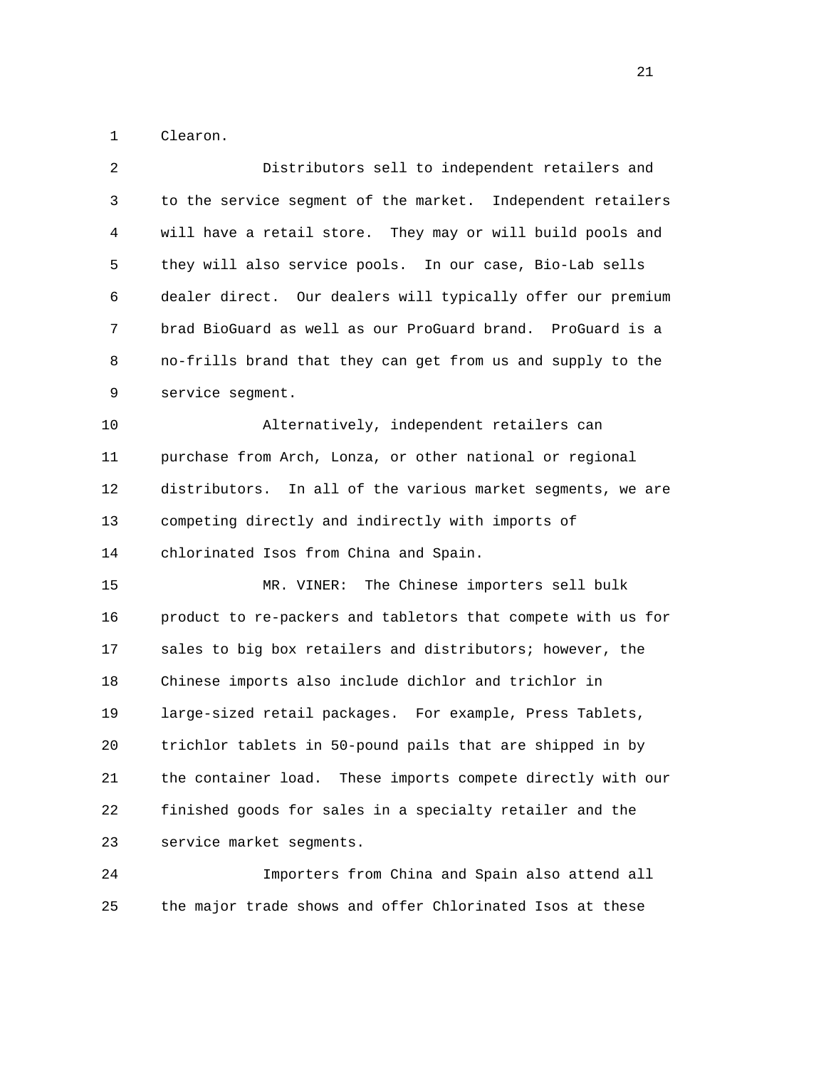Clearon.

Distributors sell to independent retailers and to the service segment of the market. Independent retailers will have a retail store. They may or will build pools and they will also service pools. In our case, Bio-Lab sells dealer direct. Our dealers will typically offer our premium brad BioGuard as well as our ProGuard brand. ProGuard is a no-frills brand that they can get from us and supply to the service segment.

Alternatively, independent retailers can purchase from Arch, Lonza, or other national or regional distributors. In all of the various market segments, we are competing directly and indirectly with imports of chlorinated Isos from China and Spain.

MR. VINER: The Chinese importers sell bulk product to re-packers and tabletors that compete with us for sales to big box retailers and distributors; however, the Chinese imports also include dichlor and trichlor in large-sized retail packages. For example, Press Tablets, trichlor tablets in 50-pound pails that are shipped in by the container load. These imports compete directly with our finished goods for sales in a specialty retailer and the service market segments.

Importers from China and Spain also attend all the major trade shows and offer Chlorinated Isos at these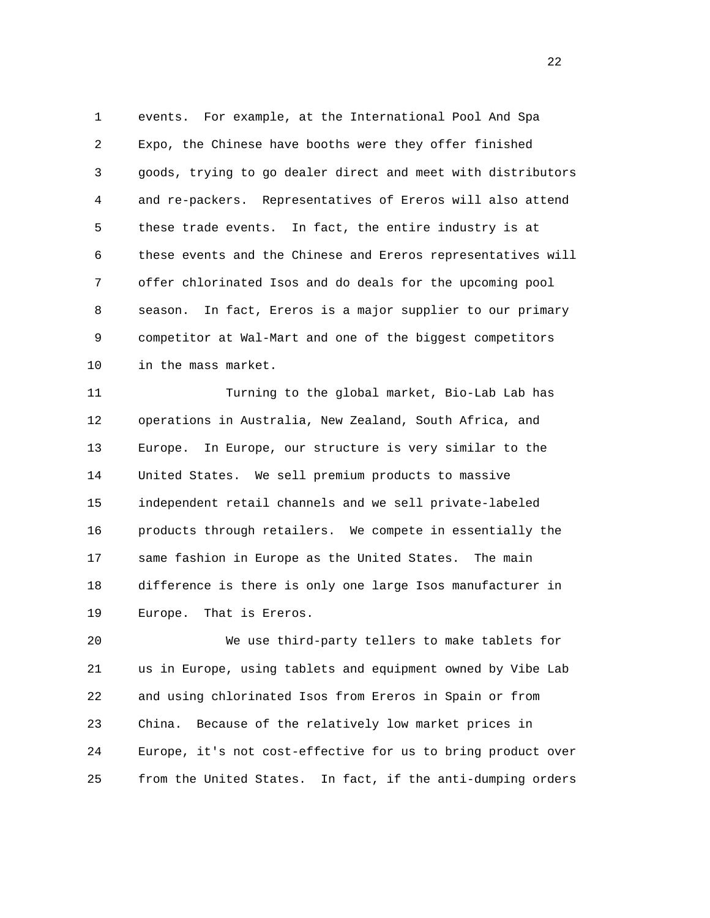events. For example, at the International Pool And Spa Expo, the Chinese have booths were they offer finished goods, trying to go dealer direct and meet with distributors and re-packers. Representatives of Ereros will also attend these trade events. In fact, the entire industry is at these events and the Chinese and Ereros representatives will offer chlorinated Isos and do deals for the upcoming pool season. In fact, Ereros is a major supplier to our primary competitor at Wal-Mart and one of the biggest competitors in the mass market.

Turning to the global market, Bio-Lab Lab has operations in Australia, New Zealand, South Africa, and Europe. In Europe, our structure is very similar to the United States. We sell premium products to massive independent retail channels and we sell private-labeled products through retailers. We compete in essentially the same fashion in Europe as the United States. The main difference is there is only one large Isos manufacturer in Europe. That is Ereros.

We use third-party tellers to make tablets for us in Europe, using tablets and equipment owned by Vibe Lab and using chlorinated Isos from Ereros in Spain or from China. Because of the relatively low market prices in Europe, it's not cost-effective for us to bring product over from the United States. In fact, if the anti-dumping orders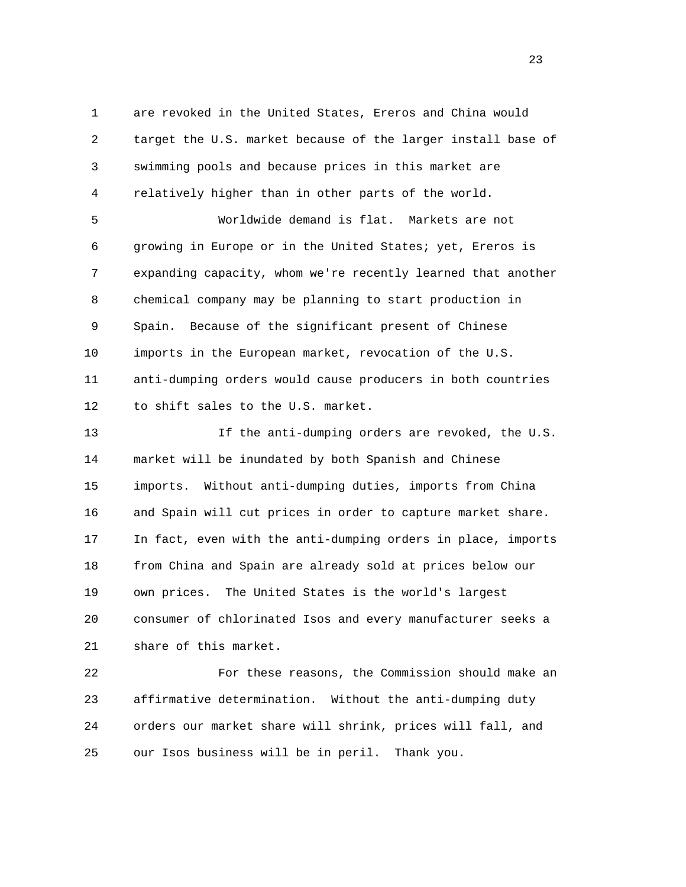are revoked in the United States, Ereros and China would target the U.S. market because of the larger install base of swimming pools and because prices in this market are relatively higher than in other parts of the world.

Worldwide demand is flat. Markets are not growing in Europe or in the United States; yet, Ereros is expanding capacity, whom we're recently learned that another chemical company may be planning to start production in Spain. Because of the significant present of Chinese imports in the European market, revocation of the U.S. anti-dumping orders would cause producers in both countries to shift sales to the U.S. market.

If the anti-dumping orders are revoked, the U.S. market will be inundated by both Spanish and Chinese imports. Without anti-dumping duties, imports from China and Spain will cut prices in order to capture market share. In fact, even with the anti-dumping orders in place, imports from China and Spain are already sold at prices below our own prices. The United States is the world's largest consumer of chlorinated Isos and every manufacturer seeks a share of this market.

For these reasons, the Commission should make an affirmative determination. Without the anti-dumping duty orders our market share will shrink, prices will fall, and our Isos business will be in peril. Thank you.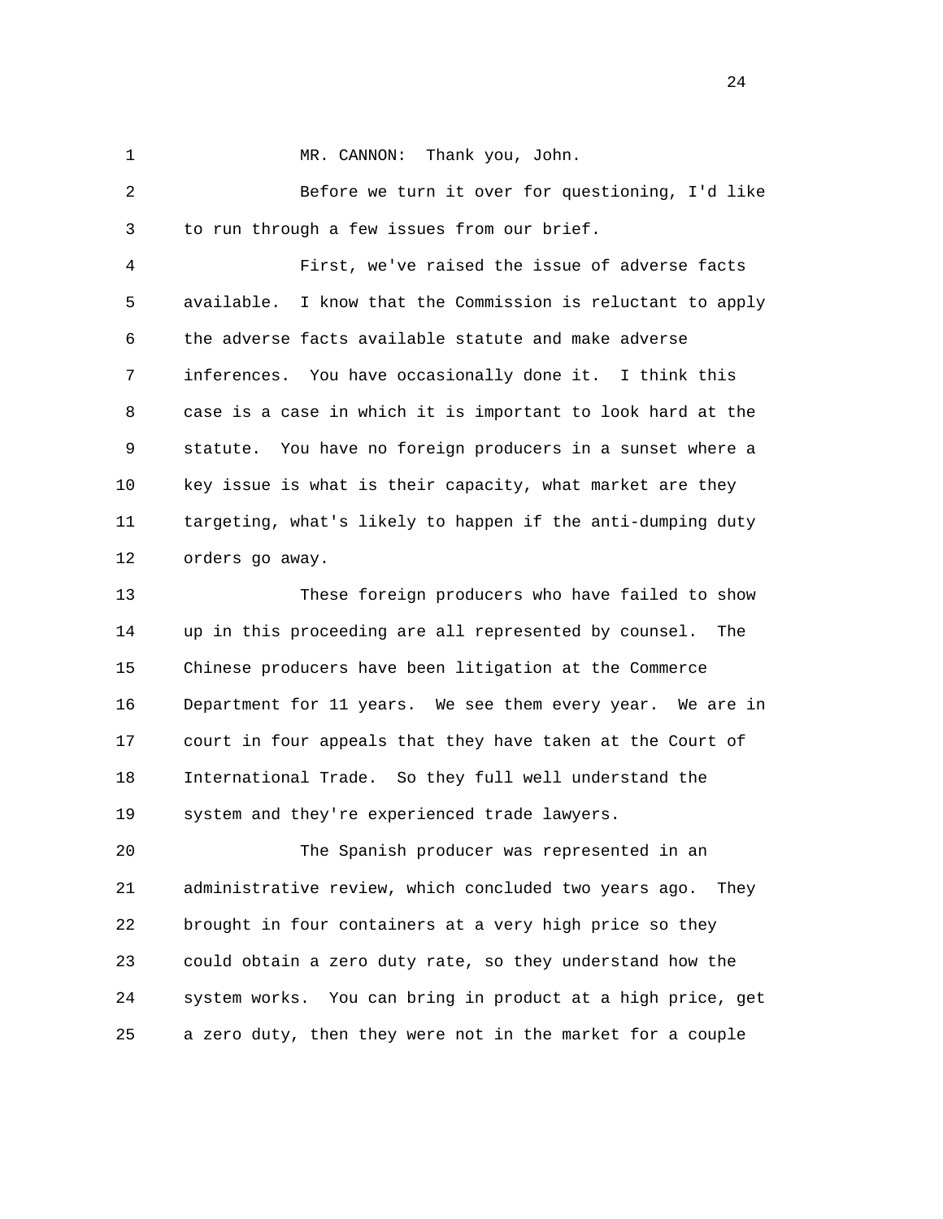MR. CANNON: Thank you, John.

Before we turn it over for questioning, I'd like to run through a few issues from our brief.

First, we've raised the issue of adverse facts available. I know that the Commission is reluctant to apply the adverse facts available statute and make adverse inferences. You have occasionally done it. I think this case is a case in which it is important to look hard at the statute. You have no foreign producers in a sunset where a key issue is what is their capacity, what market are they targeting, what's likely to happen if the anti-dumping duty orders go away.

These foreign producers who have failed to show up in this proceeding are all represented by counsel. The Chinese producers have been litigation at the Commerce Department for 11 years. We see them every year. We are in court in four appeals that they have taken at the Court of International Trade. So they full well understand the system and they're experienced trade lawyers.

The Spanish producer was represented in an administrative review, which concluded two years ago. They brought in four containers at a very high price so they could obtain a zero duty rate, so they understand how the system works. You can bring in product at a high price, get a zero duty, then they were not in the market for a couple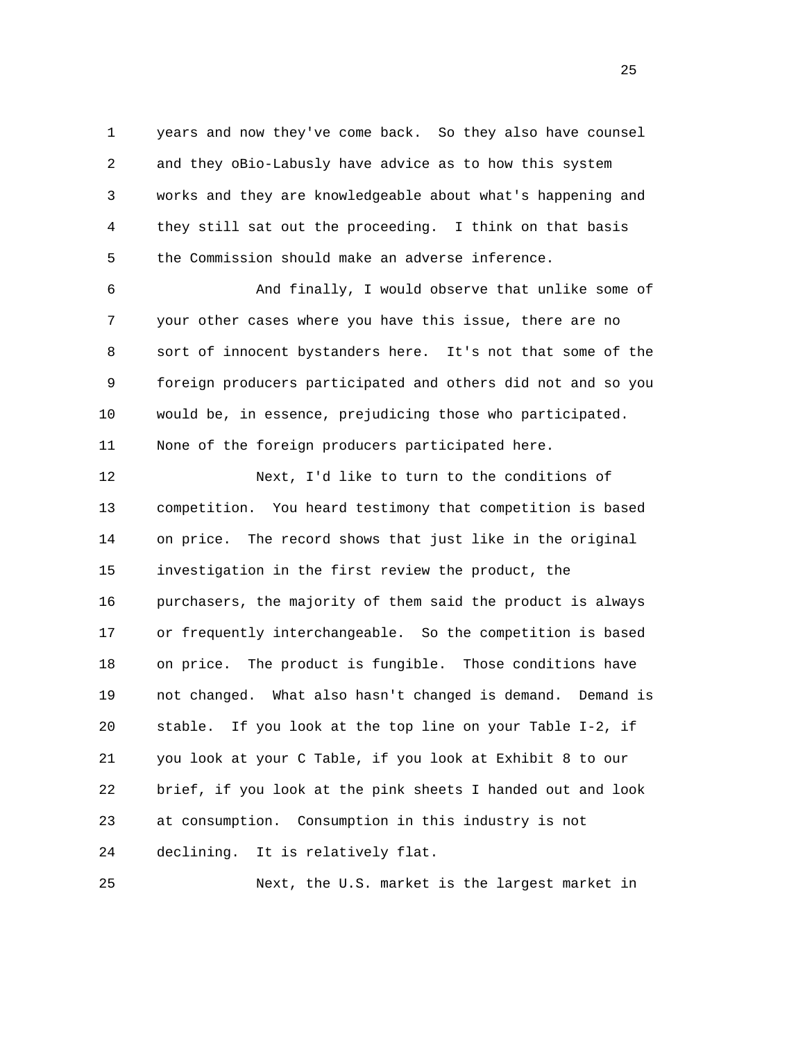years and now they've come back. So they also have counsel and they oBio-Labusly have advice as to how this system works and they are knowledgeable about what's happening and they still sat out the proceeding. I think on that basis the Commission should make an adverse inference.

And finally, I would observe that unlike some of your other cases where you have this issue, there are no sort of innocent bystanders here. It's not that some of the foreign producers participated and others did not and so you would be, in essence, prejudicing those who participated. None of the foreign producers participated here.

Next, I'd like to turn to the conditions of competition. You heard testimony that competition is based on price. The record shows that just like in the original investigation in the first review the product, the purchasers, the majority of them said the product is always or frequently interchangeable. So the competition is based on price. The product is fungible. Those conditions have not changed. What also hasn't changed is demand. Demand is stable. If you look at the top line on your Table I-2, if you look at your C Table, if you look at Exhibit 8 to our brief, if you look at the pink sheets I handed out and look at consumption. Consumption in this industry is not declining. It is relatively flat.

Next, the U.S. market is the largest market in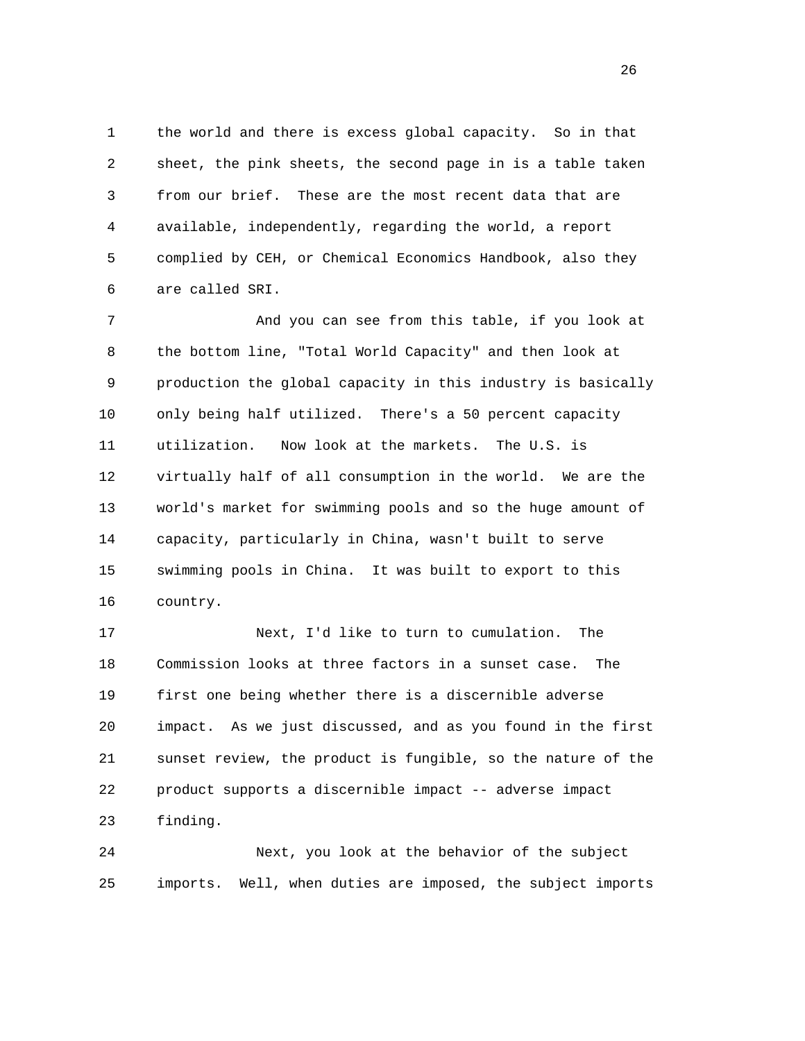the world and there is excess global capacity. So in that sheet, the pink sheets, the second page in is a table taken from our brief. These are the most recent data that are available, independently, regarding the world, a report complied by CEH, or Chemical Economics Handbook, also they are called SRI.

And you can see from this table, if you look at the bottom line, "Total World Capacity" and then look at production the global capacity in this industry is basically only being half utilized. There's a 50 percent capacity utilization. Now look at the markets. The U.S. is virtually half of all consumption in the world. We are the world's market for swimming pools and so the huge amount of capacity, particularly in China, wasn't built to serve swimming pools in China. It was built to export to this country.

Next, I'd like to turn to cumulation. The Commission looks at three factors in a sunset case. The first one being whether there is a discernible adverse impact. As we just discussed, and as you found in the first sunset review, the product is fungible, so the nature of the product supports a discernible impact -- adverse impact finding.

Next, you look at the behavior of the subject imports. Well, when duties are imposed, the subject imports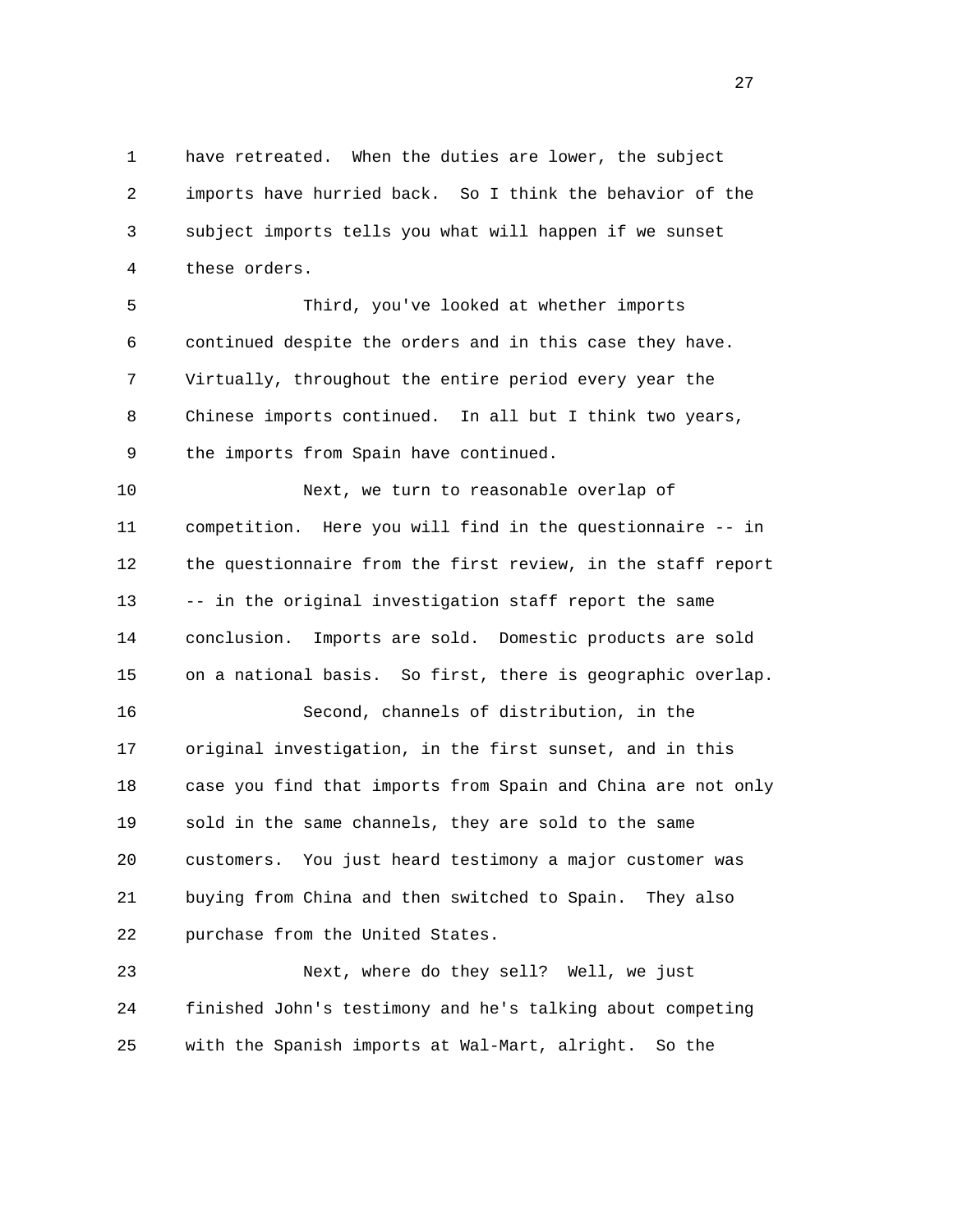have retreated. When the duties are lower, the subject imports have hurried back. So I think the behavior of the subject imports tells you what will happen if we sunset these orders.

Third, you've looked at whether imports continued despite the orders and in this case they have. Virtually, throughout the entire period every year the Chinese imports continued. In all but I think two years, the imports from Spain have continued.

Next, we turn to reasonable overlap of competition. Here you will find in the questionnaire -- in the questionnaire from the first review, in the staff report -- in the original investigation staff report the same conclusion. Imports are sold. Domestic products are sold on a national basis. So first, there is geographic overlap.

Second, channels of distribution, in the original investigation, in the first sunset, and in this case you find that imports from Spain and China are not only sold in the same channels, they are sold to the same customers. You just heard testimony a major customer was buying from China and then switched to Spain. They also purchase from the United States.

Next, where do they sell? Well, we just finished John's testimony and he's talking about competing with the Spanish imports at Wal-Mart, alright. So the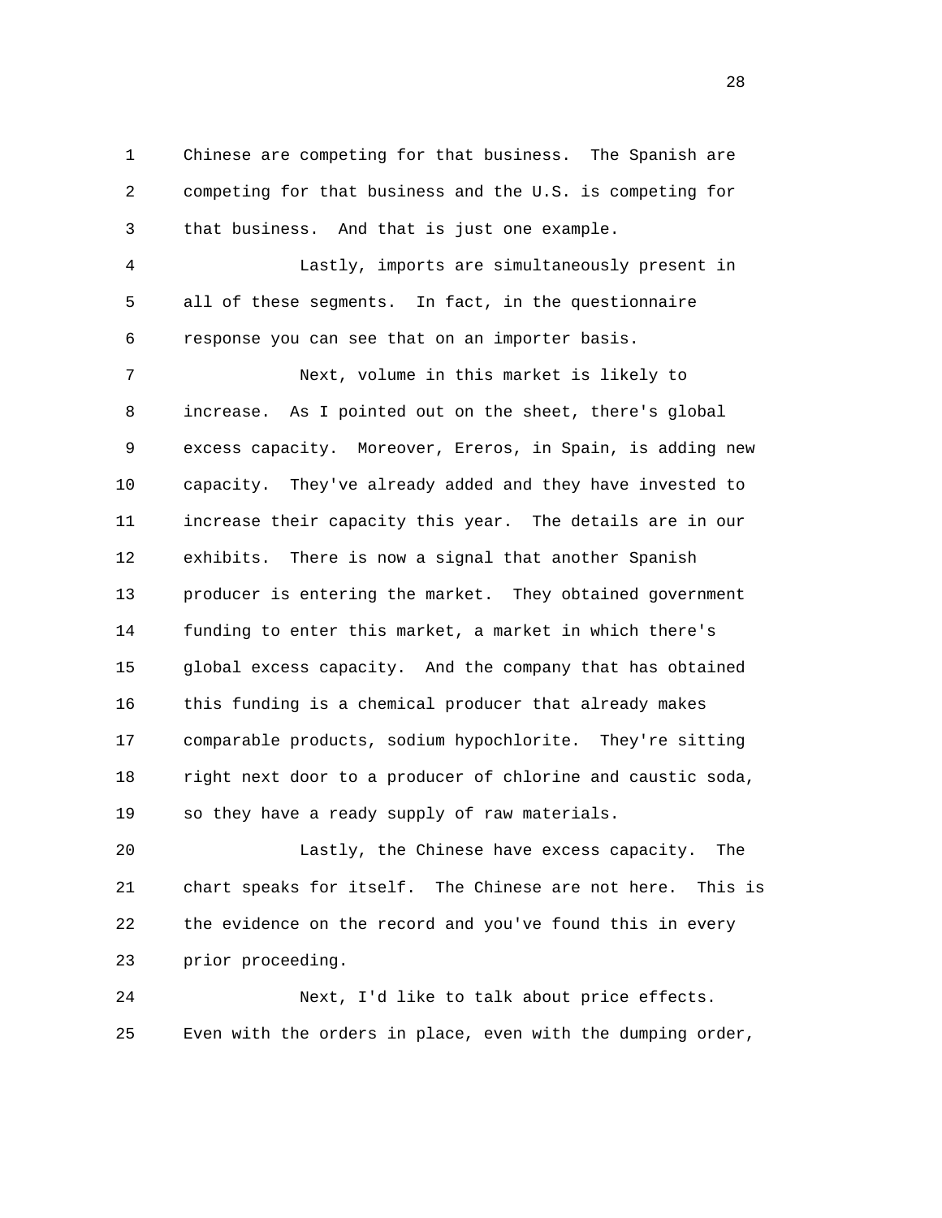Chinese are competing for that business. The Spanish are competing for that business and the U.S. is competing for that business. And that is just one example.

Lastly, imports are simultaneously present in all of these segments. In fact, in the questionnaire response you can see that on an importer basis.

Next, volume in this market is likely to increase. As I pointed out on the sheet, there's global excess capacity. Moreover, Ereros, in Spain, is adding new capacity. They've already added and they have invested to increase their capacity this year. The details are in our exhibits. There is now a signal that another Spanish producer is entering the market. They obtained government funding to enter this market, a market in which there's global excess capacity. And the company that has obtained this funding is a chemical producer that already makes comparable products, sodium hypochlorite. They're sitting right next door to a producer of chlorine and caustic soda, so they have a ready supply of raw materials.

Lastly, the Chinese have excess capacity. The chart speaks for itself. The Chinese are not here. This is the evidence on the record and you've found this in every prior proceeding.

Next, I'd like to talk about price effects. Even with the orders in place, even with the dumping order,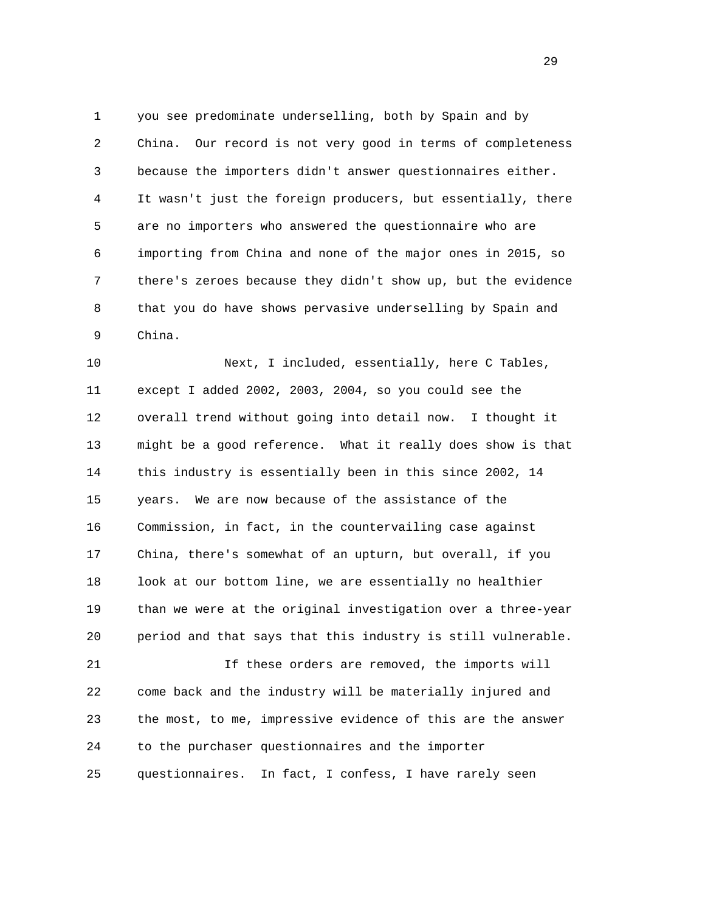you see predominate underselling, both by Spain and by China. Our record is not very good in terms of completeness because the importers didn't answer questionnaires either. It wasn't just the foreign producers, but essentially, there are no importers who answered the questionnaire who are importing from China and none of the major ones in 2015, so there's zeroes because they didn't show up, but the evidence that you do have shows pervasive underselling by Spain and China.

Next, I included, essentially, here C Tables, except I added 2002, 2003, 2004, so you could see the overall trend without going into detail now. I thought it might be a good reference. What it really does show is that this industry is essentially been in this since 2002, 14 years. We are now because of the assistance of the Commission, in fact, in the countervailing case against China, there's somewhat of an upturn, but overall, if you look at our bottom line, we are essentially no healthier than we were at the original investigation over a three-year period and that says that this industry is still vulnerable.

If these orders are removed, the imports will come back and the industry will be materially injured and the most, to me, impressive evidence of this are the answer to the purchaser questionnaires and the importer questionnaires. In fact, I confess, I have rarely seen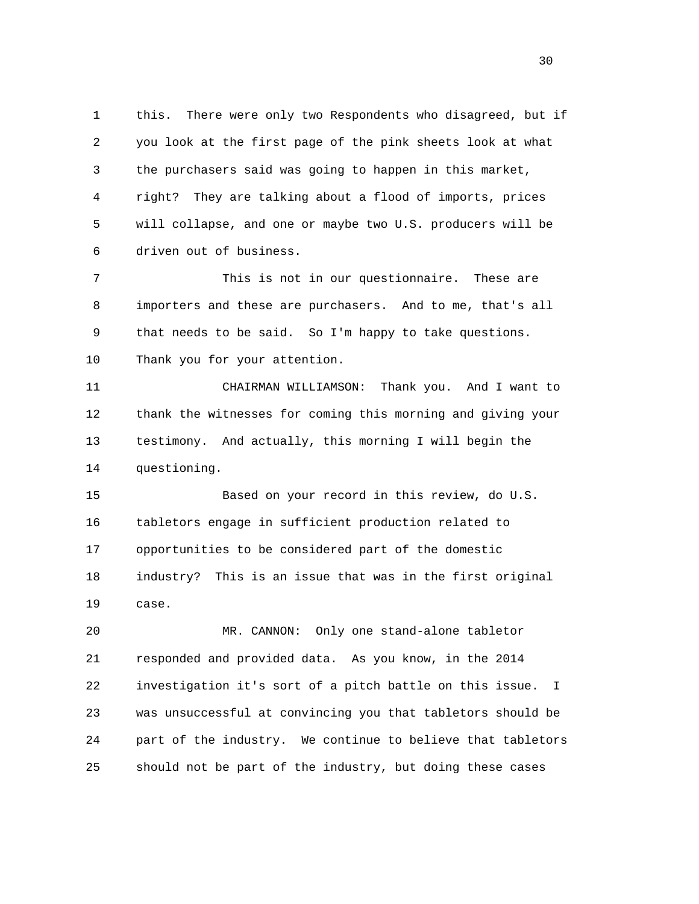this. There were only two Respondents who disagreed, but if you look at the first page of the pink sheets look at what the purchasers said was going to happen in this market, right? They are talking about a flood of imports, prices will collapse, and one or maybe two U.S. producers will be driven out of business.

This is not in our questionnaire. These are importers and these are purchasers. And to me, that's all that needs to be said. So I'm happy to take questions. Thank you for your attention.

CHAIRMAN WILLIAMSON: Thank you. And I want to thank the witnesses for coming this morning and giving your testimony. And actually, this morning I will begin the questioning.

Based on your record in this review, do U.S. tabletors engage in sufficient production related to opportunities to be considered part of the domestic industry? This is an issue that was in the first original case.

MR. CANNON: Only one stand-alone tabletor responded and provided data. As you know, in the 2014 investigation it's sort of a pitch battle on this issue. I was unsuccessful at convincing you that tabletors should be part of the industry. We continue to believe that tabletors should not be part of the industry, but doing these cases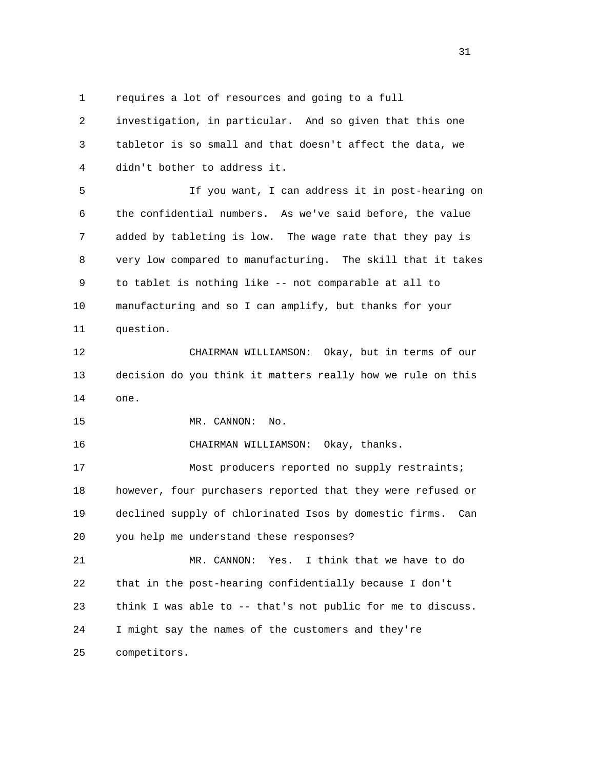requires a lot of resources and going to a full investigation, in particular. And so given that this one tabletor is so small and that doesn't affect the data, we didn't bother to address it.

If you want, I can address it in post-hearing on the confidential numbers. As we've said before, the value added by tableting is low. The wage rate that they pay is very low compared to manufacturing. The skill that it takes to tablet is nothing like -- not comparable at all to manufacturing and so I can amplify, but thanks for your question.

CHAIRMAN WILLIAMSON: Okay, but in terms of our decision do you think it matters really how we rule on this one.

MR. CANNON: No.

CHAIRMAN WILLIAMSON: Okay, thanks.

Most producers reported no supply restraints; however, four purchasers reported that they were refused or declined supply of chlorinated Isos by domestic firms. Can you help me understand these responses?

MR. CANNON: Yes. I think that we have to do that in the post-hearing confidentially because I don't think I was able to -- that's not public for me to discuss. I might say the names of the customers and they're competitors.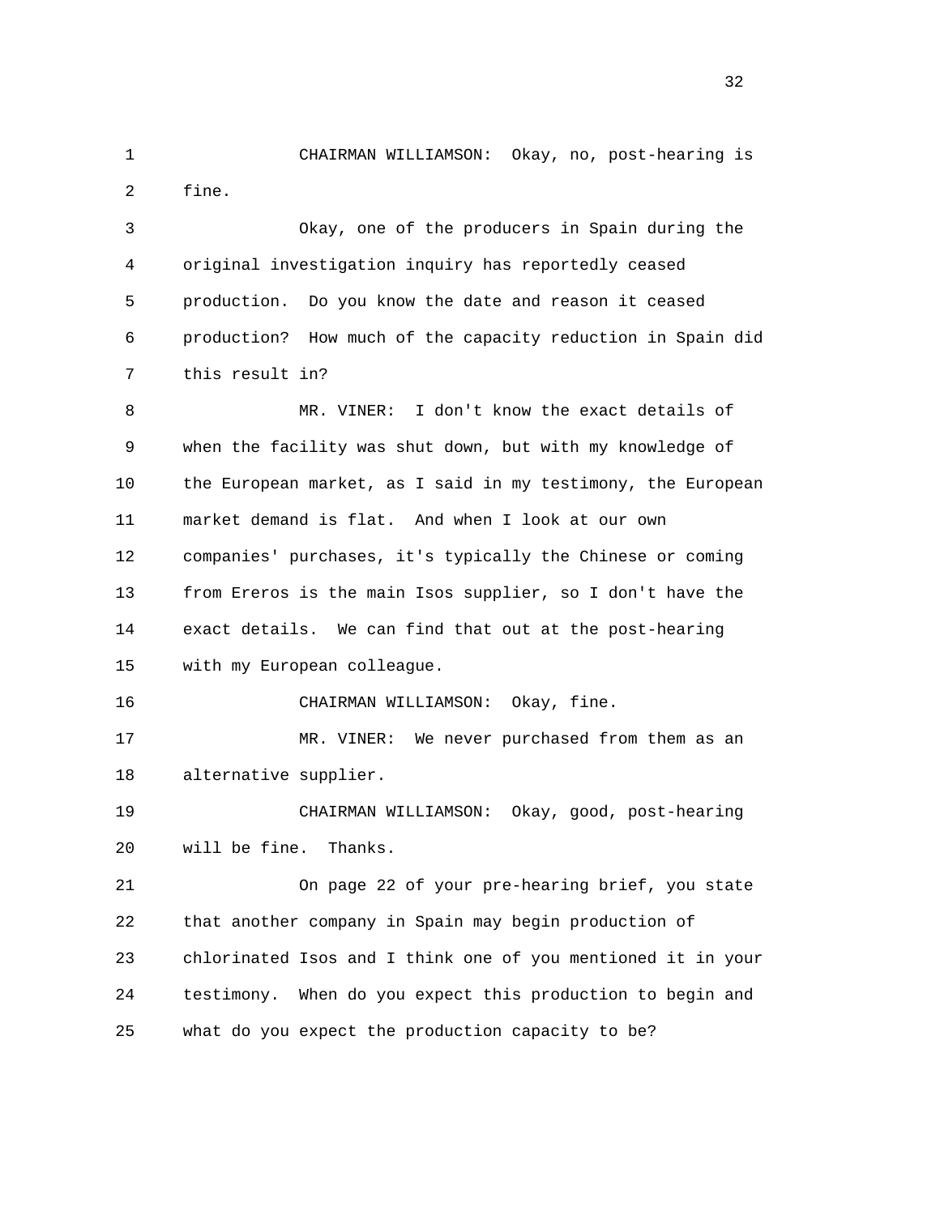CHAIRMAN WILLIAMSON: Okay, no, post-hearing is fine.

Okay, one of the producers in Spain during the original investigation inquiry has reportedly ceased production. Do you know the date and reason it ceased production? How much of the capacity reduction in Spain did this result in?

MR. VINER: I don't know the exact details of when the facility was shut down, but with my knowledge of the European market, as I said in my testimony, the European market demand is flat. And when I look at our own companies' purchases, it's typically the Chinese or coming from Ereros is the main Isos supplier, so I don't have the exact details. We can find that out at the post-hearing with my European colleague.

CHAIRMAN WILLIAMSON: Okay, fine.

MR. VINER: We never purchased from them as an alternative supplier.

CHAIRMAN WILLIAMSON: Okay, good, post-hearing will be fine. Thanks.

On page 22 of your pre-hearing brief, you state that another company in Spain may begin production of chlorinated Isos and I think one of you mentioned it in your testimony. When do you expect this production to begin and what do you expect the production capacity to be?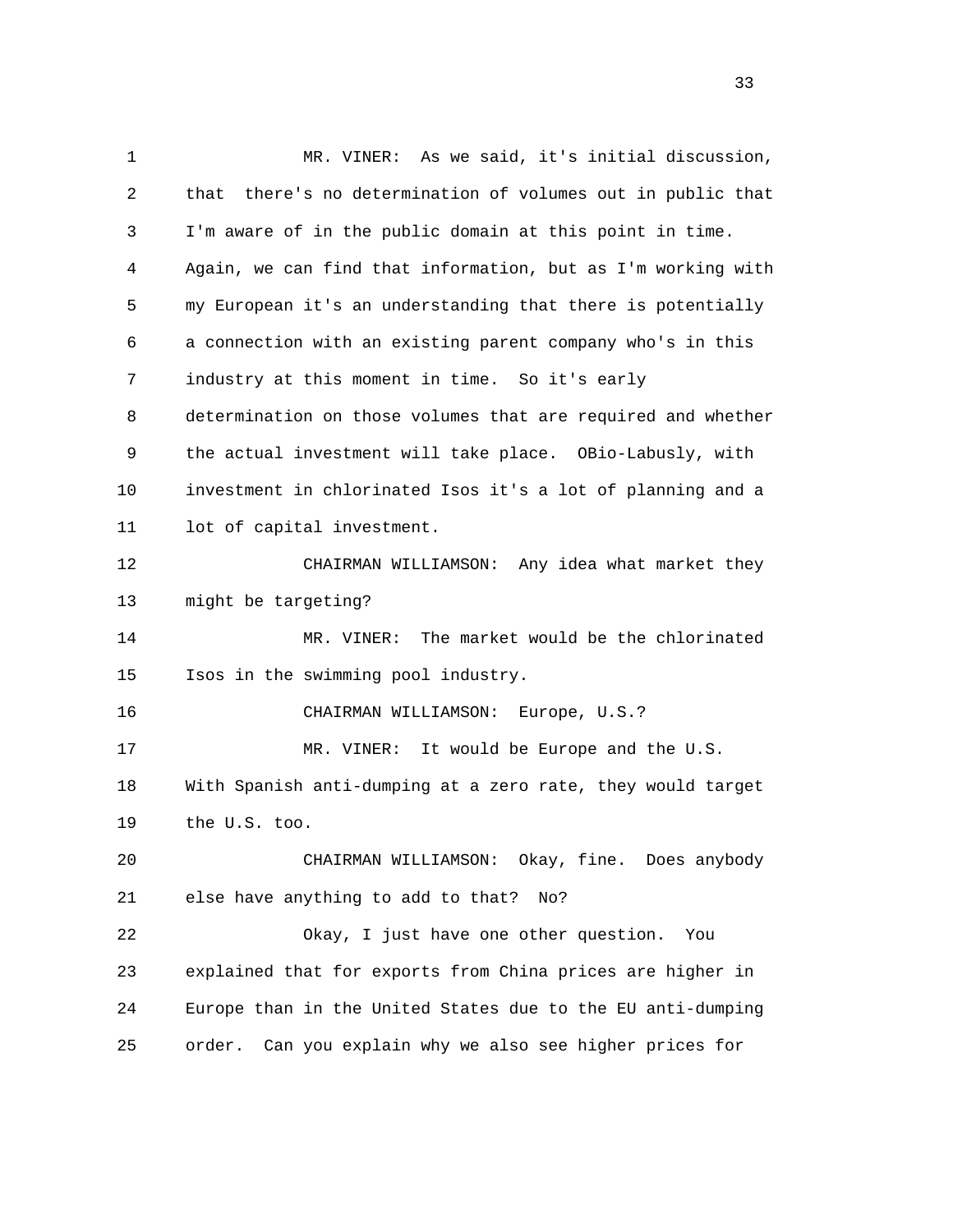MR. VINER: As we said, it's initial discussion, that there's no determination of volumes out in public that I'm aware of in the public domain at this point in time. Again, we can find that information, but as I'm working with my European it's an understanding that there is potentially a connection with an existing parent company who's in this industry at this moment in time. So it's early determination on those volumes that are required and whether the actual investment will take place. OBio-Labusly, with investment in chlorinated Isos it's a lot of planning and a lot of capital investment.

CHAIRMAN WILLIAMSON: Any idea what market they might be targeting?

MR. VINER: The market would be the chlorinated Isos in the swimming pool industry.

CHAIRMAN WILLIAMSON: Europe, U.S.?

MR. VINER: It would be Europe and the U.S. With Spanish anti-dumping at a zero rate, they would target the U.S. too.

CHAIRMAN WILLIAMSON: Okay, fine. Does anybody else have anything to add to that? No?

Okay, I just have one other question. You explained that for exports from China prices are higher in Europe than in the United States due to the EU anti-dumping order. Can you explain why we also see higher prices for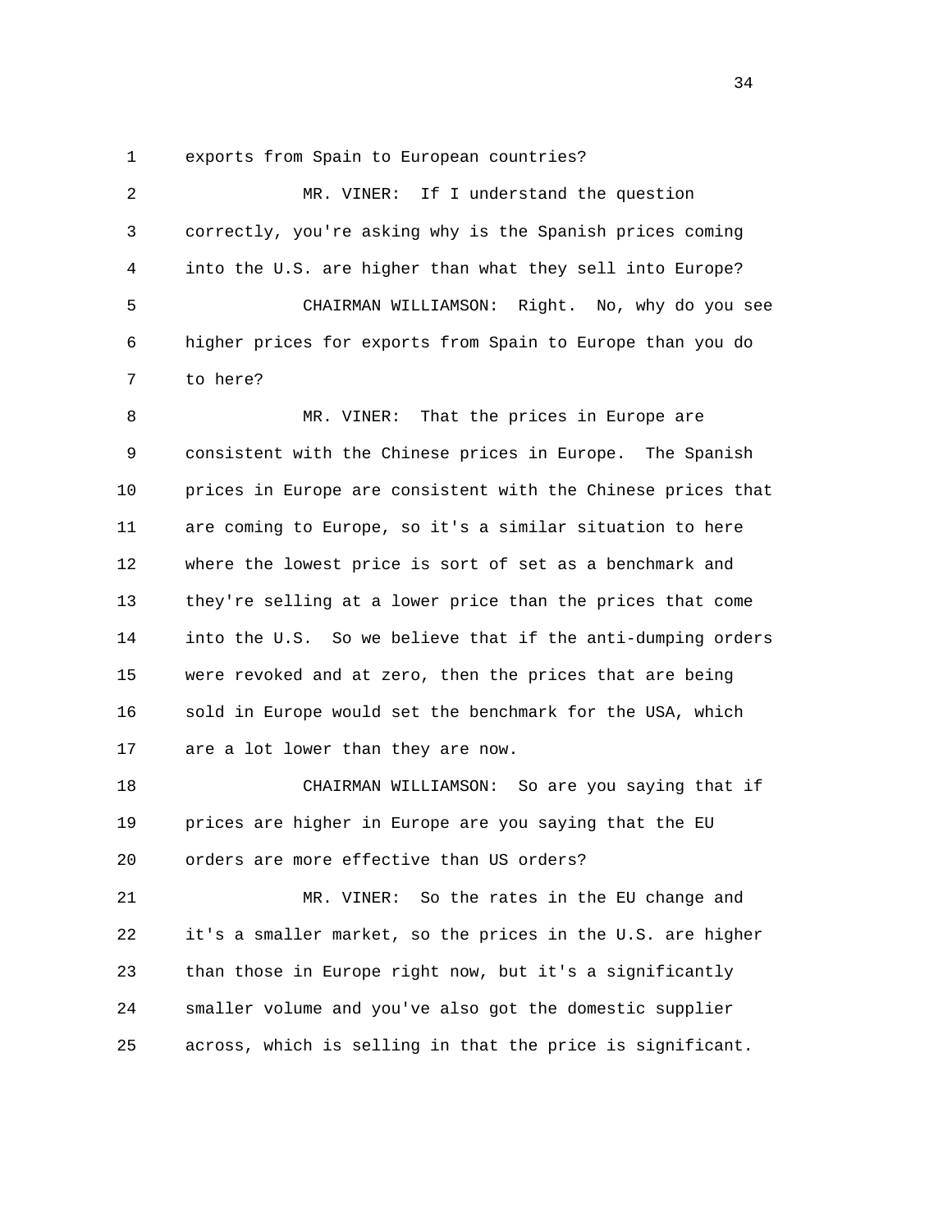exports from Spain to European countries?

MR. VINER: If I understand the question correctly, you're asking why is the Spanish prices coming into the U.S. are higher than what they sell into Europe?

CHAIRMAN WILLIAMSON: Right. No, why do you see higher prices for exports from Spain to Europe than you do to here?

MR. VINER: That the prices in Europe are consistent with the Chinese prices in Europe. The Spanish prices in Europe are consistent with the Chinese prices that are coming to Europe, so it's a similar situation to here where the lowest price is sort of set as a benchmark and they're selling at a lower price than the prices that come into the U.S. So we believe that if the anti-dumping orders were revoked and at zero, then the prices that are being sold in Europe would set the benchmark for the USA, which are a lot lower than they are now.

CHAIRMAN WILLIAMSON: So are you saying that if prices are higher in Europe are you saying that the EU orders are more effective than US orders?

MR. VINER: So the rates in the EU change and it's a smaller market, so the prices in the U.S. are higher than those in Europe right now, but it's a significantly smaller volume and you've also got the domestic supplier across, which is selling in that the price is significant.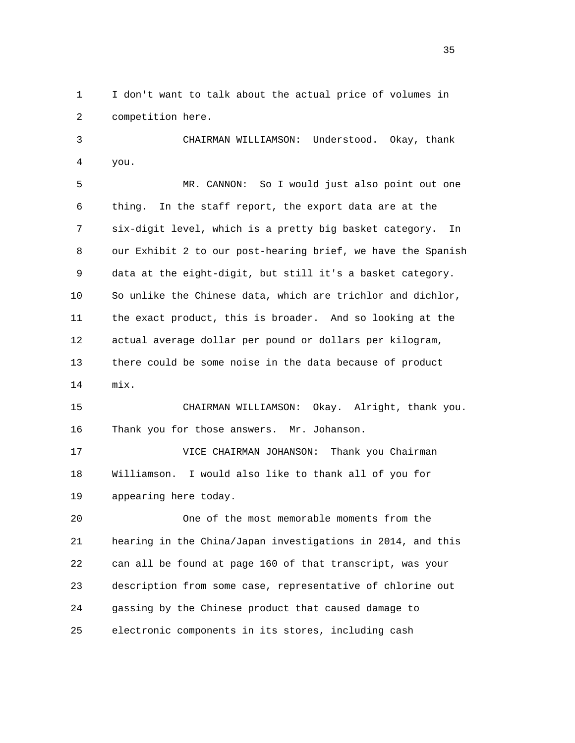I don't want to talk about the actual price of volumes in competition here.

CHAIRMAN WILLIAMSON: Understood. Okay, thank you.

MR. CANNON: So I would just also point out one thing. In the staff report, the export data are at the six-digit level, which is a pretty big basket category. In our Exhibit 2 to our post-hearing brief, we have the Spanish data at the eight-digit, but still it's a basket category. So unlike the Chinese data, which are trichlor and dichlor, the exact product, this is broader. And so looking at the actual average dollar per pound or dollars per kilogram, there could be some noise in the data because of product mix.

CHAIRMAN WILLIAMSON: Okay. Alright, thank you. Thank you for those answers. Mr. Johanson.

VICE CHAIRMAN JOHANSON: Thank you Chairman Williamson. I would also like to thank all of you for appearing here today.

One of the most memorable moments from the hearing in the China/Japan investigations in 2014, and this can all be found at page 160 of that transcript, was your description from some case, representative of chlorine out gassing by the Chinese product that caused damage to electronic components in its stores, including cash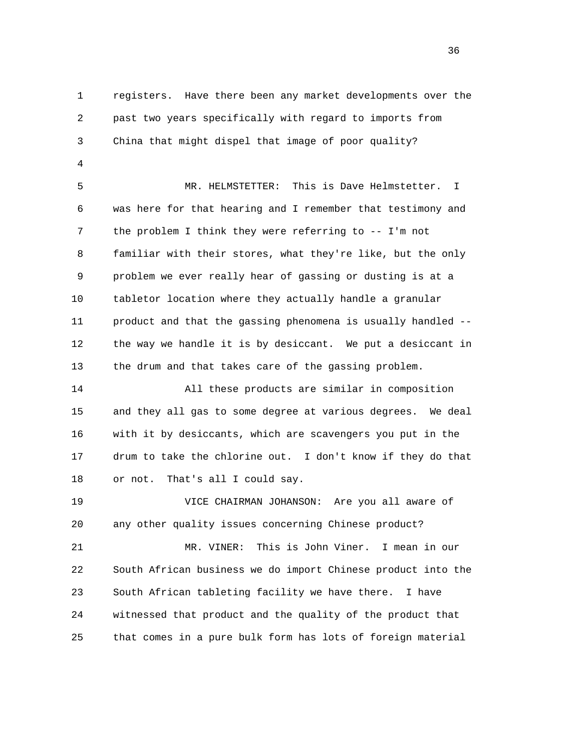registers. Have there been any market developments over the past two years specifically with regard to imports from China that might dispel that image of poor quality?

MR. HELMSTETTER: This is Dave Helmstetter. I was here for that hearing and I remember that testimony and the problem I think they were referring to -- I'm not familiar with their stores, what they're like, but the only problem we ever really hear of gassing or dusting is at a tabletor location where they actually handle a granular product and that the gassing phenomena is usually handled -- the way we handle it is by desiccant. We put a desiccant in the drum and that takes care of the gassing problem.

All these products are similar in composition and they all gas to some degree at various degrees. We deal with it by desiccants, which are scavengers you put in the drum to take the chlorine out. I don't know if they do that or not. That's all I could say.

VICE CHAIRMAN JOHANSON: Are you all aware of any other quality issues concerning Chinese product?

MR. VINER: This is John Viner. I mean in our South African business we do import Chinese product into the South African tableting facility we have there. I have witnessed that product and the quality of the product that that comes in a pure bulk form has lots of foreign material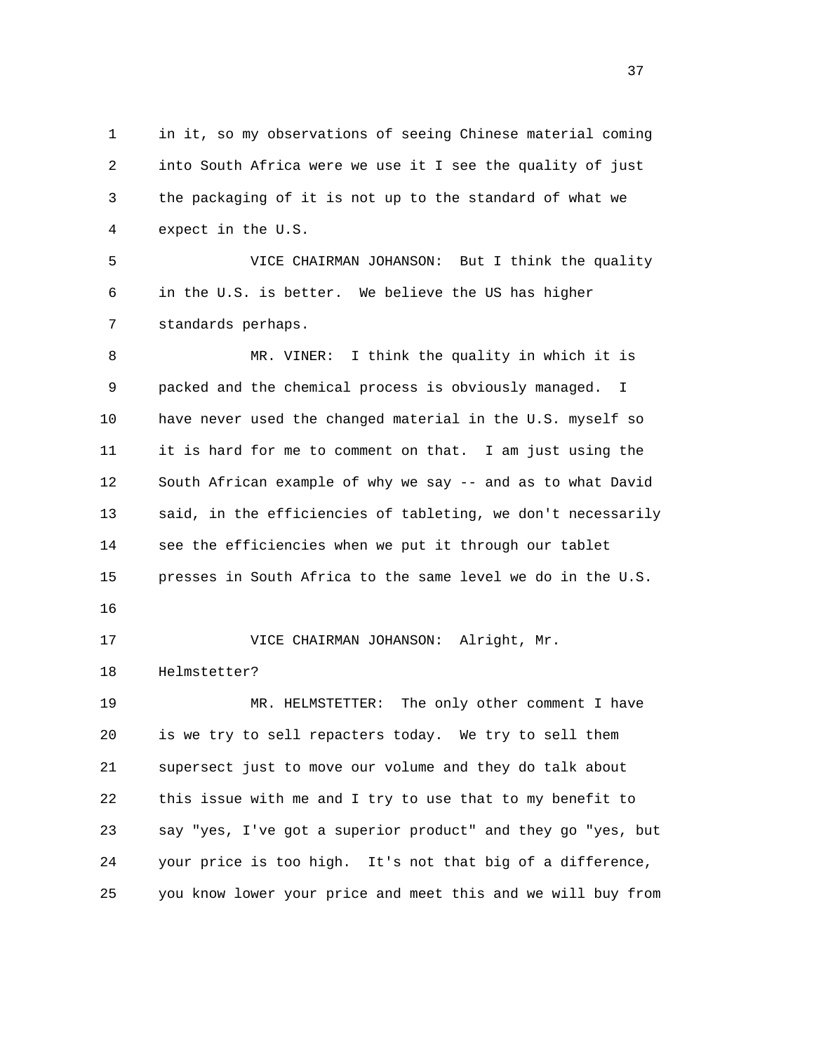1 in it, so my observations of seeing Chinese material coming
2 into South Africa were we use it I see the quality of just
3 the packaging of it is not up to the standard of what we
4 expect in the U.S.

5 VICE CHAIRMAN JOHANSON: But I think the quality
6 in the U.S. is better. We believe the US has higher
7 standards perhaps.

8 MR. VINER: I think the quality in which it is
9 packed and the chemical process is obviously managed. I
10 have never used the changed material in the U.S. myself so
11 it is hard for me to comment on that. I am just using the
12 South African example of why we say -- and as to what David
13 said, in the efficiencies of tableting, we don't necessarily
14 see the efficiencies when we put it through our tablet
15 presses in South Africa to the same level we do in the U.S.
16

17 VICE CHAIRMAN JOHANSON: Alright, Mr.
18 Helmstetter?

19 MR. HELMSTETTER: The only other comment I have
20 is we try to sell repacters today. We try to sell them
21 supersect just to move our volume and they do talk about
22 this issue with me and I try to use that to my benefit to
23 say "yes, I've got a superior product" and they go "yes, but
24 your price is too high. It's not that big of a difference,
25 you know lower your price and meet this and we will buy from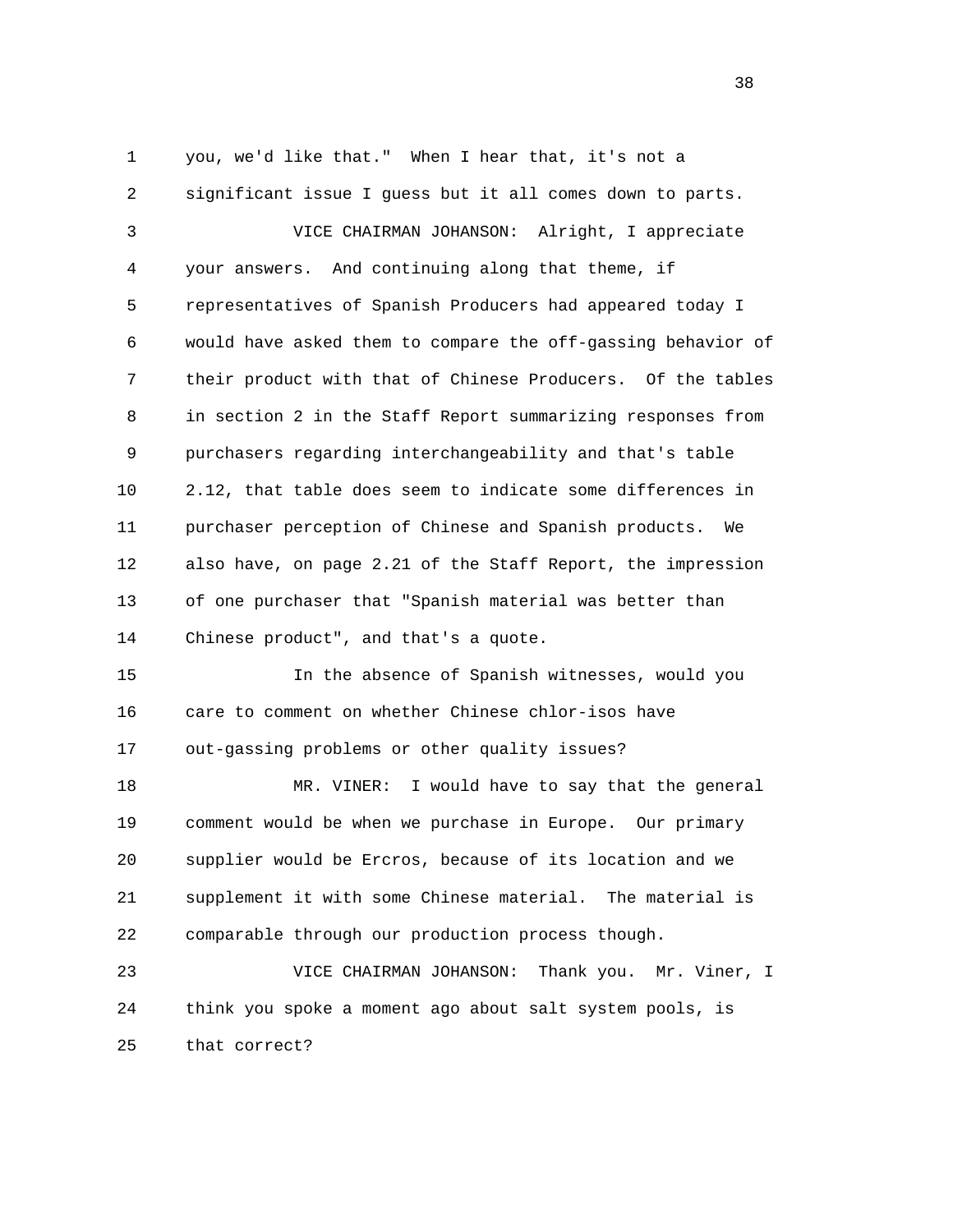you, we'd like that." When I hear that, it's not a significant issue I guess but it all comes down to parts.

VICE CHAIRMAN JOHANSON: Alright, I appreciate your answers. And continuing along that theme, if representatives of Spanish Producers had appeared today I would have asked them to compare the off-gassing behavior of their product with that of Chinese Producers. Of the tables in section 2 in the Staff Report summarizing responses from purchasers regarding interchangeability and that's table 2.12, that table does seem to indicate some differences in purchaser perception of Chinese and Spanish products. We also have, on page 2.21 of the Staff Report, the impression of one purchaser that "Spanish material was better than Chinese product", and that's a quote.

In the absence of Spanish witnesses, would you care to comment on whether Chinese chlor-isos have out-gassing problems or other quality issues?

MR. VINER: I would have to say that the general comment would be when we purchase in Europe. Our primary supplier would be Ercros, because of its location and we supplement it with some Chinese material. The material is comparable through our production process though.

VICE CHAIRMAN JOHANSON: Thank you. Mr. Viner, I think you spoke a moment ago about salt system pools, is that correct?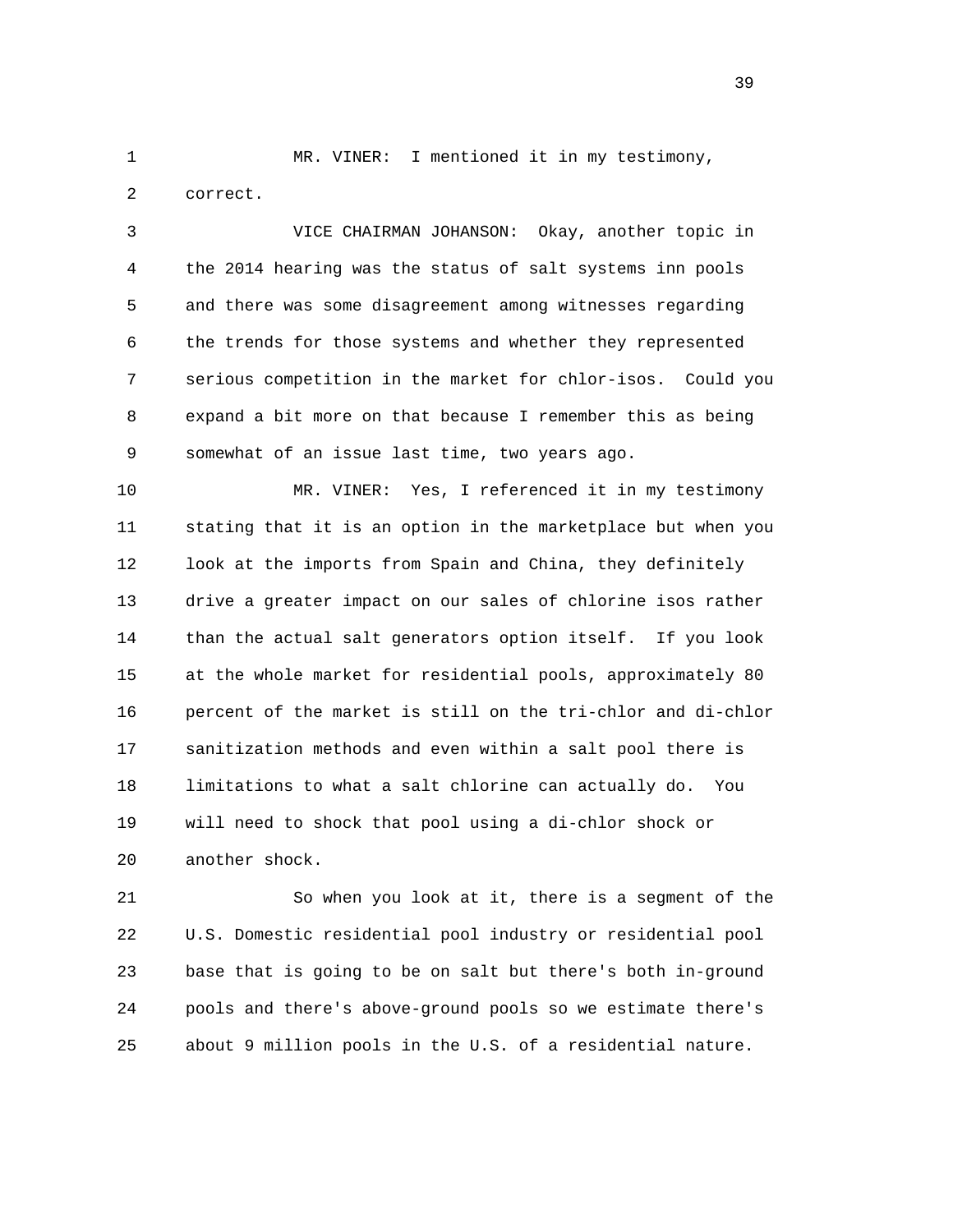MR. VINER: I mentioned it in my testimony, correct.

VICE CHAIRMAN JOHANSON: Okay, another topic in the 2014 hearing was the status of salt systems inn pools and there was some disagreement among witnesses regarding the trends for those systems and whether they represented serious competition in the market for chlor-isos. Could you expand a bit more on that because I remember this as being somewhat of an issue last time, two years ago.

MR. VINER: Yes, I referenced it in my testimony stating that it is an option in the marketplace but when you look at the imports from Spain and China, they definitely drive a greater impact on our sales of chlorine isos rather than the actual salt generators option itself. If you look at the whole market for residential pools, approximately 80 percent of the market is still on the tri-chlor and di-chlor sanitization methods and even within a salt pool there is limitations to what a salt chlorine can actually do. You will need to shock that pool using a di-chlor shock or another shock.

So when you look at it, there is a segment of the U.S. Domestic residential pool industry or residential pool base that is going to be on salt but there's both in-ground pools and there's above-ground pools so we estimate there's about 9 million pools in the U.S. of a residential nature.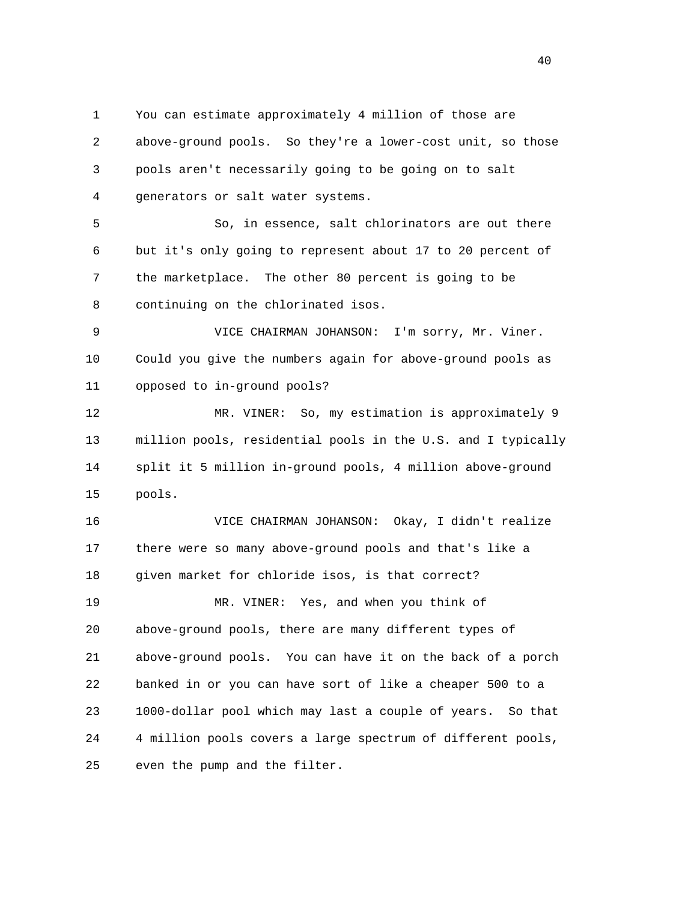You can estimate approximately 4 million of those are above-ground pools. So they're a lower-cost unit, so those pools aren't necessarily going to be going on to salt generators or salt water systems.

So, in essence, salt chlorinators are out there but it's only going to represent about 17 to 20 percent of the marketplace. The other 80 percent is going to be continuing on the chlorinated isos.

VICE CHAIRMAN JOHANSON: I'm sorry, Mr. Viner. Could you give the numbers again for above-ground pools as opposed to in-ground pools?

MR. VINER: So, my estimation is approximately 9 million pools, residential pools in the U.S. and I typically split it 5 million in-ground pools, 4 million above-ground pools.

VICE CHAIRMAN JOHANSON: Okay, I didn't realize there were so many above-ground pools and that's like a given market for chloride isos, is that correct?

MR. VINER: Yes, and when you think of above-ground pools, there are many different types of above-ground pools. You can have it on the back of a porch banked in or you can have sort of like a cheaper 500 to a 1000-dollar pool which may last a couple of years. So that 4 million pools covers a large spectrum of different pools, even the pump and the filter.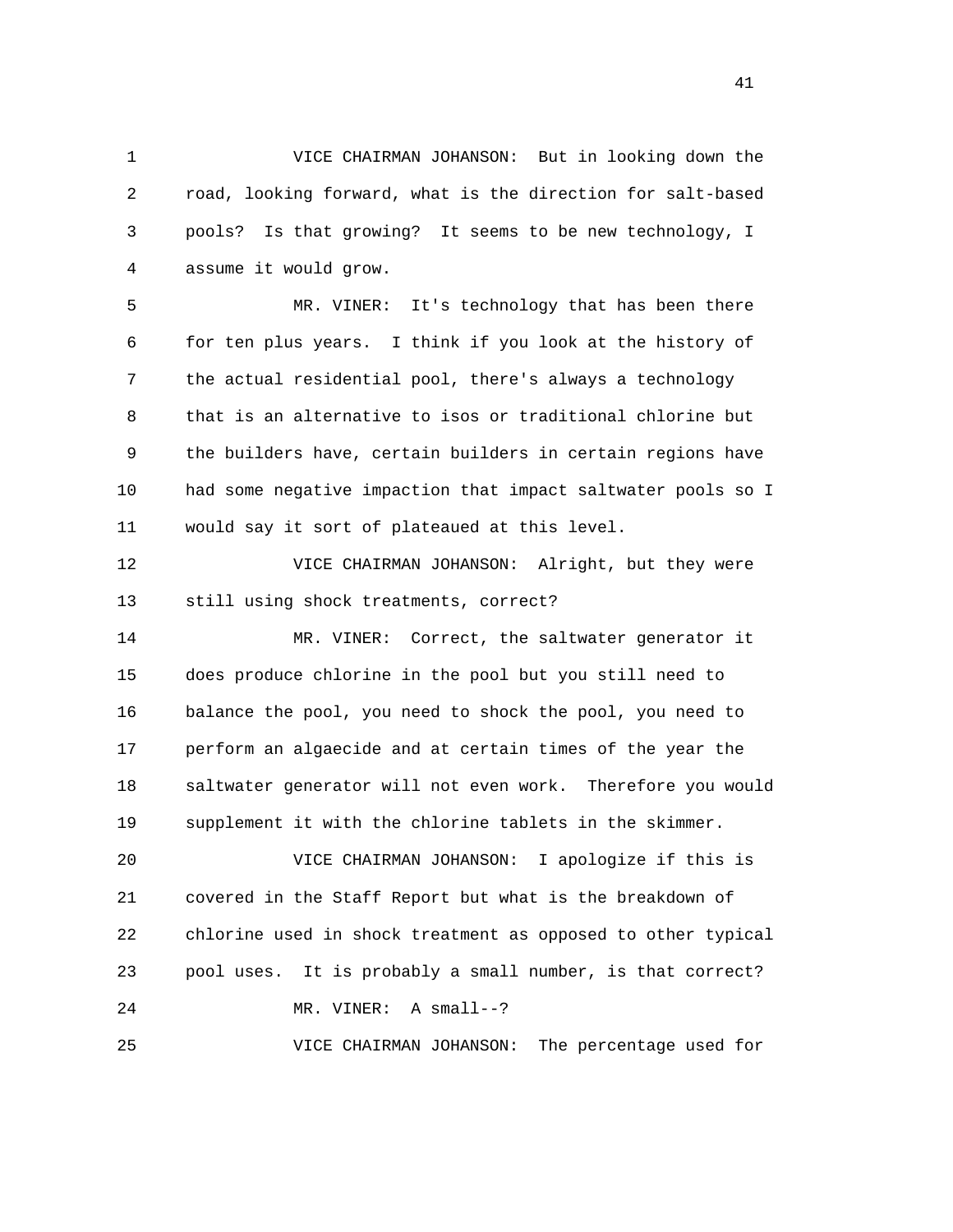VICE CHAIRMAN JOHANSON: But in looking down the road, looking forward, what is the direction for salt-based pools? Is that growing? It seems to be new technology, I assume it would grow.

MR. VINER: It's technology that has been there for ten plus years. I think if you look at the history of the actual residential pool, there's always a technology that is an alternative to isos or traditional chlorine but the builders have, certain builders in certain regions have had some negative impaction that impact saltwater pools so I would say it sort of plateaued at this level.

VICE CHAIRMAN JOHANSON: Alright, but they were still using shock treatments, correct?

MR. VINER: Correct, the saltwater generator it does produce chlorine in the pool but you still need to balance the pool, you need to shock the pool, you need to perform an algaecide and at certain times of the year the saltwater generator will not even work. Therefore you would supplement it with the chlorine tablets in the skimmer.

VICE CHAIRMAN JOHANSON: I apologize if this is covered in the Staff Report but what is the breakdown of chlorine used in shock treatment as opposed to other typical pool uses. It is probably a small number, is that correct?

MR. VINER: A small--?

VICE CHAIRMAN JOHANSON: The percentage used for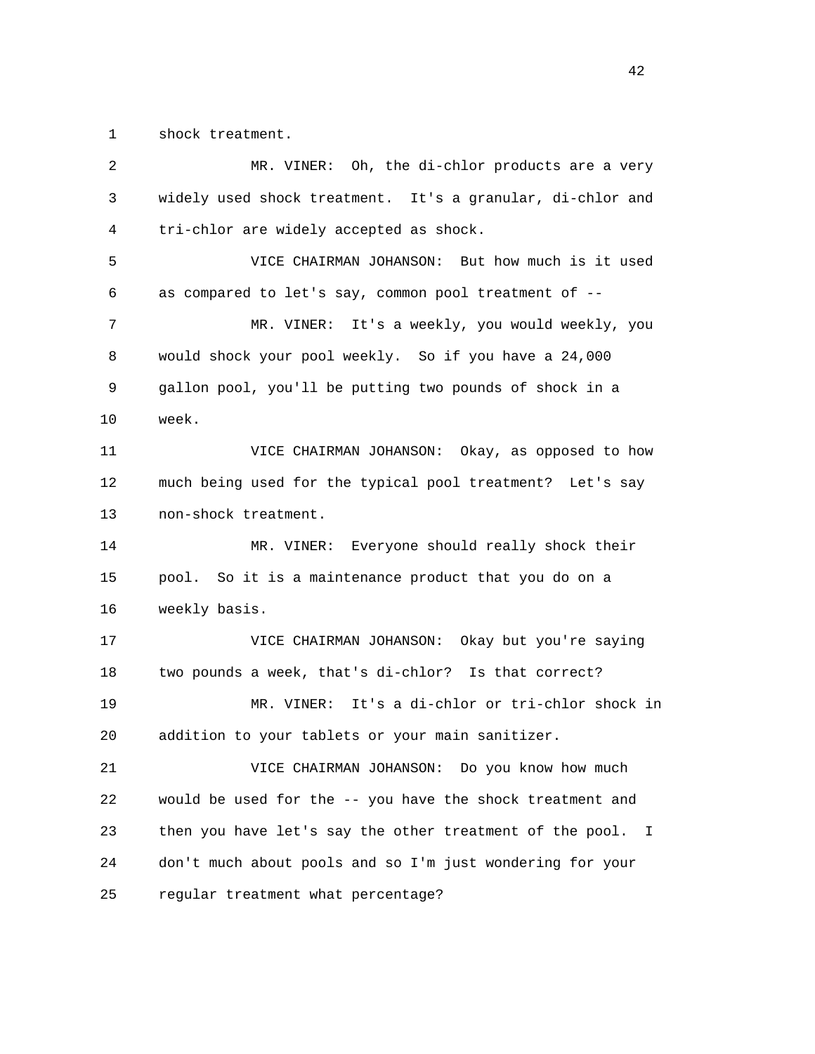shock treatment.

MR. VINER: Oh, the di-chlor products are a very widely used shock treatment. It's a granular, di-chlor and tri-chlor are widely accepted as shock.

VICE CHAIRMAN JOHANSON: But how much is it used as compared to let's say, common pool treatment of --

MR. VINER: It's a weekly, you would weekly, you would shock your pool weekly. So if you have a 24,000 gallon pool, you'll be putting two pounds of shock in a week.

VICE CHAIRMAN JOHANSON: Okay, as opposed to how much being used for the typical pool treatment? Let's say non-shock treatment.

MR. VINER: Everyone should really shock their pool. So it is a maintenance product that you do on a weekly basis.

VICE CHAIRMAN JOHANSON: Okay but you're saying two pounds a week, that's di-chlor? Is that correct?

MR. VINER: It's a di-chlor or tri-chlor shock in addition to your tablets or your main sanitizer.

VICE CHAIRMAN JOHANSON: Do you know how much would be used for the -- you have the shock treatment and then you have let's say the other treatment of the pool. I don't much about pools and so I'm just wondering for your regular treatment what percentage?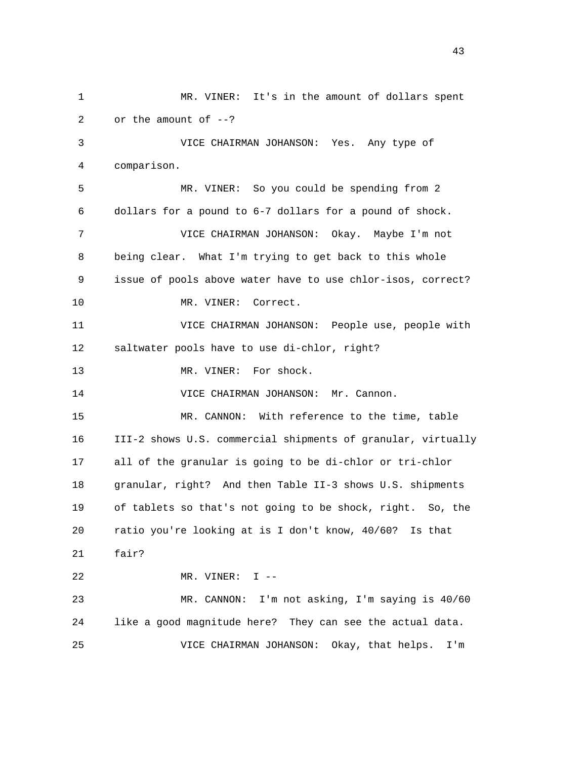MR. VINER: It's in the amount of dollars spent or the amount of --?

VICE CHAIRMAN JOHANSON: Yes. Any type of comparison.

MR. VINER: So you could be spending from 2 dollars for a pound to 6-7 dollars for a pound of shock.

VICE CHAIRMAN JOHANSON: Okay. Maybe I'm not being clear. What I'm trying to get back to this whole issue of pools above water have to use chlor-isos, correct?

MR. VINER: Correct.

VICE CHAIRMAN JOHANSON: People use, people with saltwater pools have to use di-chlor, right?

MR. VINER: For shock.

VICE CHAIRMAN JOHANSON: Mr. Cannon.

MR. CANNON: With reference to the time, table III-2 shows U.S. commercial shipments of granular, virtually all of the granular is going to be di-chlor or tri-chlor granular, right? And then Table II-3 shows U.S. shipments of tablets so that's not going to be shock, right. So, the ratio you're looking at is I don't know, 40/60? Is that fair?

MR. VINER: I --

MR. CANNON: I'm not asking, I'm saying is 40/60 like a good magnitude here? They can see the actual data.

VICE CHAIRMAN JOHANSON: Okay, that helps. I'm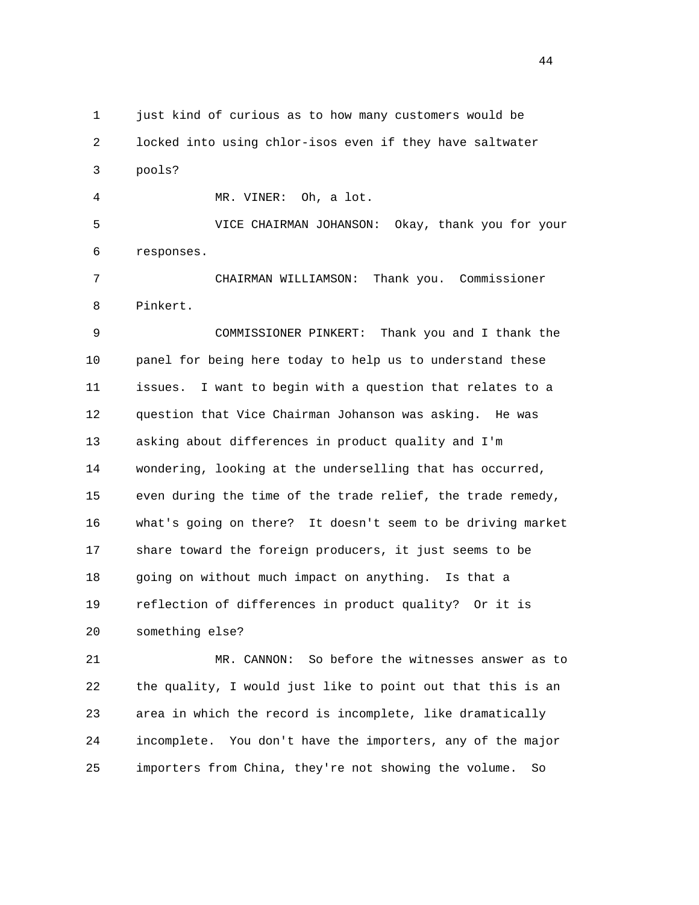just kind of curious as to how many customers would be locked into using chlor-isos even if they have saltwater pools?

MR. VINER: Oh, a lot.

VICE CHAIRMAN JOHANSON: Okay, thank you for your responses.

CHAIRMAN WILLIAMSON: Thank you. Commissioner Pinkert.

COMMISSIONER PINKERT: Thank you and I thank the panel for being here today to help us to understand these issues. I want to begin with a question that relates to a question that Vice Chairman Johanson was asking. He was asking about differences in product quality and I'm wondering, looking at the underselling that has occurred, even during the time of the trade relief, the trade remedy, what's going on there? It doesn't seem to be driving market share toward the foreign producers, it just seems to be going on without much impact on anything. Is that a reflection of differences in product quality? Or it is something else?

MR. CANNON: So before the witnesses answer as to the quality, I would just like to point out that this is an area in which the record is incomplete, like dramatically incomplete. You don't have the importers, any of the major importers from China, they're not showing the volume. So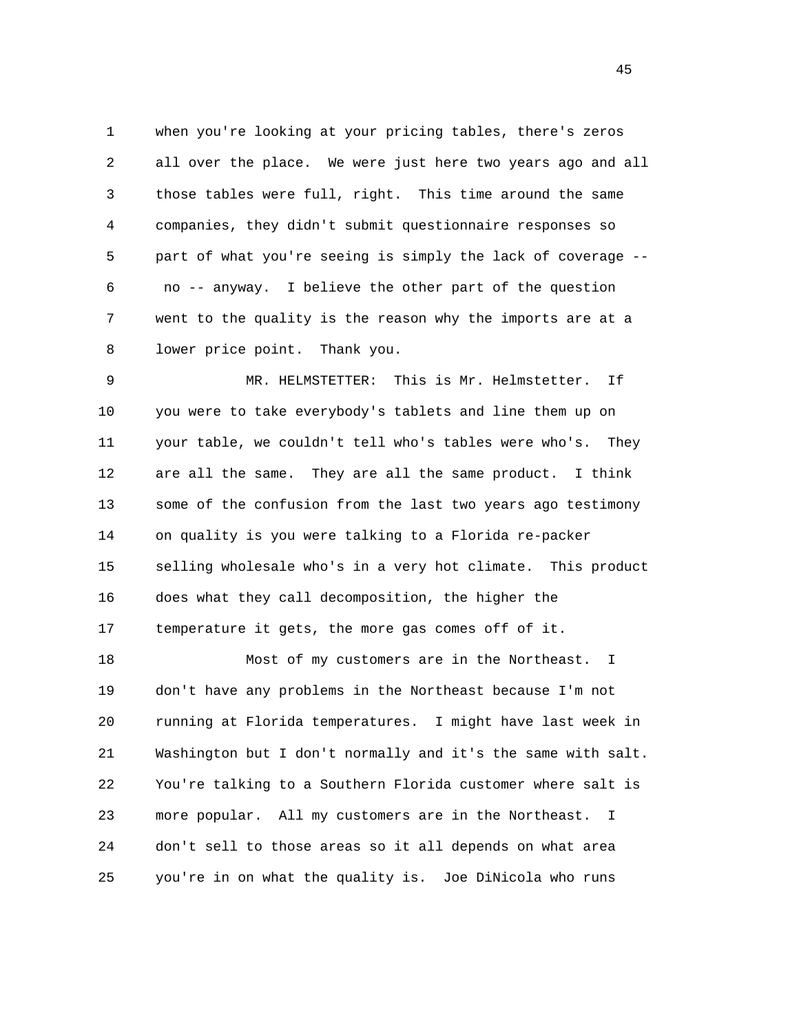when you're looking at your pricing tables, there's zeros all over the place. We were just here two years ago and all those tables were full, right. This time around the same companies, they didn't submit questionnaire responses so part of what you're seeing is simply the lack of coverage -- no -- anyway. I believe the other part of the question went to the quality is the reason why the imports are at a lower price point. Thank you.

MR. HELMSTETTER: This is Mr. Helmstetter. If you were to take everybody's tablets and line them up on your table, we couldn't tell who's tables were who's. They are all the same. They are all the same product. I think some of the confusion from the last two years ago testimony on quality is you were talking to a Florida re-packer selling wholesale who's in a very hot climate. This product does what they call decomposition, the higher the temperature it gets, the more gas comes off of it.

Most of my customers are in the Northeast. I don't have any problems in the Northeast because I'm not running at Florida temperatures. I might have last week in Washington but I don't normally and it's the same with salt. You're talking to a Southern Florida customer where salt is more popular. All my customers are in the Northeast. I don't sell to those areas so it all depends on what area you're in on what the quality is. Joe DiNicola who runs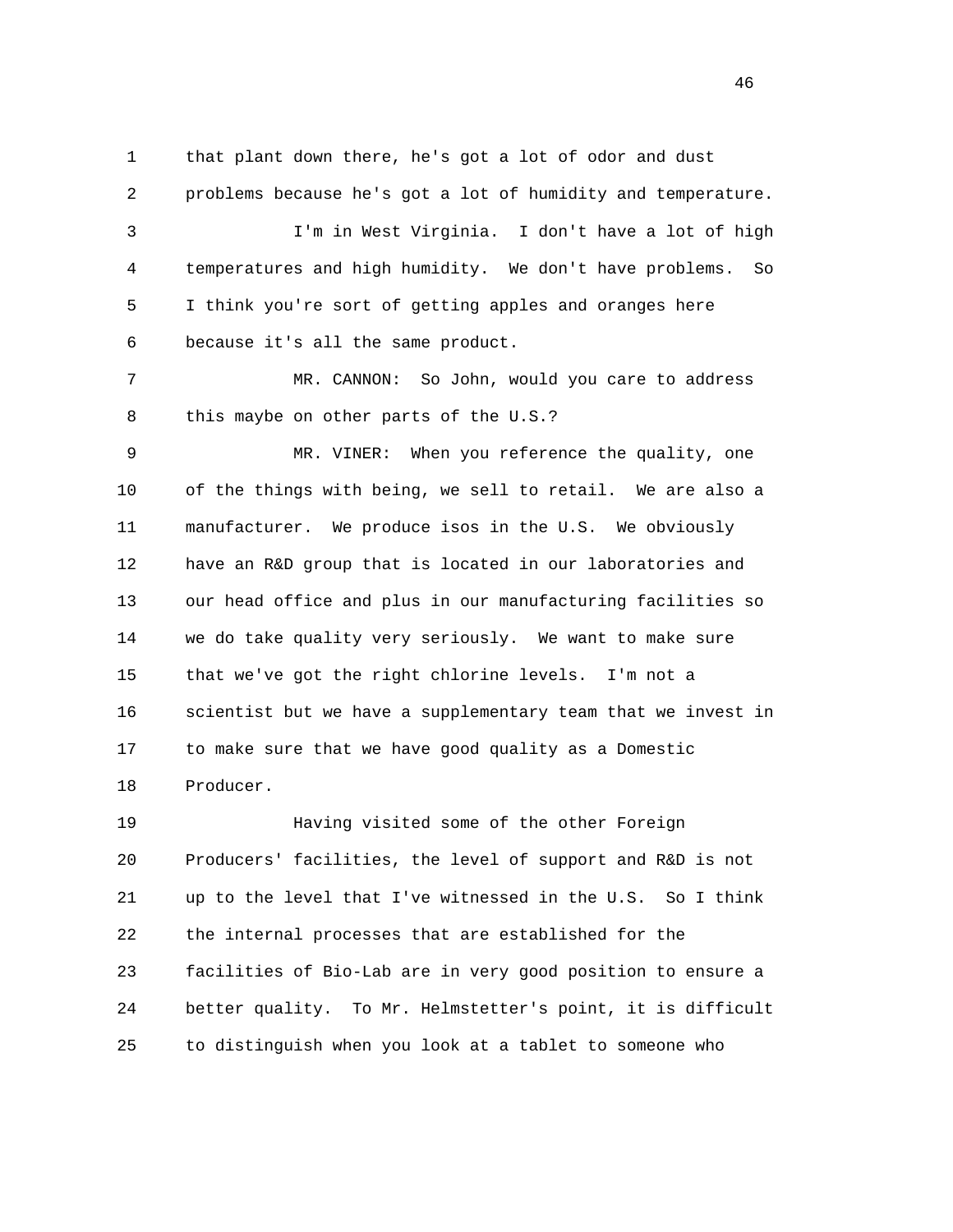that plant down there, he's got a lot of odor and dust problems because he's got a lot of humidity and temperature.

I'm in West Virginia. I don't have a lot of high temperatures and high humidity. We don't have problems. So I think you're sort of getting apples and oranges here because it's all the same product.

MR. CANNON: So John, would you care to address this maybe on other parts of the U.S.?

MR. VINER: When you reference the quality, one of the things with being, we sell to retail. We are also a manufacturer. We produce isos in the U.S. We obviously have an R&D group that is located in our laboratories and our head office and plus in our manufacturing facilities so we do take quality very seriously. We want to make sure that we've got the right chlorine levels. I'm not a scientist but we have a supplementary team that we invest in to make sure that we have good quality as a Domestic Producer.

Having visited some of the other Foreign Producers' facilities, the level of support and R&D is not up to the level that I've witnessed in the U.S. So I think the internal processes that are established for the facilities of Bio-Lab are in very good position to ensure a better quality. To Mr. Helmstetter's point, it is difficult to distinguish when you look at a tablet to someone who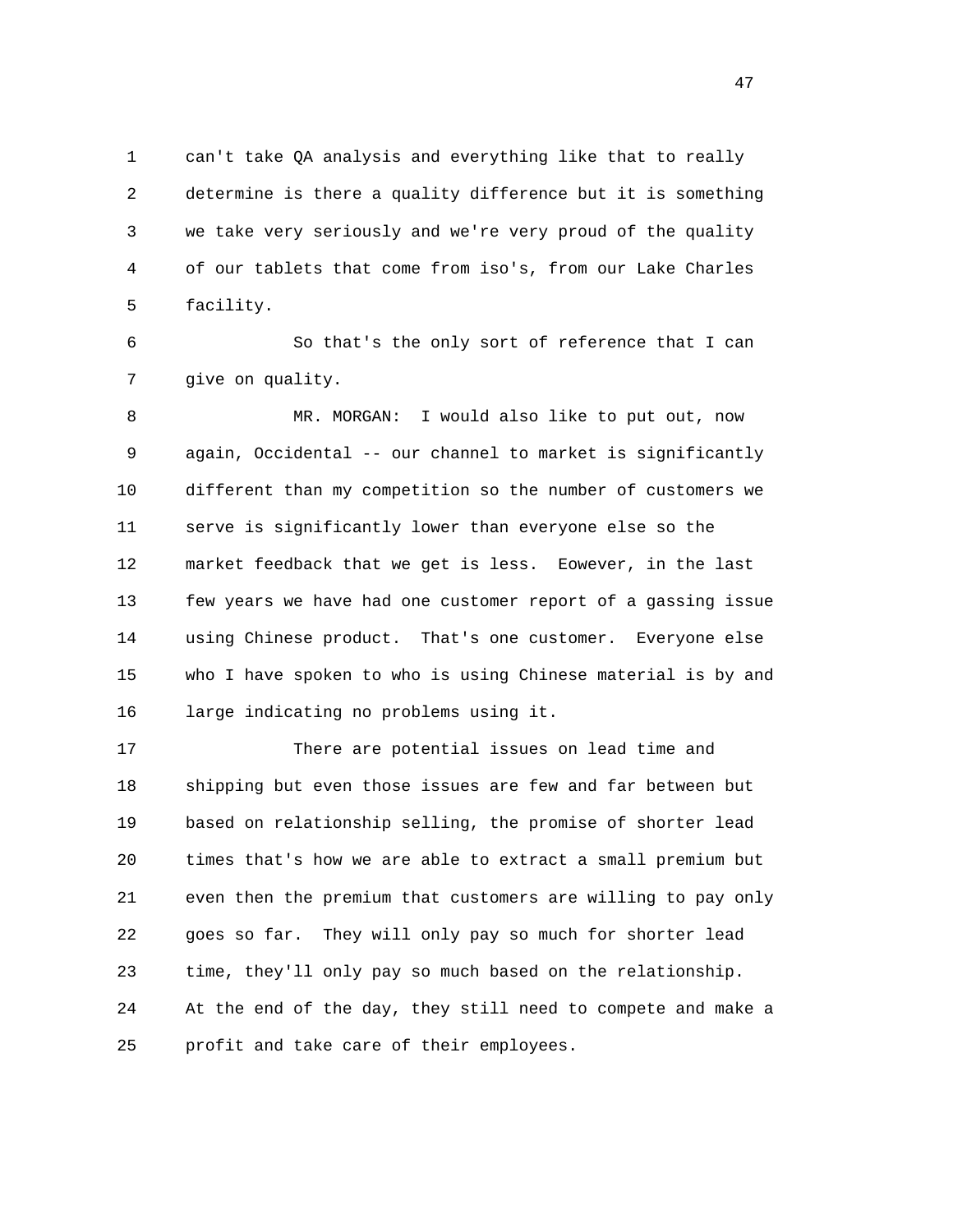can't take QA analysis and everything like that to really determine is there a quality difference but it is something we take very seriously and we're very proud of the quality of our tablets that come from iso's, from our Lake Charles facility.

So that's the only sort of reference that I can give on quality.

MR. MORGAN: I would also like to put out, now again, Occidental -- our channel to market is significantly different than my competition so the number of customers we serve is significantly lower than everyone else so the market feedback that we get is less. Eowever, in the last few years we have had one customer report of a gassing issue using Chinese product. That's one customer. Everyone else who I have spoken to who is using Chinese material is by and large indicating no problems using it.

There are potential issues on lead time and shipping but even those issues are few and far between but based on relationship selling, the promise of shorter lead times that's how we are able to extract a small premium but even then the premium that customers are willing to pay only goes so far. They will only pay so much for shorter lead time, they'll only pay so much based on the relationship. At the end of the day, they still need to compete and make a profit and take care of their employees.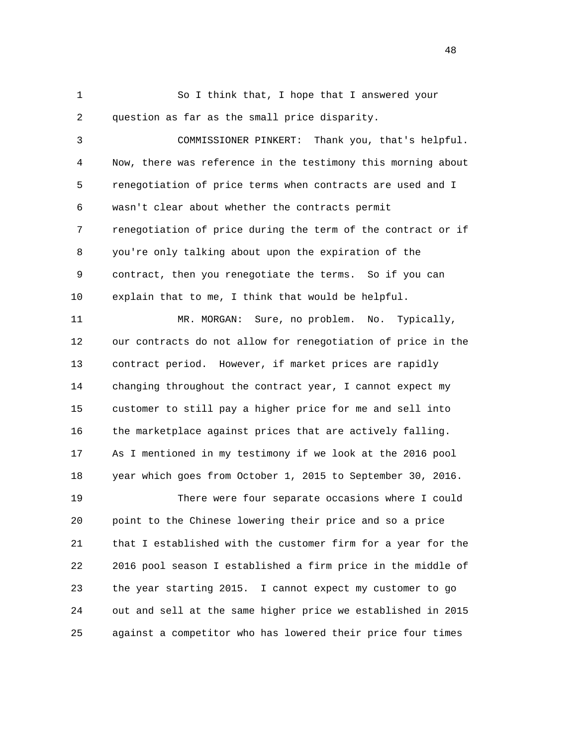So I think that, I hope that I answered your question as far as the small price disparity.

COMMISSIONER PINKERT: Thank you, that's helpful. Now, there was reference in the testimony this morning about renegotiation of price terms when contracts are used and I wasn't clear about whether the contracts permit renegotiation of price during the term of the contract or if you're only talking about upon the expiration of the contract, then you renegotiate the terms. So if you can explain that to me, I think that would be helpful.

MR. MORGAN: Sure, no problem. No. Typically, our contracts do not allow for renegotiation of price in the contract period. However, if market prices are rapidly changing throughout the contract year, I cannot expect my customer to still pay a higher price for me and sell into the marketplace against prices that are actively falling. As I mentioned in my testimony if we look at the 2016 pool year which goes from October 1, 2015 to September 30, 2016.

There were four separate occasions where I could point to the Chinese lowering their price and so a price that I established with the customer firm for a year for the 2016 pool season I established a firm price in the middle of the year starting 2015. I cannot expect my customer to go out and sell at the same higher price we established in 2015 against a competitor who has lowered their price four times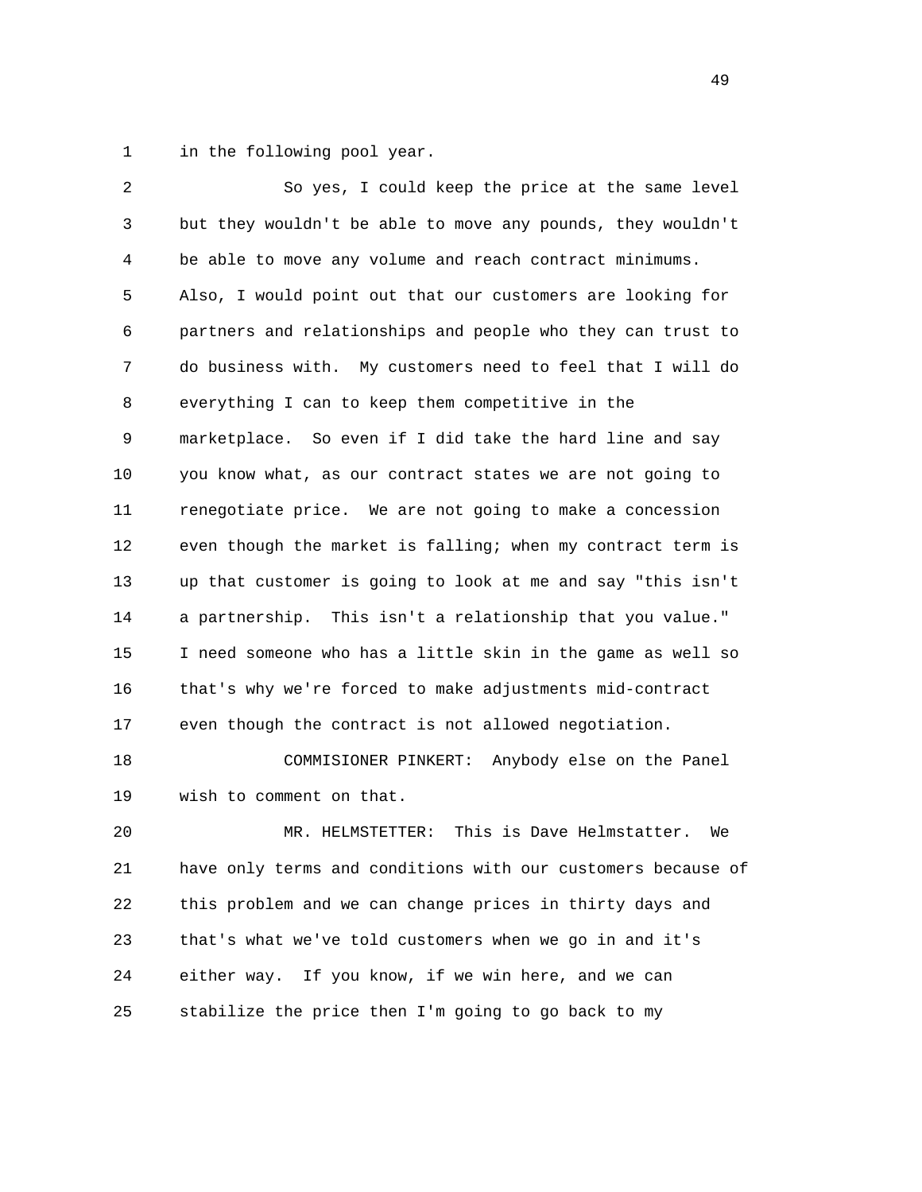in the following pool year.

So yes, I could keep the price at the same level but they wouldn't be able to move any pounds, they wouldn't be able to move any volume and reach contract minimums. Also, I would point out that our customers are looking for partners and relationships and people who they can trust to do business with. My customers need to feel that I will do everything I can to keep them competitive in the marketplace. So even if I did take the hard line and say you know what, as our contract states we are not going to renegotiate price. We are not going to make a concession even though the market is falling; when my contract term is up that customer is going to look at me and say "this isn't a partnership. This isn't a relationship that you value." I need someone who has a little skin in the game as well so that's why we're forced to make adjustments mid-contract even though the contract is not allowed negotiation.

COMMISIONER PINKERT: Anybody else on the Panel wish to comment on that.

MR. HELMSTETTER: This is Dave Helmstatter. We have only terms and conditions with our customers because of this problem and we can change prices in thirty days and that's what we've told customers when we go in and it's either way. If you know, if we win here, and we can stabilize the price then I'm going to go back to my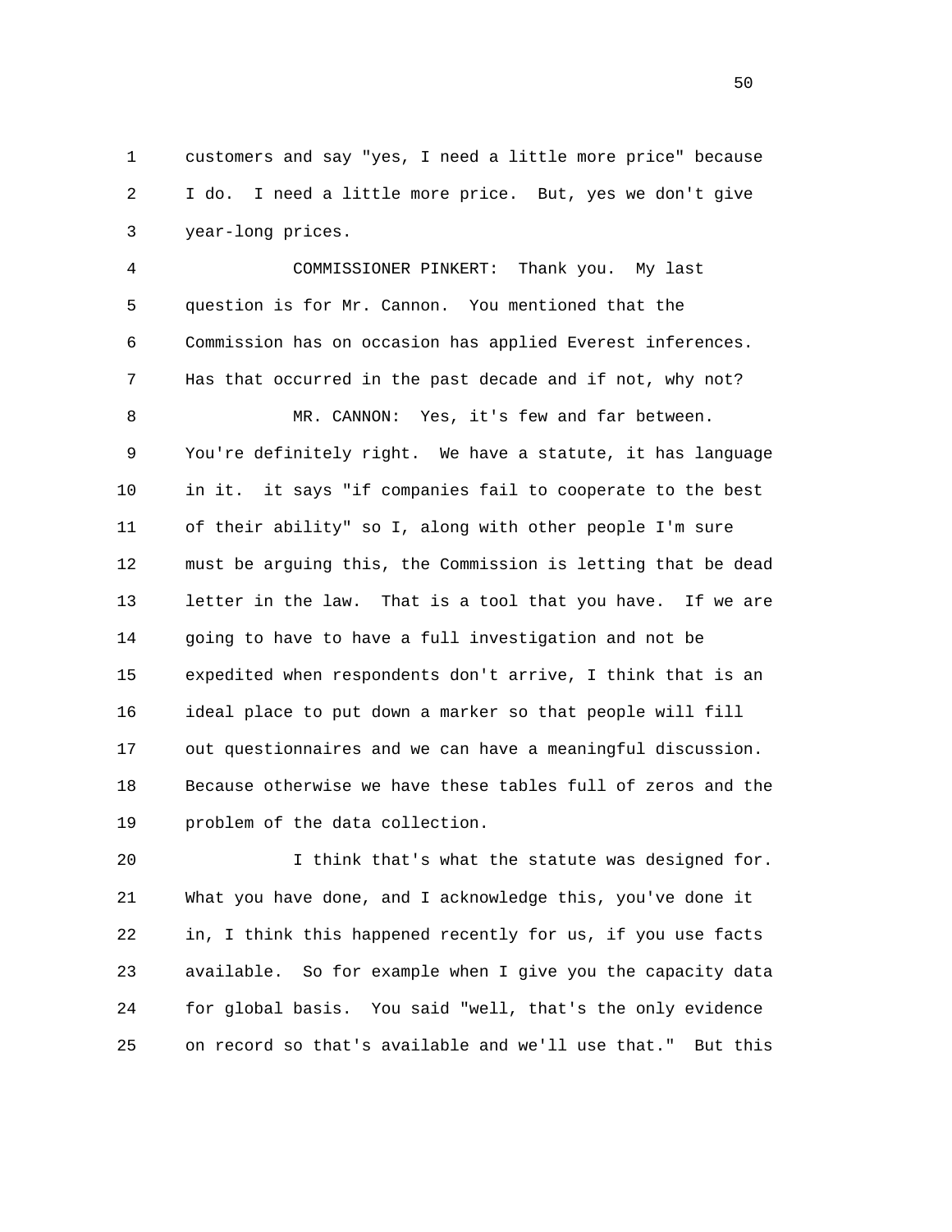customers and say "yes, I need a little more price" because I do. I need a little more price. But, yes we don't give year-long prices.

COMMISSIONER PINKERT: Thank you. My last question is for Mr. Cannon. You mentioned that the Commission has on occasion has applied Everest inferences. Has that occurred in the past decade and if not, why not?

MR. CANNON: Yes, it's few and far between. You're definitely right. We have a statute, it has language in it. it says "if companies fail to cooperate to the best of their ability" so I, along with other people I'm sure must be arguing this, the Commission is letting that be dead letter in the law. That is a tool that you have. If we are going to have to have a full investigation and not be expedited when respondents don't arrive, I think that is an ideal place to put down a marker so that people will fill out questionnaires and we can have a meaningful discussion. Because otherwise we have these tables full of zeros and the problem of the data collection.

I think that's what the statute was designed for. What you have done, and I acknowledge this, you've done it in, I think this happened recently for us, if you use facts available. So for example when I give you the capacity data for global basis. You said "well, that's the only evidence on record so that's available and we'll use that." But this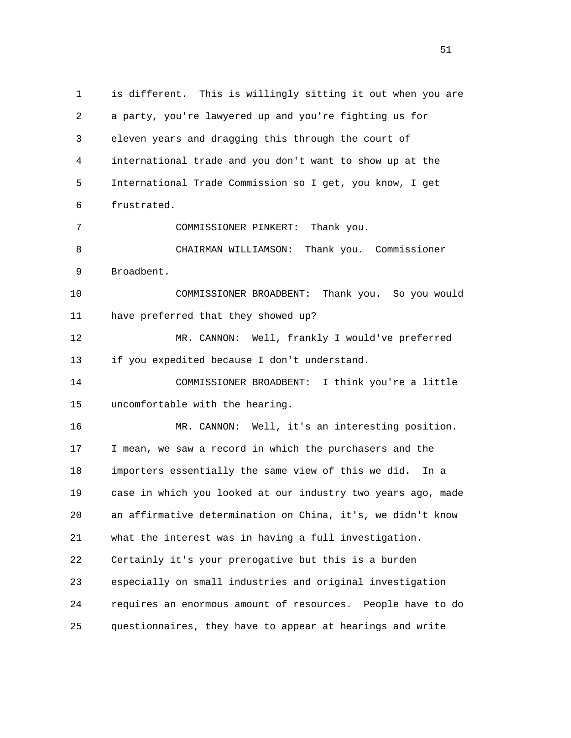is different. This is willingly sitting it out when you are a party, you're lawyered up and you're fighting us for eleven years and dragging this through the court of international trade and you don't want to show up at the International Trade Commission so I get, you know, I get frustrated.

COMMISSIONER PINKERT: Thank you.

CHAIRMAN WILLIAMSON: Thank you. Commissioner Broadbent.

COMMISSIONER BROADBENT: Thank you. So you would have preferred that they showed up?

MR. CANNON: Well, frankly I would've preferred if you expedited because I don't understand.

COMMISSIONER BROADBENT: I think you're a little uncomfortable with the hearing.

MR. CANNON: Well, it's an interesting position. I mean, we saw a record in which the purchasers and the importers essentially the same view of this we did. In a case in which you looked at our industry two years ago, made an affirmative determination on China, it's, we didn't know what the interest was in having a full investigation. Certainly it's your prerogative but this is a burden especially on small industries and original investigation requires an enormous amount of resources. People have to do questionnaires, they have to appear at hearings and write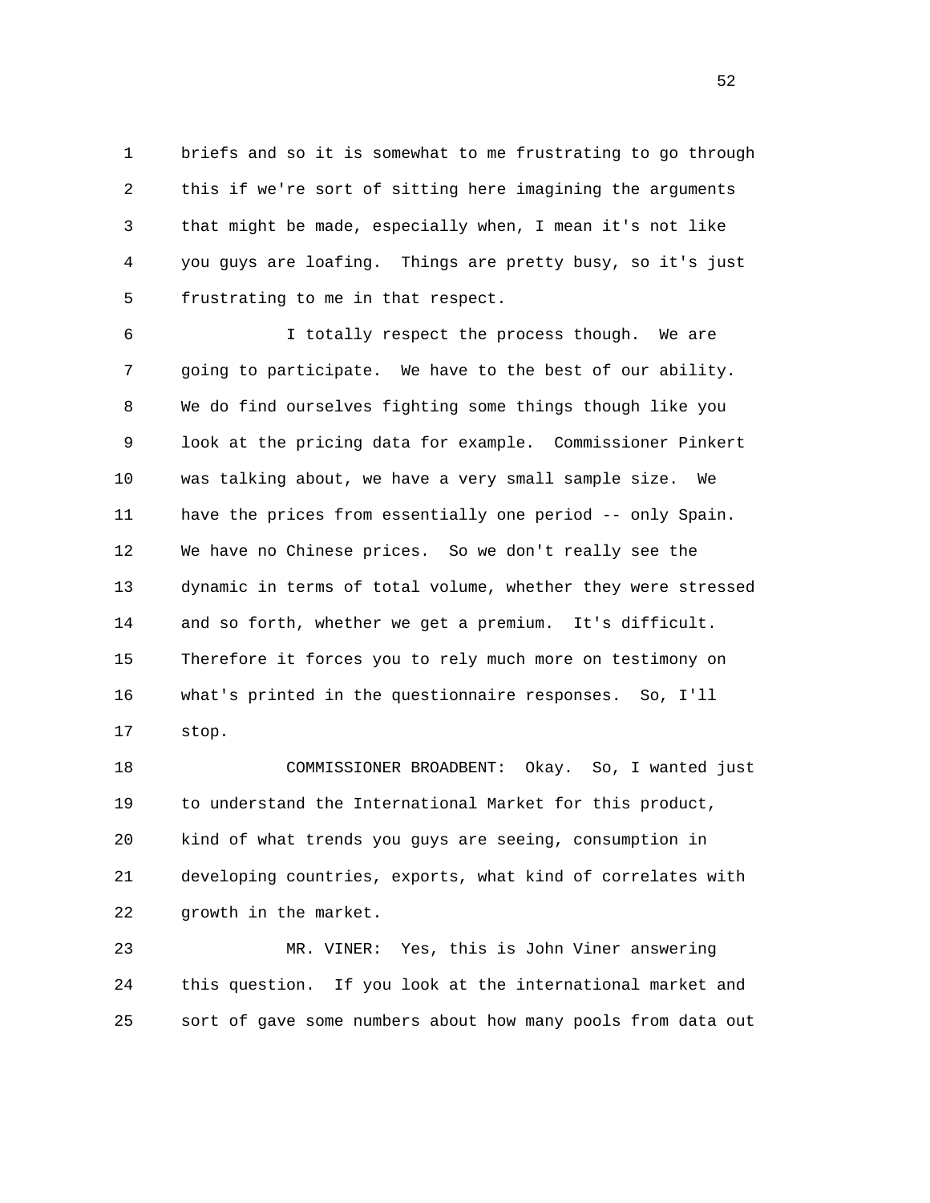briefs and so it is somewhat to me frustrating to go through this if we're sort of sitting here imagining the arguments that might be made, especially when, I mean it's not like you guys are loafing. Things are pretty busy, so it's just frustrating to me in that respect.

I totally respect the process though. We are going to participate. We have to the best of our ability. We do find ourselves fighting some things though like you look at the pricing data for example. Commissioner Pinkert was talking about, we have a very small sample size. We have the prices from essentially one period -- only Spain. We have no Chinese prices. So we don't really see the dynamic in terms of total volume, whether they were stressed and so forth, whether we get a premium. It's difficult. Therefore it forces you to rely much more on testimony on what's printed in the questionnaire responses. So, I'll stop.

COMMISSIONER BROADBENT: Okay. So, I wanted just to understand the International Market for this product, kind of what trends you guys are seeing, consumption in developing countries, exports, what kind of correlates with growth in the market.

MR. VINER: Yes, this is John Viner answering this question. If you look at the international market and sort of gave some numbers about how many pools from data out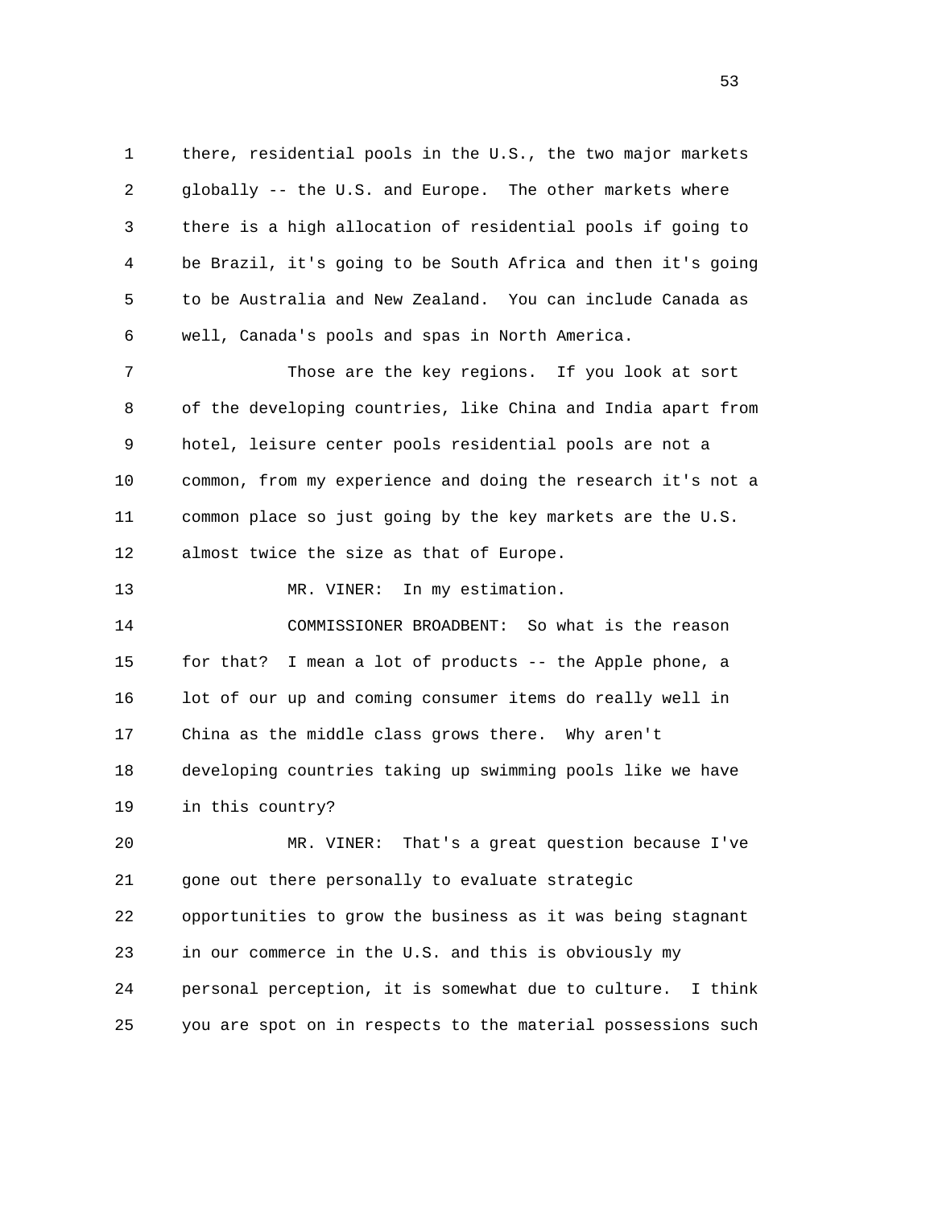there, residential pools in the U.S., the two major markets globally -- the U.S. and Europe. The other markets where there is a high allocation of residential pools if going to be Brazil, it's going to be South Africa and then it's going to be Australia and New Zealand. You can include Canada as well, Canada's pools and spas in North America.

Those are the key regions. If you look at sort of the developing countries, like China and India apart from hotel, leisure center pools residential pools are not a common, from my experience and doing the research it's not a common place so just going by the key markets are the U.S. almost twice the size as that of Europe.

MR. VINER: In my estimation.

COMMISSIONER BROADBENT: So what is the reason for that? I mean a lot of products -- the Apple phone, a lot of our up and coming consumer items do really well in China as the middle class grows there. Why aren't developing countries taking up swimming pools like we have in this country?

MR. VINER: That's a great question because I've gone out there personally to evaluate strategic opportunities to grow the business as it was being stagnant in our commerce in the U.S. and this is obviously my personal perception, it is somewhat due to culture. I think you are spot on in respects to the material possessions such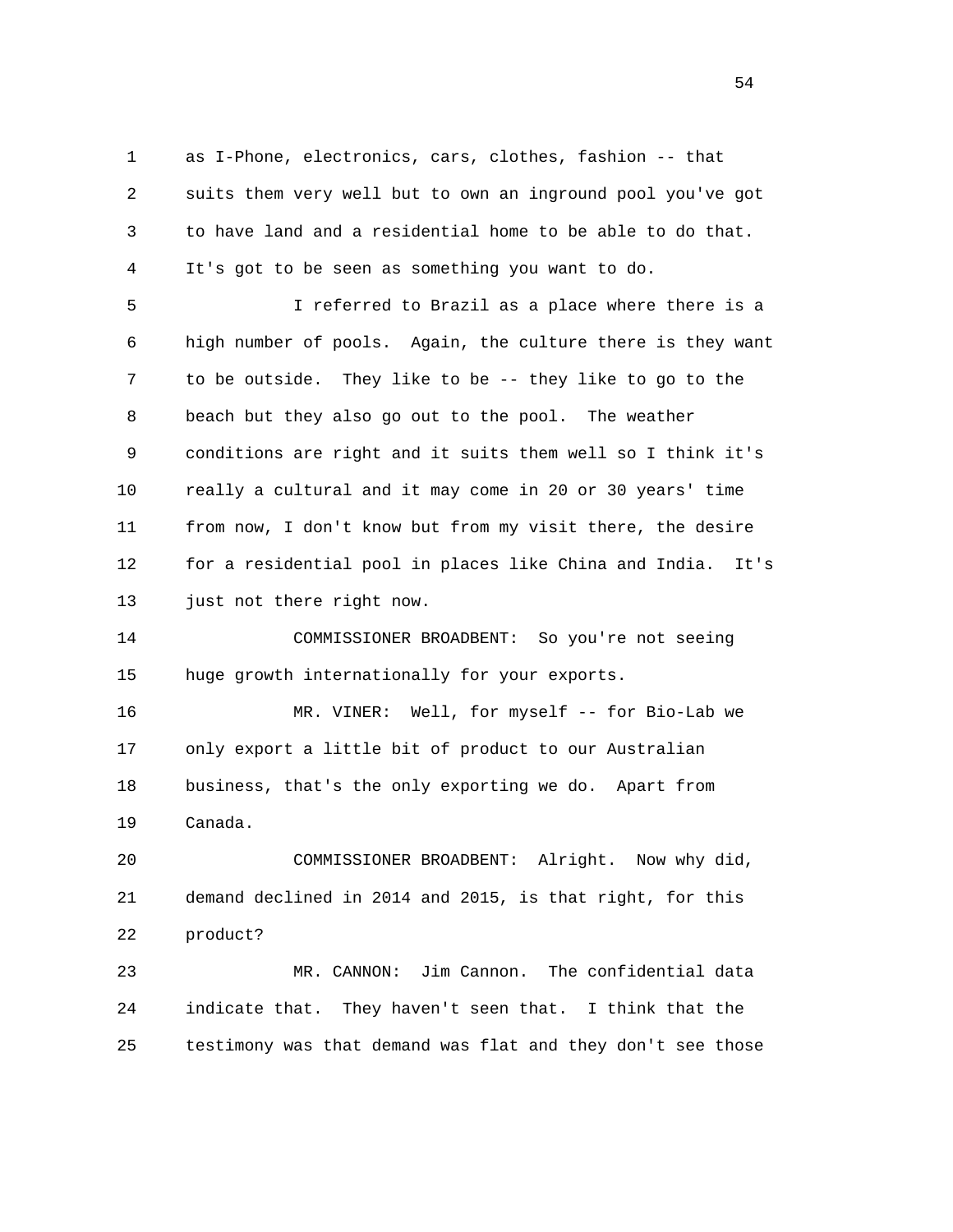as I-Phone, electronics, cars, clothes, fashion -- that suits them very well but to own an inground pool you've got to have land and a residential home to be able to do that. It's got to be seen as something you want to do.

I referred to Brazil as a place where there is a high number of pools. Again, the culture there is they want to be outside. They like to be -- they like to go to the beach but they also go out to the pool. The weather conditions are right and it suits them well so I think it's really a cultural and it may come in 20 or 30 years' time from now, I don't know but from my visit there, the desire for a residential pool in places like China and India. It's just not there right now.

COMMISSIONER BROADBENT: So you're not seeing huge growth internationally for your exports.

MR. VINER: Well, for myself -- for Bio-Lab we only export a little bit of product to our Australian business, that's the only exporting we do. Apart from Canada.

COMMISSIONER BROADBENT: Alright. Now why did, demand declined in 2014 and 2015, is that right, for this product?

MR. CANNON: Jim Cannon. The confidential data indicate that. They haven't seen that. I think that the testimony was that demand was flat and they don't see those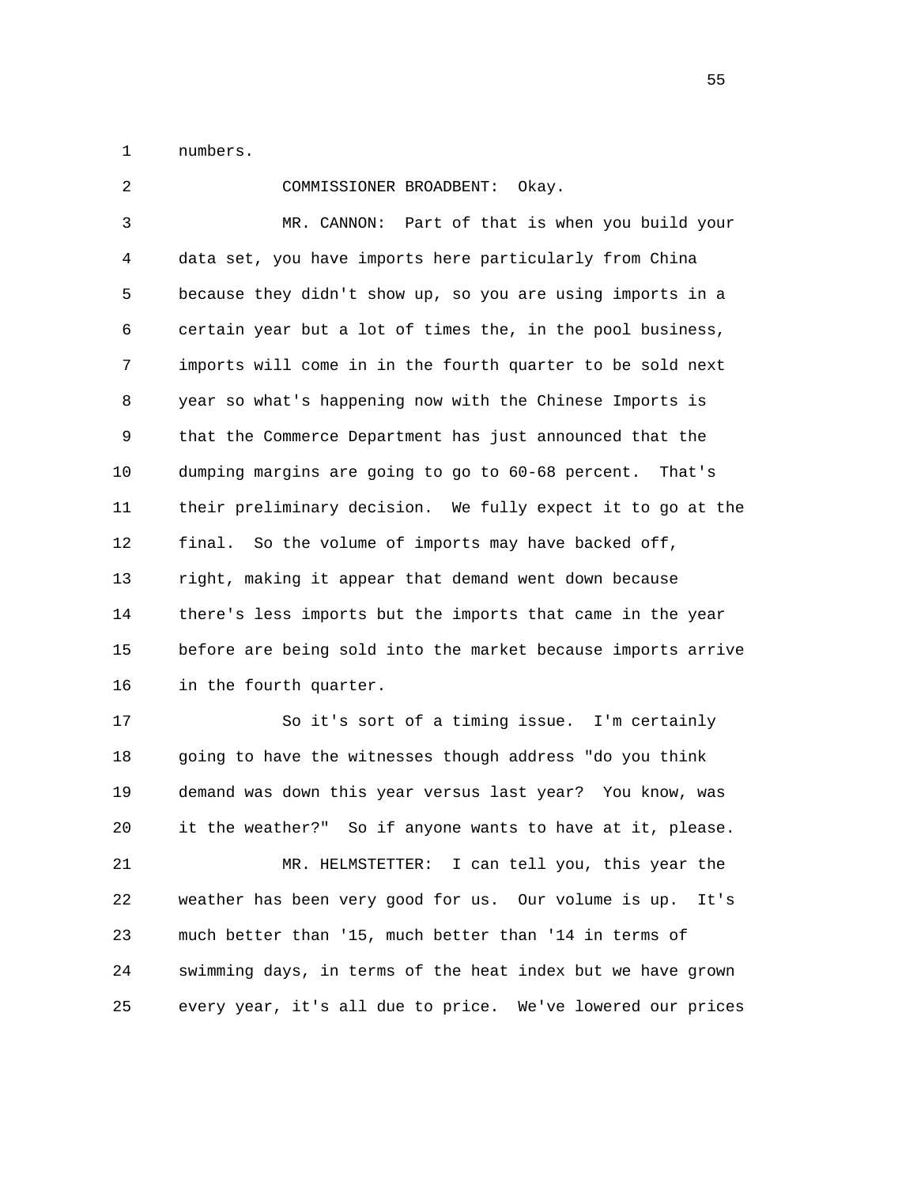numbers.

COMMISSIONER BROADBENT: Okay.

MR. CANNON: Part of that is when you build your data set, you have imports here particularly from China because they didn't show up, so you are using imports in a certain year but a lot of times the, in the pool business, imports will come in in the fourth quarter to be sold next year so what's happening now with the Chinese Imports is that the Commerce Department has just announced that the dumping margins are going to go to 60-68 percent. That's their preliminary decision. We fully expect it to go at the final. So the volume of imports may have backed off, right, making it appear that demand went down because there's less imports but the imports that came in the year before are being sold into the market because imports arrive in the fourth quarter.

So it's sort of a timing issue. I'm certainly going to have the witnesses though address "do you think demand was down this year versus last year? You know, was it the weather?" So if anyone wants to have at it, please.

MR. HELMSTETTER: I can tell you, this year the weather has been very good for us. Our volume is up. It's much better than '15, much better than '14 in terms of swimming days, in terms of the heat index but we have grown every year, it's all due to price. We've lowered our prices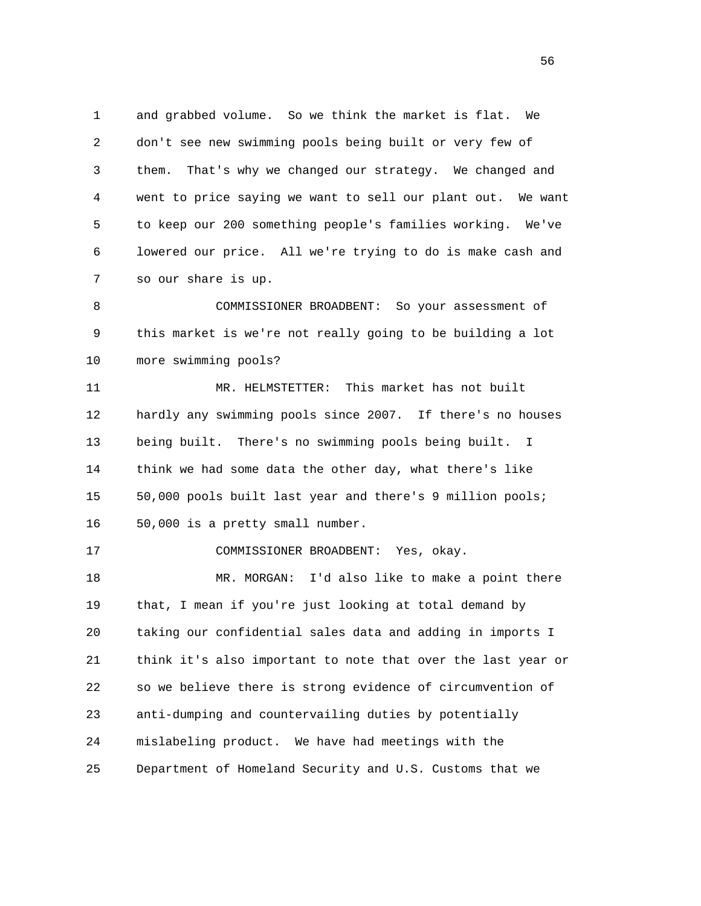and grabbed volume. So we think the market is flat. We don't see new swimming pools being built or very few of them. That's why we changed our strategy. We changed and went to price saying we want to sell our plant out. We want to keep our 200 something people's families working. We've lowered our price. All we're trying to do is make cash and so our share is up.

COMMISSIONER BROADBENT: So your assessment of this market is we're not really going to be building a lot more swimming pools?

MR. HELMSTETTER: This market has not built hardly any swimming pools since 2007. If there's no houses being built. There's no swimming pools being built. I think we had some data the other day, what there's like 50,000 pools built last year and there's 9 million pools; 50,000 is a pretty small number.

COMMISSIONER BROADBENT: Yes, okay.

MR. MORGAN: I'd also like to make a point there that, I mean if you're just looking at total demand by taking our confidential sales data and adding in imports I think it's also important to note that over the last year or so we believe there is strong evidence of circumvention of anti-dumping and countervailing duties by potentially mislabeling product. We have had meetings with the Department of Homeland Security and U.S. Customs that we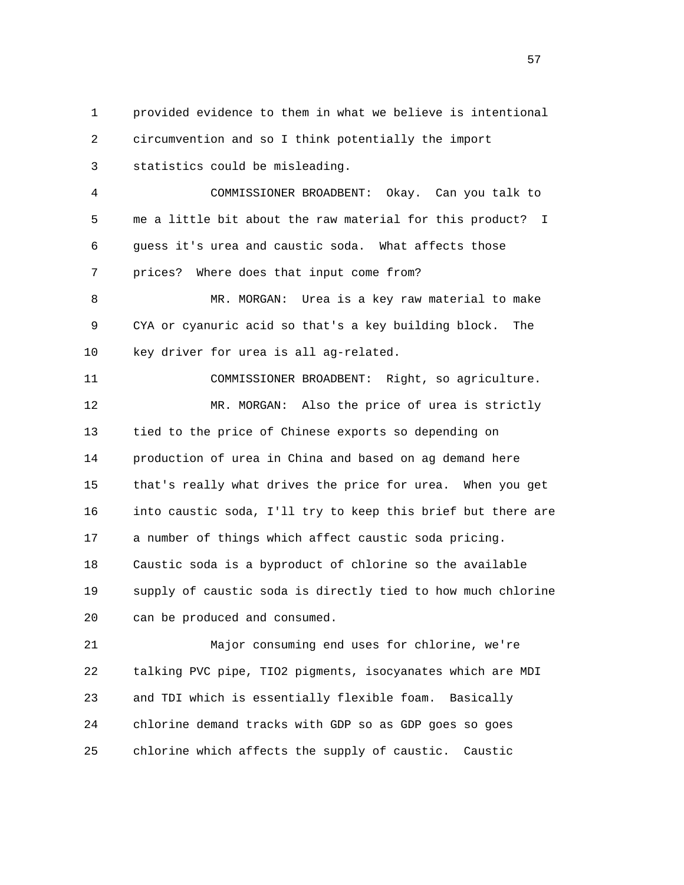provided evidence to them in what we believe is intentional circumvention and so I think potentially the import statistics could be misleading.

COMMISSIONER BROADBENT: Okay. Can you talk to me a little bit about the raw material for this product? I guess it's urea and caustic soda. What affects those prices? Where does that input come from?

MR. MORGAN: Urea is a key raw material to make CYA or cyanuric acid so that's a key building block. The key driver for urea is all ag-related.

COMMISSIONER BROADBENT: Right, so agriculture.

MR. MORGAN: Also the price of urea is strictly tied to the price of Chinese exports so depending on production of urea in China and based on ag demand here that's really what drives the price for urea. When you get into caustic soda, I'll try to keep this brief but there are a number of things which affect caustic soda pricing. Caustic soda is a byproduct of chlorine so the available supply of caustic soda is directly tied to how much chlorine can be produced and consumed.

Major consuming end uses for chlorine, we're talking PVC pipe, TIO2 pigments, isocyanates which are MDI and TDI which is essentially flexible foam. Basically chlorine demand tracks with GDP so as GDP goes so goes chlorine which affects the supply of caustic. Caustic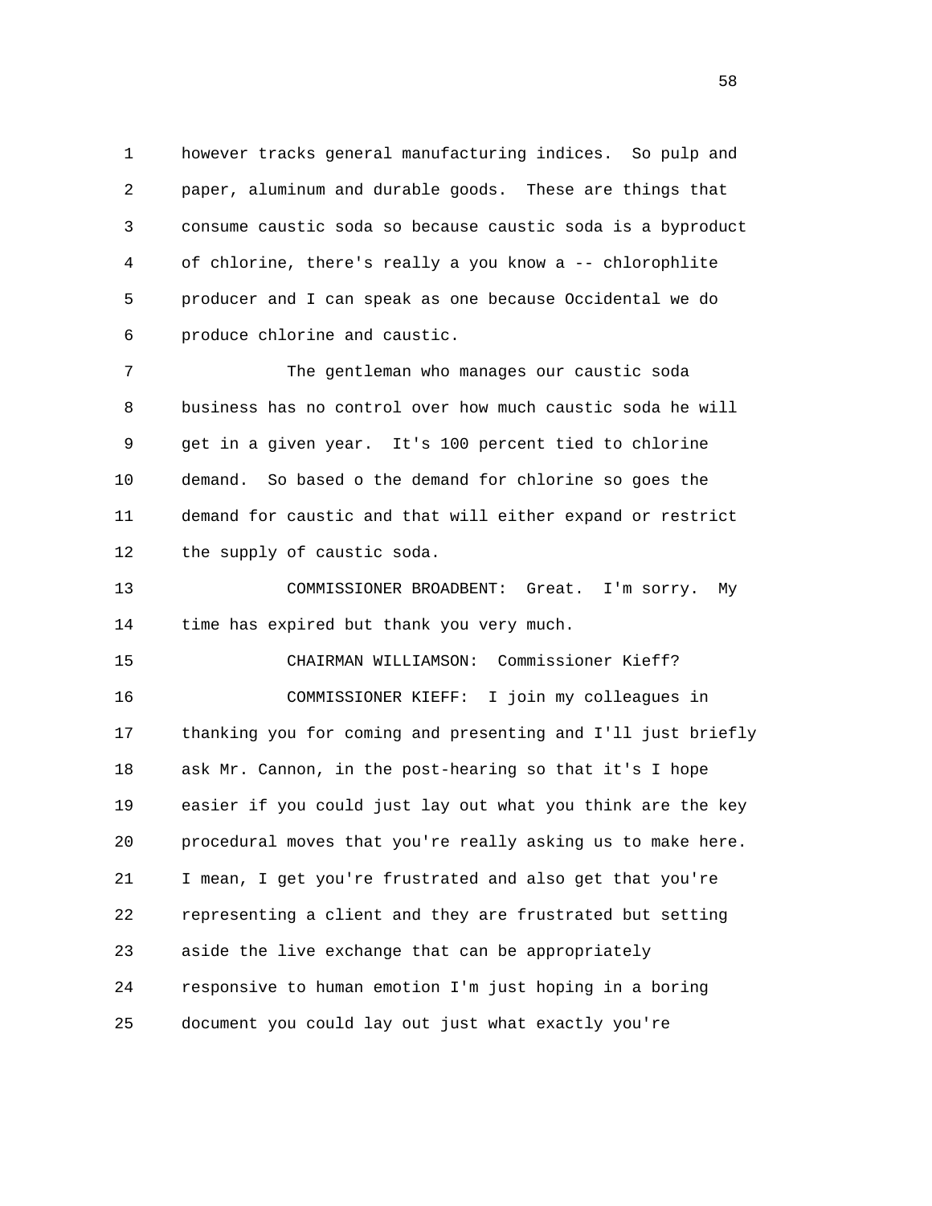however tracks general manufacturing indices. So pulp and paper, aluminum and durable goods. These are things that consume caustic soda so because caustic soda is a byproduct of chlorine, there's really a you know a -- chlorophlite producer and I can speak as one because Occidental we do produce chlorine and caustic.

The gentleman who manages our caustic soda business has no control over how much caustic soda he will get in a given year. It's 100 percent tied to chlorine demand. So based o the demand for chlorine so goes the demand for caustic and that will either expand or restrict the supply of caustic soda.

COMMISSIONER BROADBENT: Great. I'm sorry. My time has expired but thank you very much.

CHAIRMAN WILLIAMSON: Commissioner Kieff?

COMMISSIONER KIEFF: I join my colleagues in thanking you for coming and presenting and I'll just briefly ask Mr. Cannon, in the post-hearing so that it's I hope easier if you could just lay out what you think are the key procedural moves that you're really asking us to make here. I mean, I get you're frustrated and also get that you're representing a client and they are frustrated but setting aside the live exchange that can be appropriately responsive to human emotion I'm just hoping in a boring document you could lay out just what exactly you're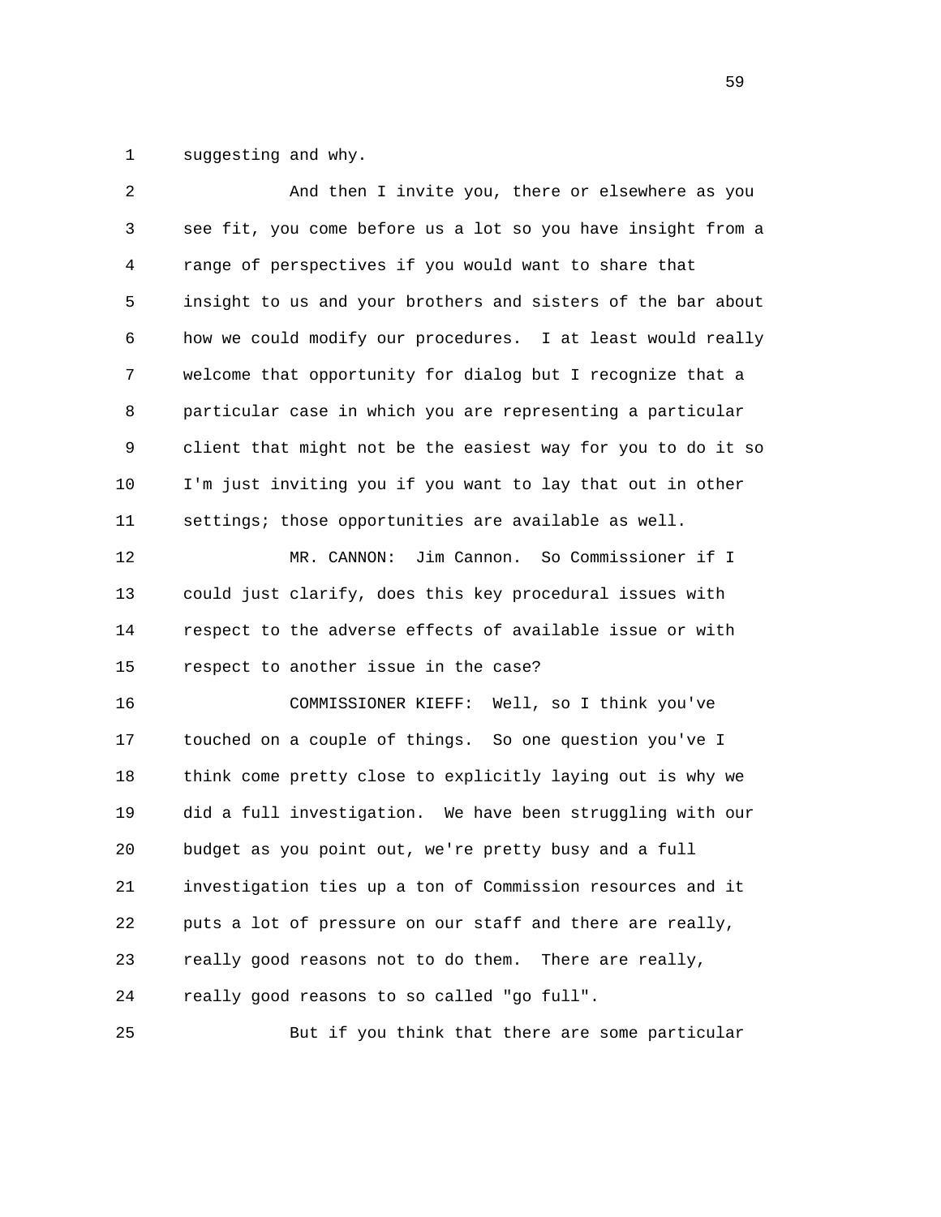suggesting and why.

And then I invite you, there or elsewhere as you see fit, you come before us a lot so you have insight from a range of perspectives if you would want to share that insight to us and your brothers and sisters of the bar about how we could modify our procedures. I at least would really welcome that opportunity for dialog but I recognize that a particular case in which you are representing a particular client that might not be the easiest way for you to do it so I'm just inviting you if you want to lay that out in other settings; those opportunities are available as well.

MR. CANNON: Jim Cannon. So Commissioner if I could just clarify, does this key procedural issues with respect to the adverse effects of available issue or with respect to another issue in the case?

COMMISSIONER KIEFF: Well, so I think you've touched on a couple of things. So one question you've I think come pretty close to explicitly laying out is why we did a full investigation. We have been struggling with our budget as you point out, we're pretty busy and a full investigation ties up a ton of Commission resources and it puts a lot of pressure on our staff and there are really, really good reasons not to do them. There are really, really good reasons to so called "go full".

But if you think that there are some particular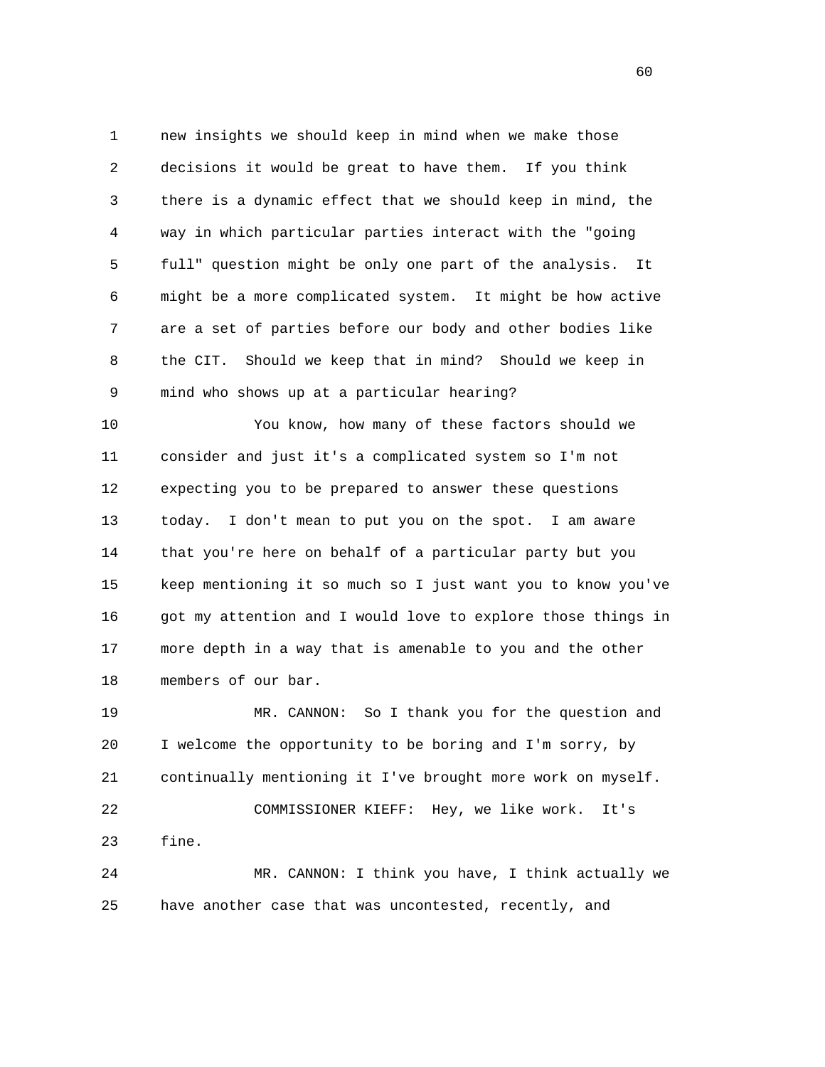new insights we should keep in mind when we make those decisions it would be great to have them. If you think there is a dynamic effect that we should keep in mind, the way in which particular parties interact with the "going full" question might be only one part of the analysis. It might be a more complicated system. It might be how active are a set of parties before our body and other bodies like the CIT. Should we keep that in mind? Should we keep in mind who shows up at a particular hearing?

You know, how many of these factors should we consider and just it's a complicated system so I'm not expecting you to be prepared to answer these questions today. I don't mean to put you on the spot. I am aware that you're here on behalf of a particular party but you keep mentioning it so much so I just want you to know you've got my attention and I would love to explore those things in more depth in a way that is amenable to you and the other members of our bar.

MR. CANNON: So I thank you for the question and I welcome the opportunity to be boring and I'm sorry, by continually mentioning it I've brought more work on myself.

COMMISSIONER KIEFF: Hey, we like work. It's fine.

MR. CANNON: I think you have, I think actually we have another case that was uncontested, recently, and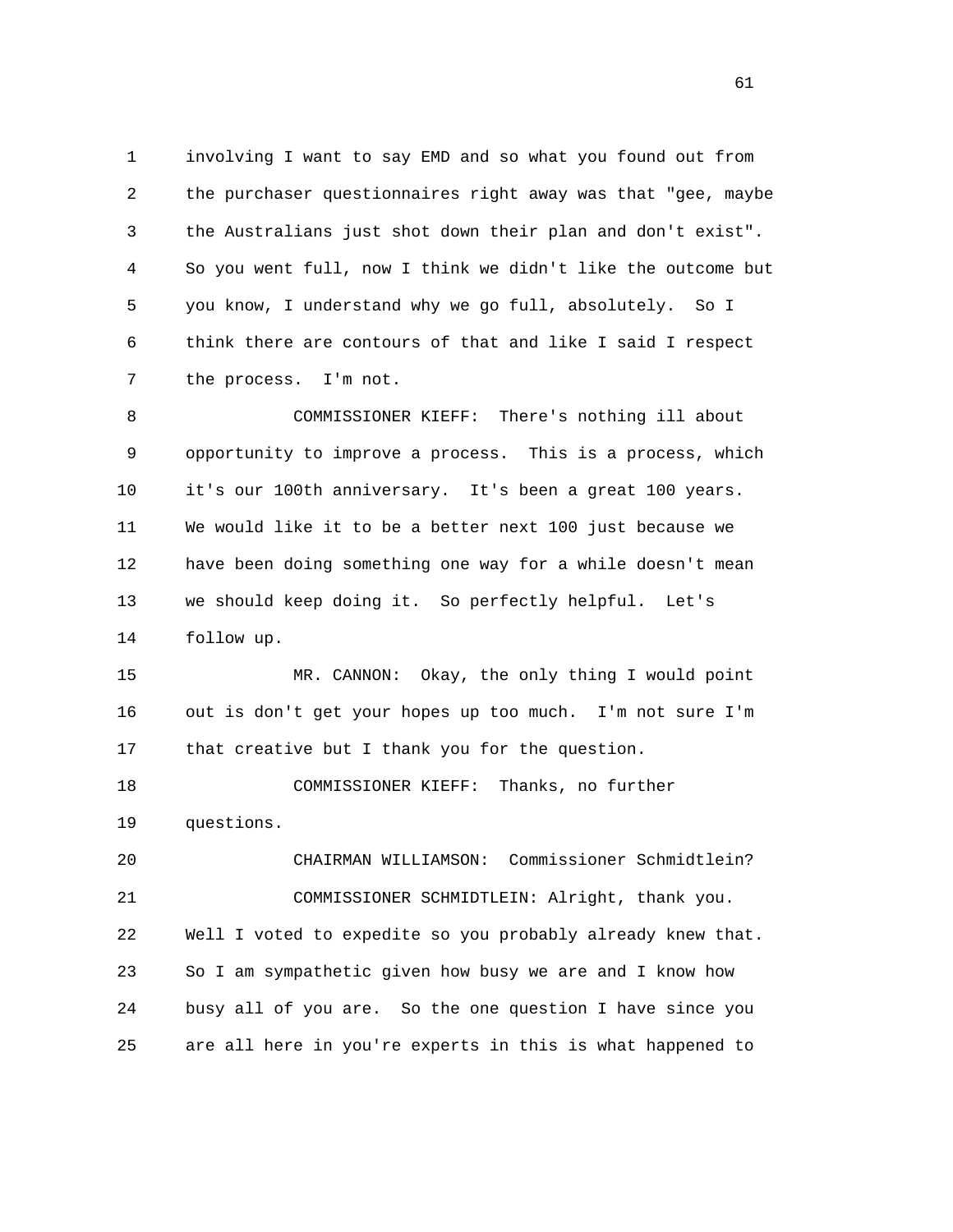involving I want to say EMD and so what you found out from the purchaser questionnaires right away was that "gee, maybe the Australians just shot down their plan and don't exist". So you went full, now I think we didn't like the outcome but you know, I understand why we go full, absolutely. So I think there are contours of that and like I said I respect the process. I'm not.

COMMISSIONER KIEFF: There's nothing ill about opportunity to improve a process. This is a process, which it's our 100th anniversary. It's been a great 100 years. We would like it to be a better next 100 just because we have been doing something one way for a while doesn't mean we should keep doing it. So perfectly helpful. Let's follow up.

MR. CANNON: Okay, the only thing I would point out is don't get your hopes up too much. I'm not sure I'm that creative but I thank you for the question.

COMMISSIONER KIEFF: Thanks, no further questions.

CHAIRMAN WILLIAMSON: Commissioner Schmidtlein?

COMMISSIONER SCHMIDTLEIN: Alright, thank you. Well I voted to expedite so you probably already knew that. So I am sympathetic given how busy we are and I know how busy all of you are. So the one question I have since you are all here in you're experts in this is what happened to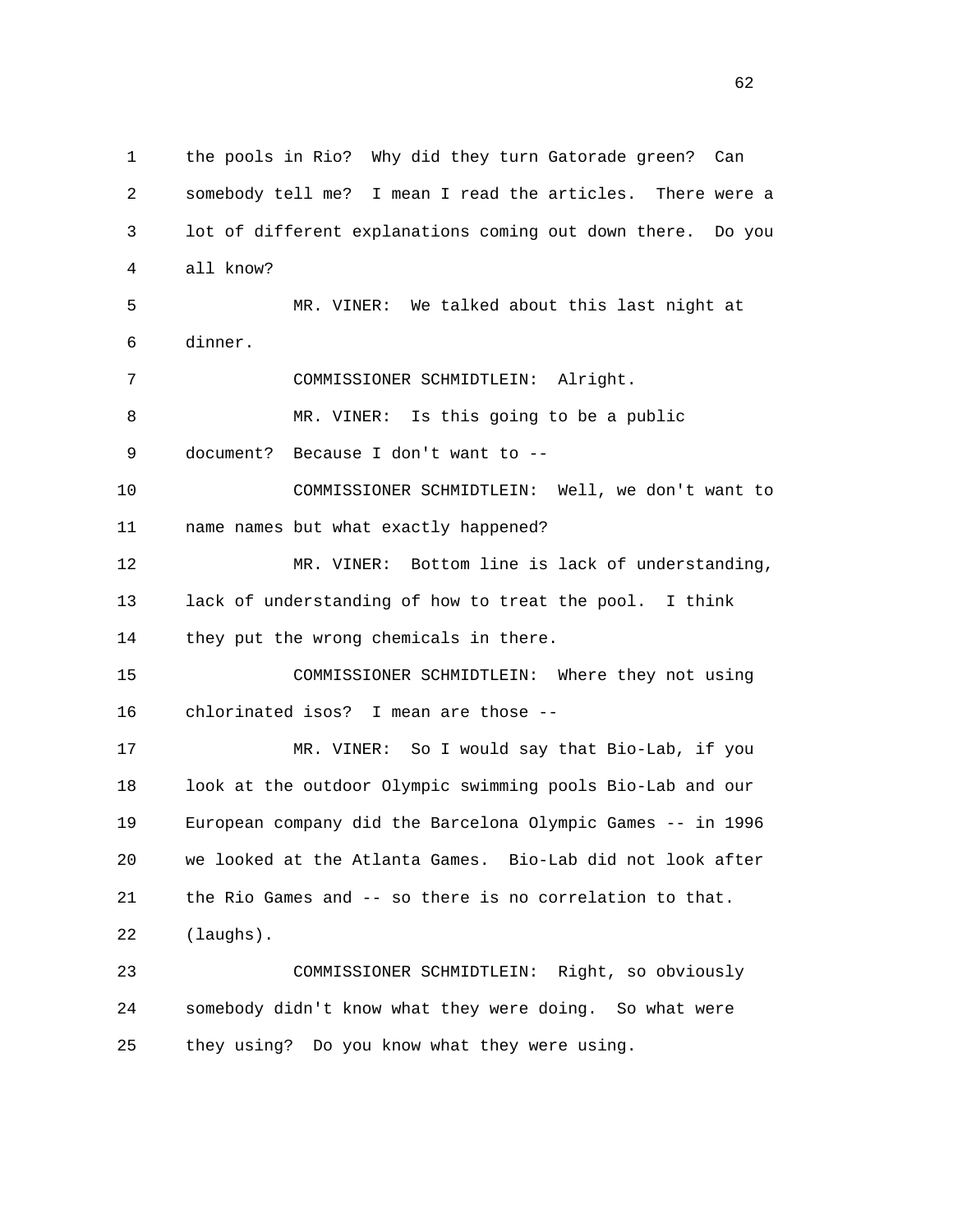1 the pools in Rio? Why did they turn Gatorade green? Can
2 somebody tell me? I mean I read the articles. There were a
3 lot of different explanations coming out down there. Do you
4 all know?

5 MR. VINER: We talked about this last night at
6 dinner.

7 COMMISSIONER SCHMIDTLEIN: Alright.

8 MR. VINER: Is this going to be a public
9 document? Because I don't want to --

10 COMMISSIONER SCHMIDTLEIN: Well, we don't want to
11 name names but what exactly happened?

12 MR. VINER: Bottom line is lack of understanding,
13 lack of understanding of how to treat the pool. I think
14 they put the wrong chemicals in there.

15 COMMISSIONER SCHMIDTLEIN: Where they not using
16 chlorinated isos? I mean are those --

17 MR. VINER: So I would say that Bio-Lab, if you
18 look at the outdoor Olympic swimming pools Bio-Lab and our
19 European company did the Barcelona Olympic Games -- in 1996
20 we looked at the Atlanta Games. Bio-Lab did not look after
21 the Rio Games and -- so there is no correlation to that.
22 (laughs).

23 COMMISSIONER SCHMIDTLEIN: Right, so obviously
24 somebody didn't know what they were doing. So what were
25 they using? Do you know what they were using.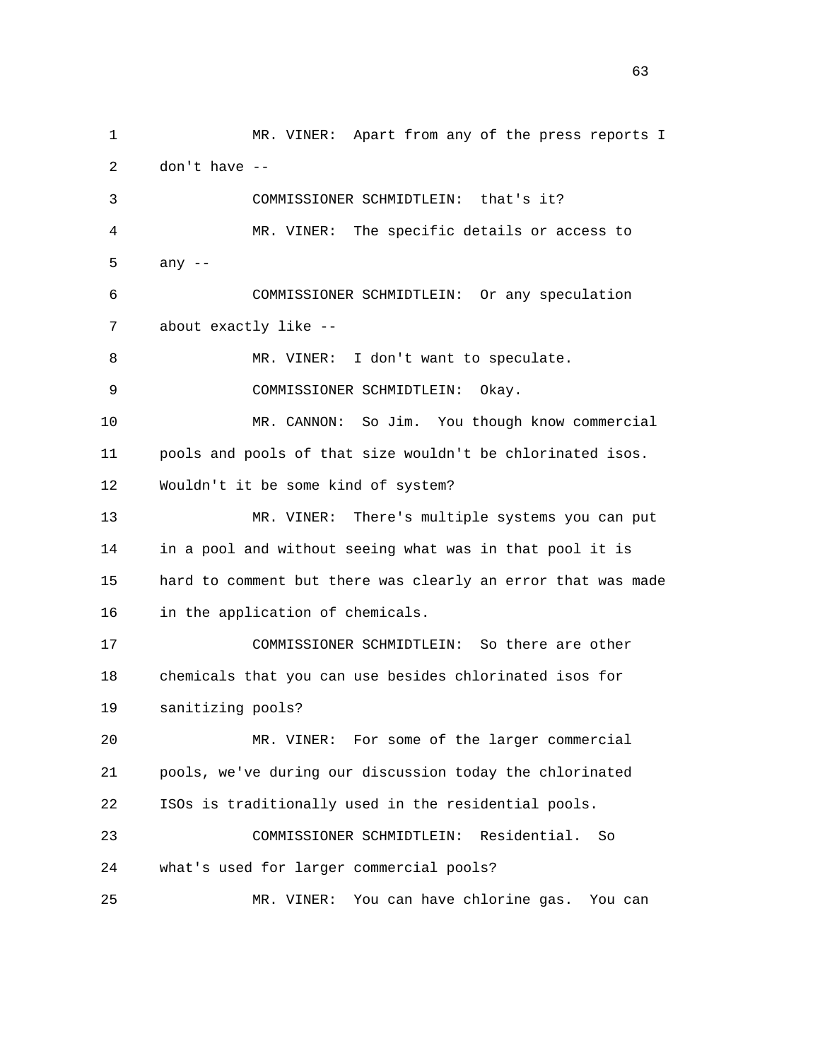MR. VINER: Apart from any of the press reports I don't have --

COMMISSIONER SCHMIDTLEIN: that's it?

MR. VINER: The specific details or access to any --

COMMISSIONER SCHMIDTLEIN: Or any speculation about exactly like --

MR. VINER: I don't want to speculate.

COMMISSIONER SCHMIDTLEIN: Okay.

MR. CANNON: So Jim. You though know commercial pools and pools of that size wouldn't be chlorinated isos. Wouldn't it be some kind of system?

MR. VINER: There's multiple systems you can put in a pool and without seeing what was in that pool it is hard to comment but there was clearly an error that was made in the application of chemicals.

COMMISSIONER SCHMIDTLEIN: So there are other chemicals that you can use besides chlorinated isos for sanitizing pools?

MR. VINER: For some of the larger commercial pools, we've during our discussion today the chlorinated ISOs is traditionally used in the residential pools.

COMMISSIONER SCHMIDTLEIN: Residential. So what's used for larger commercial pools?

MR. VINER: You can have chlorine gas. You can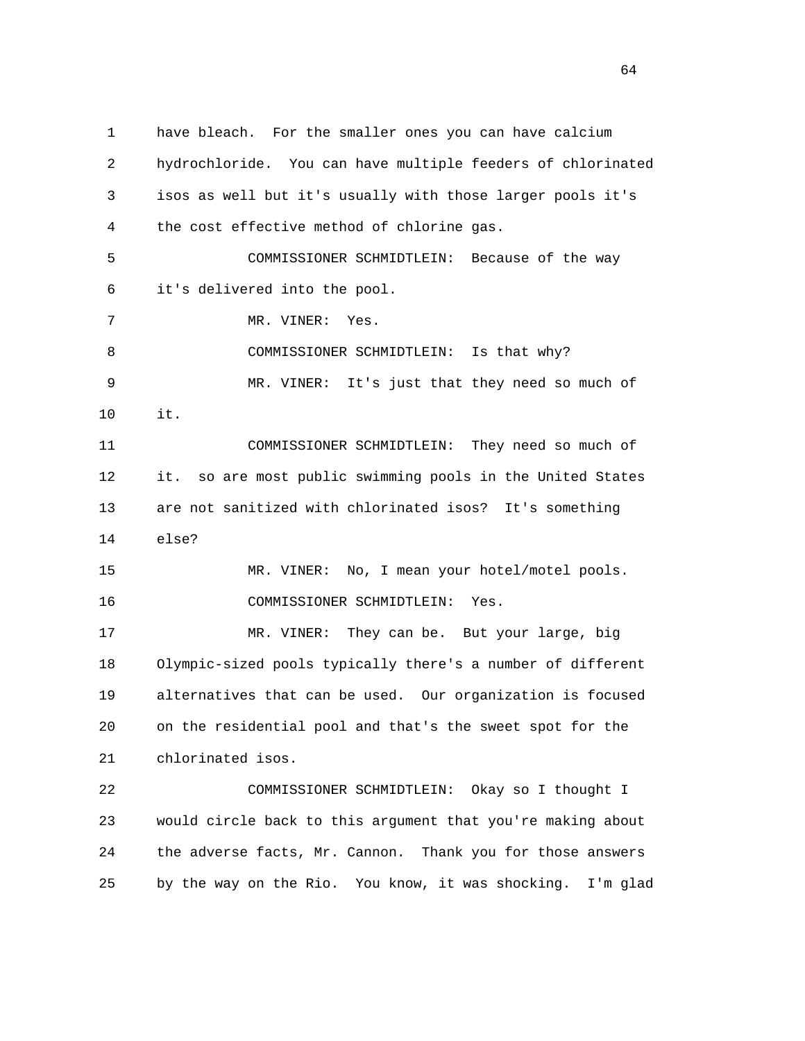1 have bleach. For the smaller ones you can have calcium
2 hydrochloride. You can have multiple feeders of chlorinated
3 isos as well but it's usually with those larger pools it's
4 the cost effective method of chlorine gas.

5 COMMISSIONER SCHMIDTLEIN: Because of the way
6 it's delivered into the pool.

7 MR. VINER: Yes.

8 COMMISSIONER SCHMIDTLEIN: Is that why?

9 MR. VINER: It's just that they need so much of
10 it.

11 COMMISSIONER SCHMIDTLEIN: They need so much of
12 it. so are most public swimming pools in the United States
13 are not sanitized with chlorinated isos? It's something
14 else?

15 MR. VINER: No, I mean your hotel/motel pools.

16 COMMISSIONER SCHMIDTLEIN: Yes.

17 MR. VINER: They can be. But your large, big
18 Olympic-sized pools typically there's a number of different
19 alternatives that can be used. Our organization is focused
20 on the residential pool and that's the sweet spot for the
21 chlorinated isos.

22 COMMISSIONER SCHMIDTLEIN: Okay so I thought I
23 would circle back to this argument that you're making about
24 the adverse facts, Mr. Cannon. Thank you for those answers
25 by the way on the Rio. You know, it was shocking. I'm glad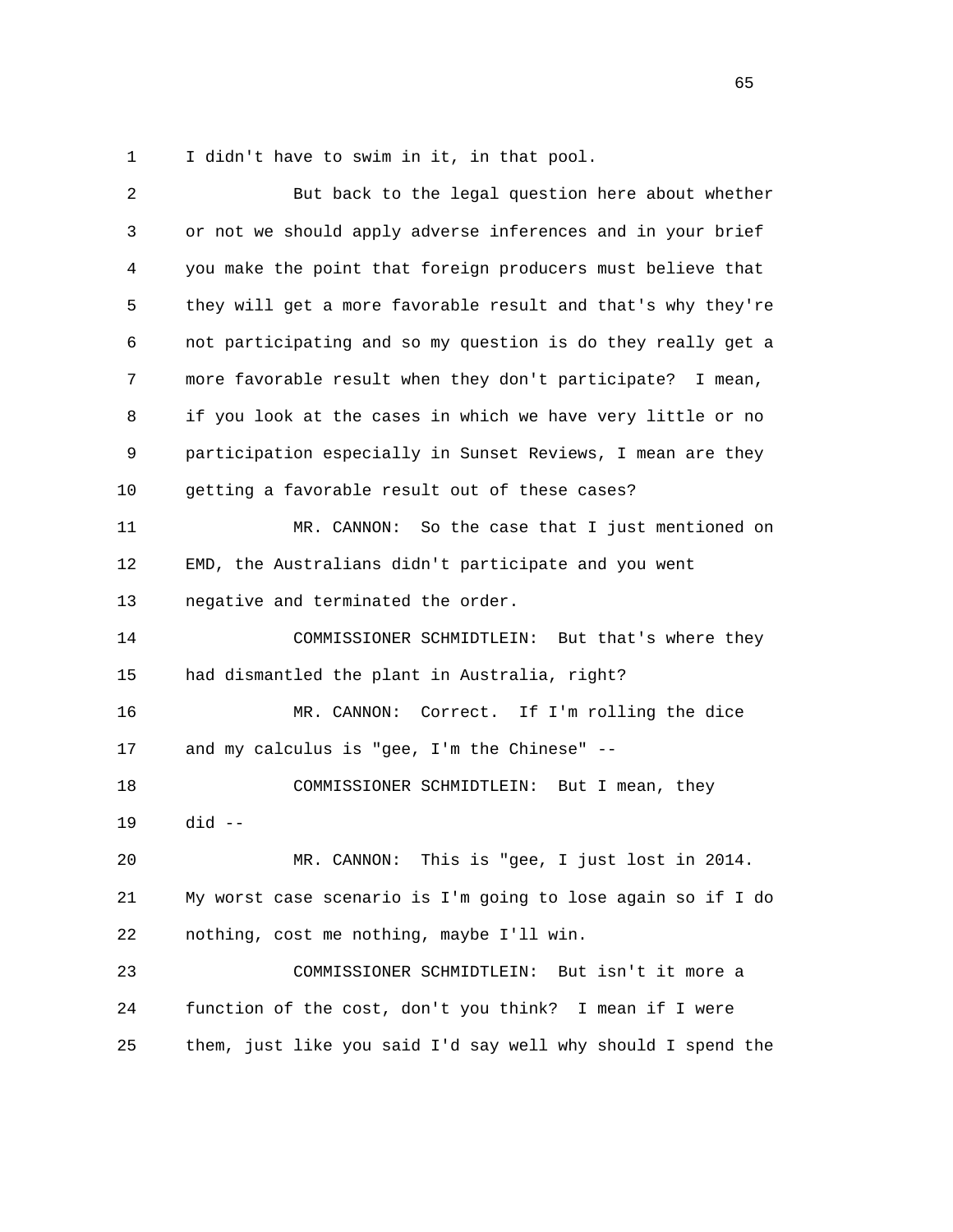I didn't have to swim in it, in that pool.

But back to the legal question here about whether or not we should apply adverse inferences and in your brief you make the point that foreign producers must believe that they will get a more favorable result and that's why they're not participating and so my question is do they really get a more favorable result when they don't participate? I mean, if you look at the cases in which we have very little or no participation especially in Sunset Reviews, I mean are they getting a favorable result out of these cases?

MR. CANNON: So the case that I just mentioned on EMD, the Australians didn't participate and you went negative and terminated the order.

COMMISSIONER SCHMIDTLEIN: But that's where they had dismantled the plant in Australia, right?

MR. CANNON: Correct. If I'm rolling the dice and my calculus is "gee, I'm the Chinese" --

COMMISSIONER SCHMIDTLEIN: But I mean, they did --

MR. CANNON: This is "gee, I just lost in 2014. My worst case scenario is I'm going to lose again so if I do nothing, cost me nothing, maybe I'll win.

COMMISSIONER SCHMIDTLEIN: But isn't it more a function of the cost, don't you think? I mean if I were them, just like you said I'd say well why should I spend the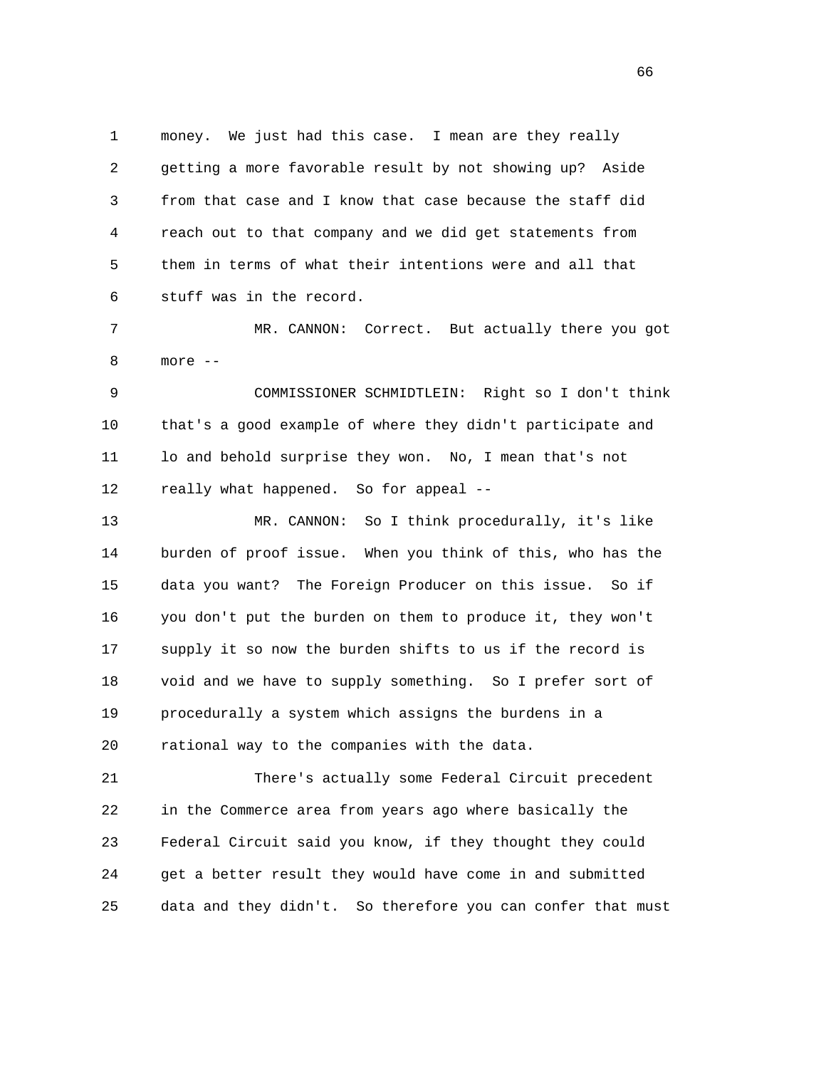money. We just had this case. I mean are they really getting a more favorable result by not showing up? Aside from that case and I know that case because the staff did reach out to that company and we did get statements from them in terms of what their intentions were and all that stuff was in the record.

MR. CANNON: Correct. But actually there you got more --

COMMISSIONER SCHMIDTLEIN: Right so I don't think that's a good example of where they didn't participate and lo and behold surprise they won. No, I mean that's not really what happened. So for appeal --

MR. CANNON: So I think procedurally, it's like burden of proof issue. When you think of this, who has the data you want? The Foreign Producer on this issue. So if you don't put the burden on them to produce it, they won't supply it so now the burden shifts to us if the record is void and we have to supply something. So I prefer sort of procedurally a system which assigns the burdens in a rational way to the companies with the data.

There's actually some Federal Circuit precedent in the Commerce area from years ago where basically the Federal Circuit said you know, if they thought they could get a better result they would have come in and submitted data and they didn't. So therefore you can confer that must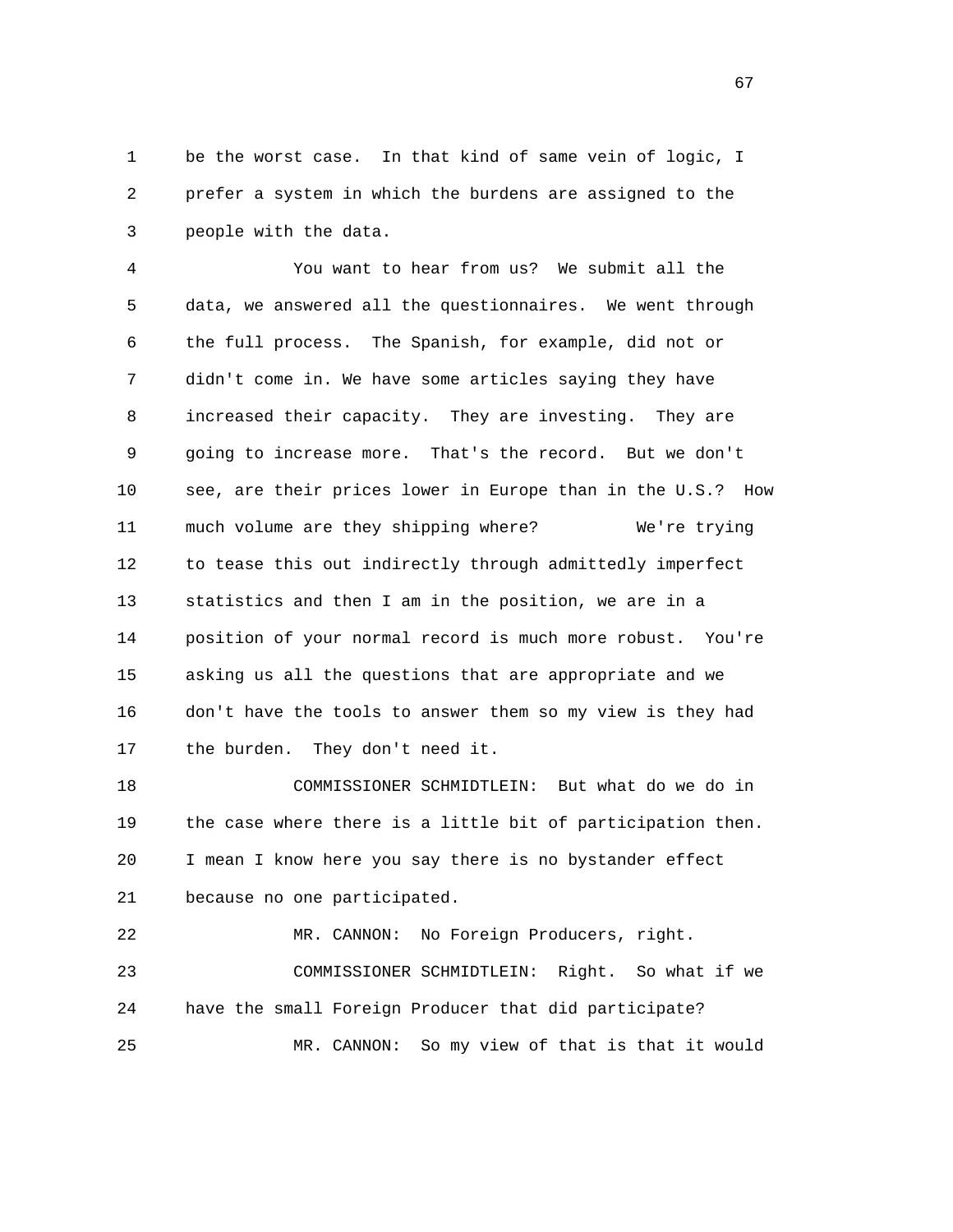be the worst case. In that kind of same vein of logic, I prefer a system in which the burdens are assigned to the people with the data.

You want to hear from us? We submit all the data, we answered all the questionnaires. We went through the full process. The Spanish, for example, did not or didn't come in. We have some articles saying they have increased their capacity. They are investing. They are going to increase more. That's the record. But we don't see, are their prices lower in Europe than in the U.S.? How much volume are they shipping where? We're trying to tease this out indirectly through admittedly imperfect statistics and then I am in the position, we are in a position of your normal record is much more robust. You're asking us all the questions that are appropriate and we don't have the tools to answer them so my view is they had the burden. They don't need it.

COMMISSIONER SCHMIDTLEIN: But what do we do in the case where there is a little bit of participation then. I mean I know here you say there is no bystander effect because no one participated.

MR. CANNON: No Foreign Producers, right.

COMMISSIONER SCHMIDTLEIN: Right. So what if we have the small Foreign Producer that did participate?

MR. CANNON: So my view of that is that it would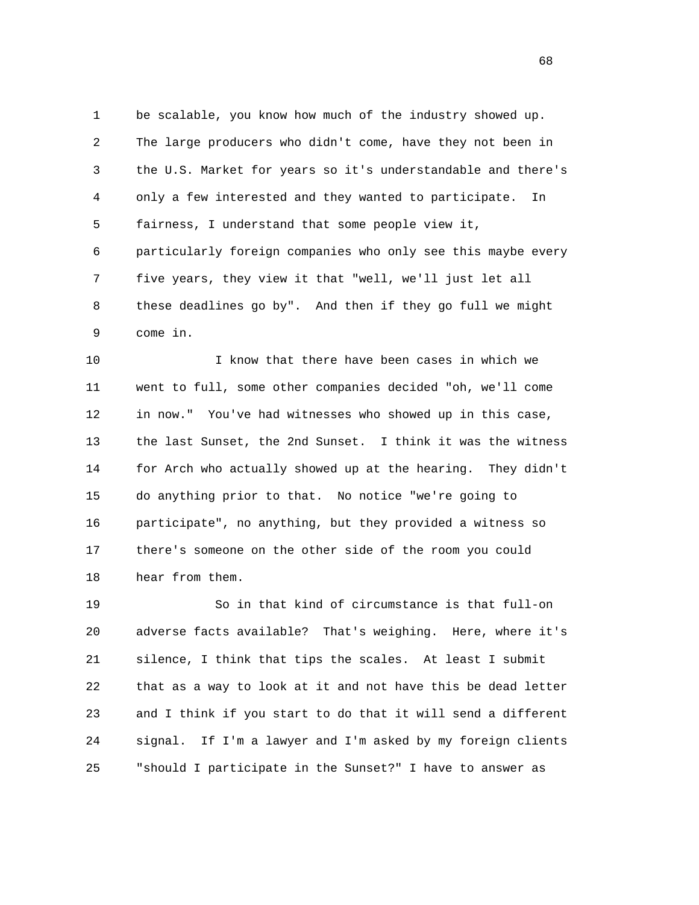be scalable, you know how much of the industry showed up. The large producers who didn't come, have they not been in the U.S. Market for years so it's understandable and there's only a few interested and they wanted to participate. In fairness, I understand that some people view it, particularly foreign companies who only see this maybe every five years, they view it that "well, we'll just let all these deadlines go by". And then if they go full we might come in.

I know that there have been cases in which we went to full, some other companies decided "oh, we'll come in now." You've had witnesses who showed up in this case, the last Sunset, the 2nd Sunset. I think it was the witness for Arch who actually showed up at the hearing. They didn't do anything prior to that. No notice "we're going to participate", no anything, but they provided a witness so there's someone on the other side of the room you could hear from them.

So in that kind of circumstance is that full-on adverse facts available? That's weighing. Here, where it's silence, I think that tips the scales. At least I submit that as a way to look at it and not have this be dead letter and I think if you start to do that it will send a different signal. If I'm a lawyer and I'm asked by my foreign clients "should I participate in the Sunset?" I have to answer as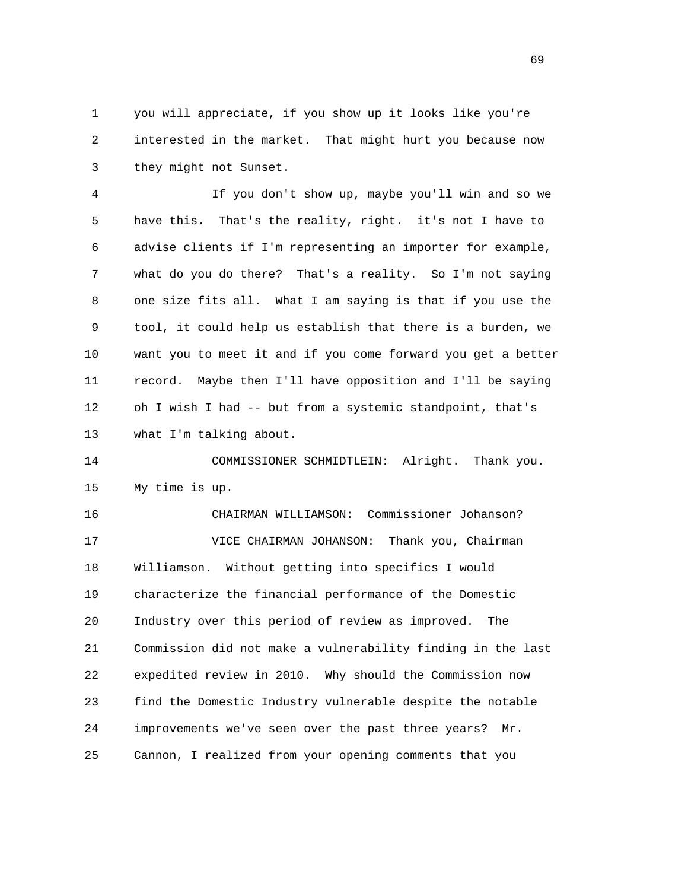you will appreciate, if you show up it looks like you're interested in the market. That might hurt you because now they might not Sunset.

If you don't show up, maybe you'll win and so we have this. That's the reality, right. it's not I have to advise clients if I'm representing an importer for example, what do you do there? That's a reality. So I'm not saying one size fits all. What I am saying is that if you use the tool, it could help us establish that there is a burden, we want you to meet it and if you come forward you get a better record. Maybe then I'll have opposition and I'll be saying oh I wish I had -- but from a systemic standpoint, that's what I'm talking about.

COMMISSIONER SCHMIDTLEIN: Alright. Thank you. My time is up.

CHAIRMAN WILLIAMSON: Commissioner Johanson?

VICE CHAIRMAN JOHANSON: Thank you, Chairman Williamson. Without getting into specifics I would characterize the financial performance of the Domestic Industry over this period of review as improved. The Commission did not make a vulnerability finding in the last expedited review in 2010. Why should the Commission now find the Domestic Industry vulnerable despite the notable improvements we've seen over the past three years? Mr. Cannon, I realized from your opening comments that you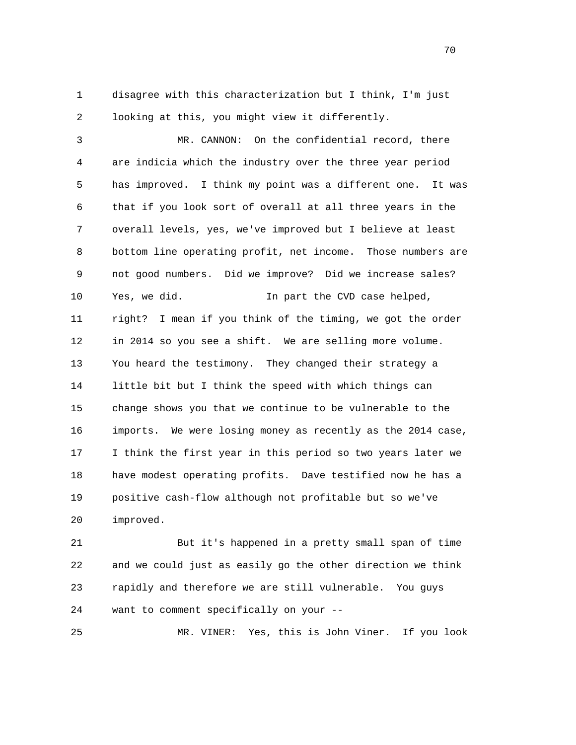1 disagree with this characterization but I think, I'm just
2 looking at this, you might view it differently.

3 MR. CANNON: On the confidential record, there
4 are indicia which the industry over the three year period
5 has improved. I think my point was a different one. It was
6 that if you look sort of overall at all three years in the
7 overall levels, yes, we've improved but I believe at least
8 bottom line operating profit, net income. Those numbers are
9 not good numbers. Did we improve? Did we increase sales?
10 Yes, we did. In part the CVD case helped,
11 right? I mean if you think of the timing, we got the order
12 in 2014 so you see a shift. We are selling more volume.
13 You heard the testimony. They changed their strategy a
14 little bit but I think the speed with which things can
15 change shows you that we continue to be vulnerable to the
16 imports. We were losing money as recently as the 2014 case,
17 I think the first year in this period so two years later we
18 have modest operating profits. Dave testified now he has a
19 positive cash-flow although not profitable but so we've
20 improved.

21 But it's happened in a pretty small span of time
22 and we could just as easily go the other direction we think
23 rapidly and therefore we are still vulnerable. You guys
24 want to comment specifically on your --

25 MR. VINER: Yes, this is John Viner. If you look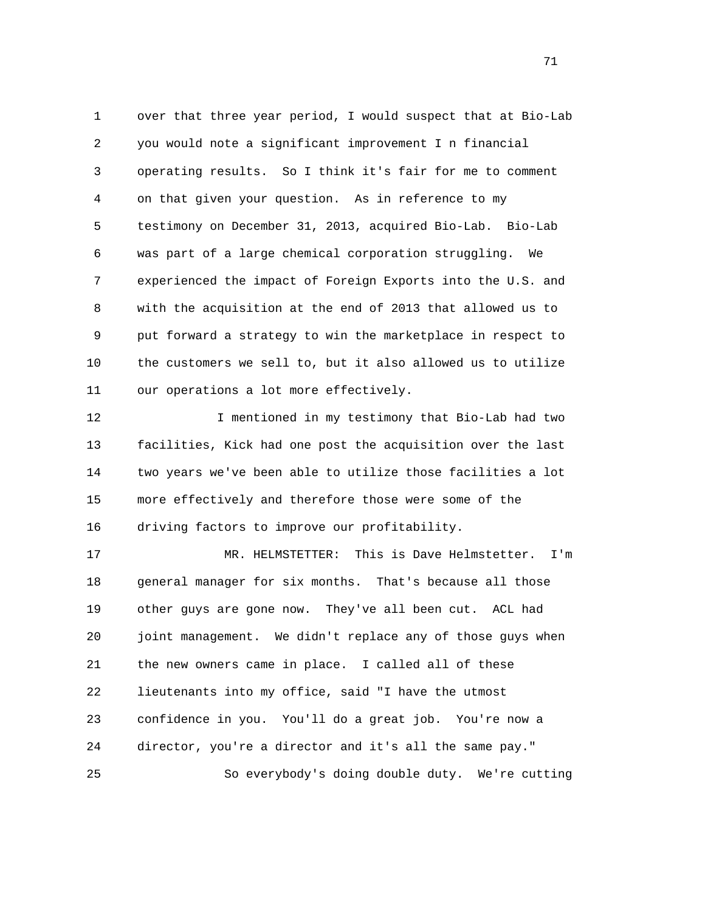over that three year period, I would suspect that at Bio-Lab you would note a significant improvement I n financial operating results. So I think it's fair for me to comment on that given your question. As in reference to my testimony on December 31, 2013, acquired Bio-Lab. Bio-Lab was part of a large chemical corporation struggling. We experienced the impact of Foreign Exports into the U.S. and with the acquisition at the end of 2013 that allowed us to put forward a strategy to win the marketplace in respect to the customers we sell to, but it also allowed us to utilize our operations a lot more effectively.

I mentioned in my testimony that Bio-Lab had two facilities, Kick had one post the acquisition over the last two years we've been able to utilize those facilities a lot more effectively and therefore those were some of the driving factors to improve our profitability.

MR. HELMSTETTER: This is Dave Helmstetter. I'm general manager for six months. That's because all those other guys are gone now. They've all been cut. ACL had joint management. We didn't replace any of those guys when the new owners came in place. I called all of these lieutenants into my office, said "I have the utmost confidence in you. You'll do a great job. You're now a director, you're a director and it's all the same pay."

So everybody's doing double duty. We're cutting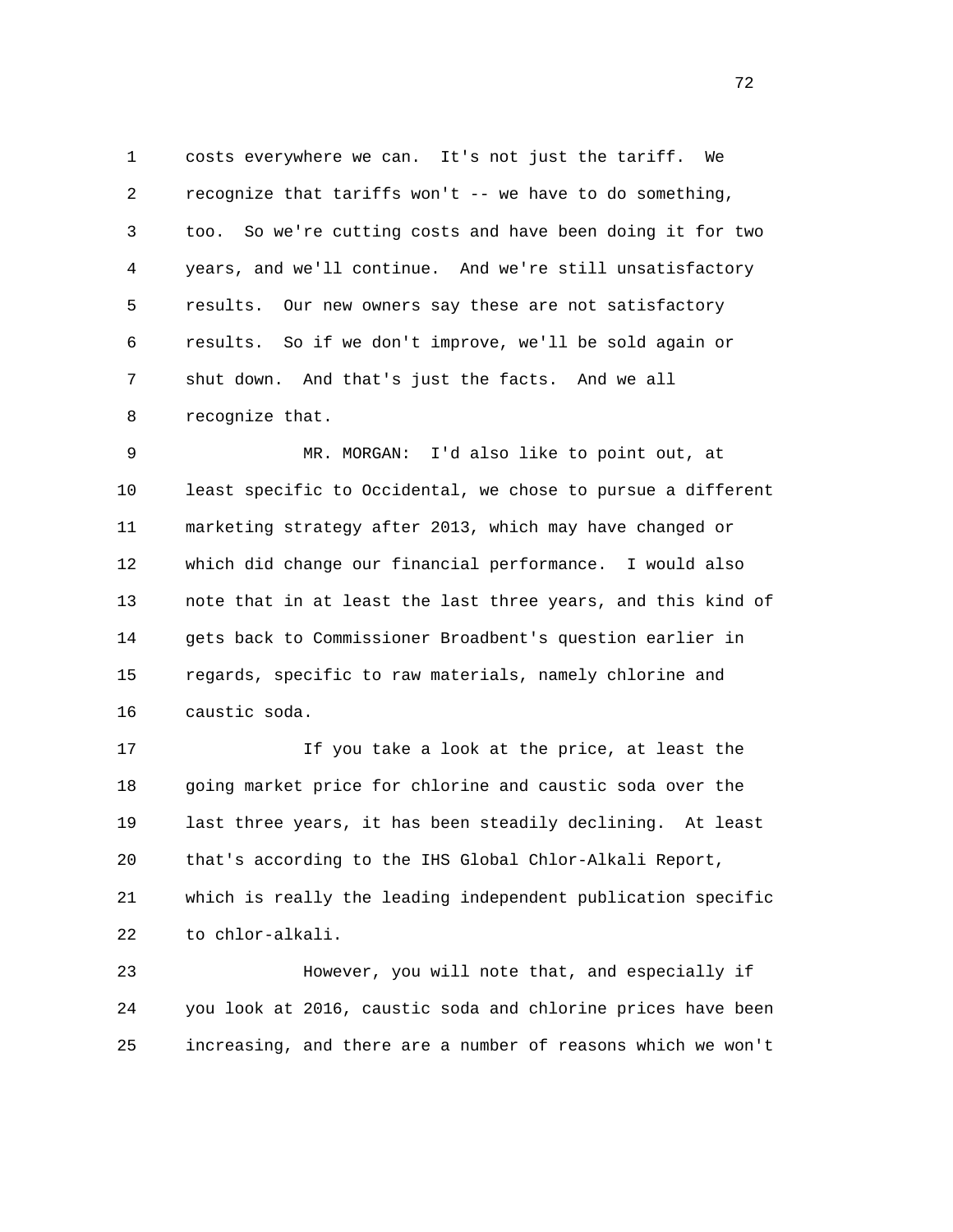costs everywhere we can. It's not just the tariff. We recognize that tariffs won't -- we have to do something, too. So we're cutting costs and have been doing it for two years, and we'll continue. And we're still unsatisfactory results. Our new owners say these are not satisfactory results. So if we don't improve, we'll be sold again or shut down. And that's just the facts. And we all recognize that.

MR. MORGAN: I'd also like to point out, at least specific to Occidental, we chose to pursue a different marketing strategy after 2013, which may have changed or which did change our financial performance. I would also note that in at least the last three years, and this kind of gets back to Commissioner Broadbent's question earlier in regards, specific to raw materials, namely chlorine and caustic soda.

If you take a look at the price, at least the going market price for chlorine and caustic soda over the last three years, it has been steadily declining. At least that's according to the IHS Global Chlor-Alkali Report, which is really the leading independent publication specific to chlor-alkali.

However, you will note that, and especially if you look at 2016, caustic soda and chlorine prices have been increasing, and there are a number of reasons which we won't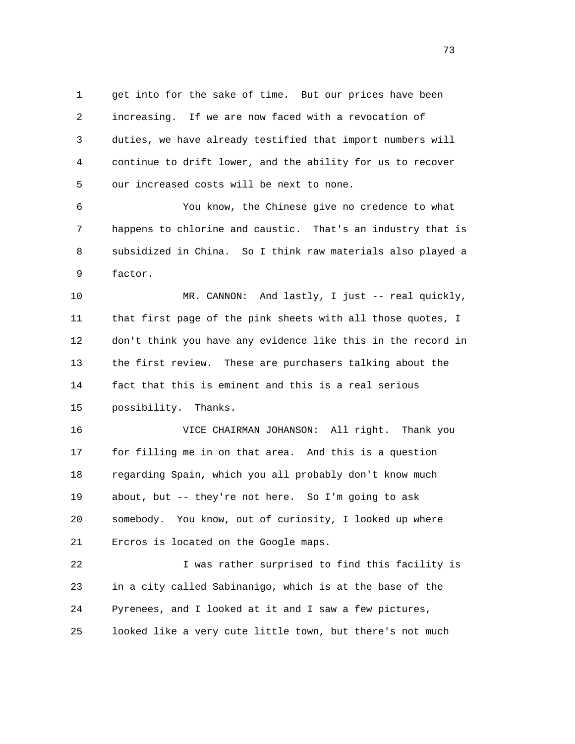get into for the sake of time. But our prices have been increasing. If we are now faced with a revocation of duties, we have already testified that import numbers will continue to drift lower, and the ability for us to recover our increased costs will be next to none.

You know, the Chinese give no credence to what happens to chlorine and caustic. That's an industry that is subsidized in China. So I think raw materials also played a factor.

MR. CANNON: And lastly, I just -- real quickly, that first page of the pink sheets with all those quotes, I don't think you have any evidence like this in the record in the first review. These are purchasers talking about the fact that this is eminent and this is a real serious possibility. Thanks.

VICE CHAIRMAN JOHANSON: All right. Thank you for filling me in on that area. And this is a question regarding Spain, which you all probably don't know much about, but -- they're not here. So I'm going to ask somebody. You know, out of curiosity, I looked up where Ercros is located on the Google maps.

I was rather surprised to find this facility is in a city called Sabinanigo, which is at the base of the Pyrenees, and I looked at it and I saw a few pictures, looked like a very cute little town, but there's not much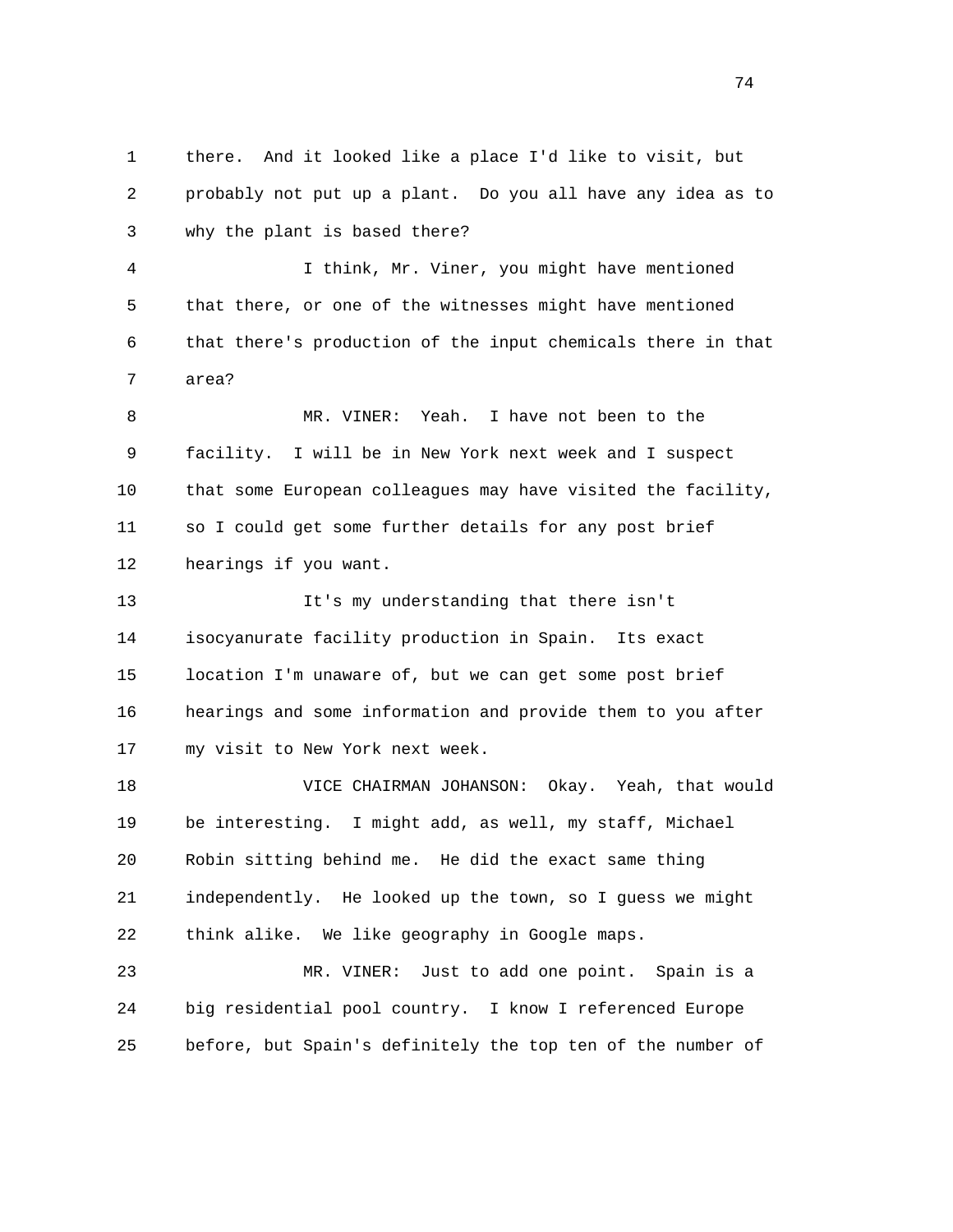there. And it looked like a place I'd like to visit, but probably not put up a plant. Do you all have any idea as to why the plant is based there?

I think, Mr. Viner, you might have mentioned that there, or one of the witnesses might have mentioned that there's production of the input chemicals there in that area?

MR. VINER: Yeah. I have not been to the facility. I will be in New York next week and I suspect that some European colleagues may have visited the facility, so I could get some further details for any post brief hearings if you want.

It's my understanding that there isn't isocyanurate facility production in Spain. Its exact location I'm unaware of, but we can get some post brief hearings and some information and provide them to you after my visit to New York next week.

VICE CHAIRMAN JOHANSON: Okay. Yeah, that would be interesting. I might add, as well, my staff, Michael Robin sitting behind me. He did the exact same thing independently. He looked up the town, so I guess we might think alike. We like geography in Google maps.

MR. VINER: Just to add one point. Spain is a big residential pool country. I know I referenced Europe before, but Spain's definitely the top ten of the number of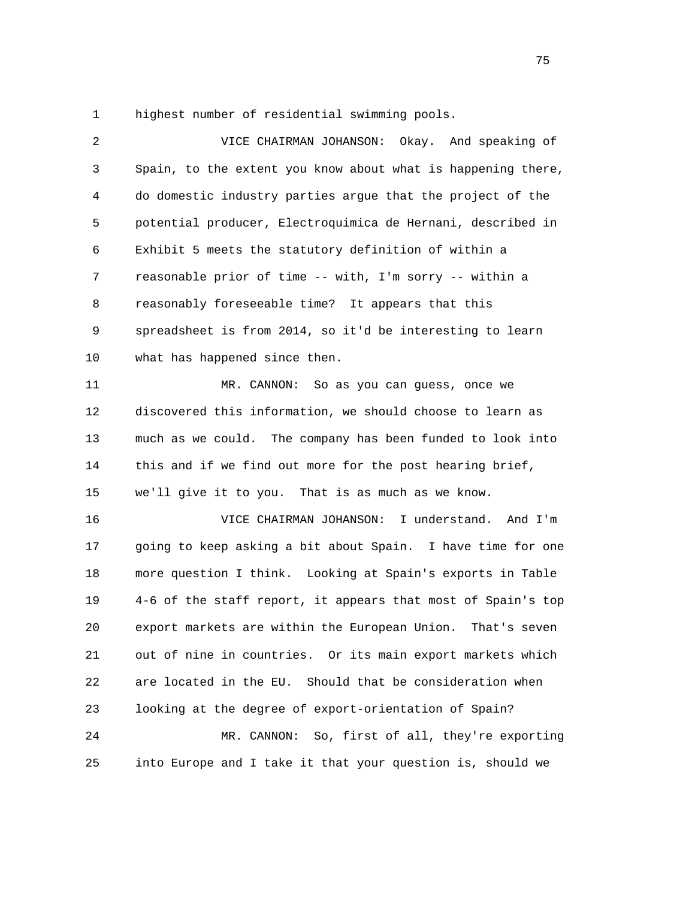1 highest number of residential swimming pools.

2 VICE CHAIRMAN JOHANSON: Okay. And speaking of

3 Spain, to the extent you know about what is happening there,

4 do domestic industry parties argue that the project of the

5 potential producer, Electroquimica de Hernani, described in

6 Exhibit 5 meets the statutory definition of within a

7 reasonable prior of time -- with, I'm sorry -- within a

8 reasonably foreseeable time? It appears that this

9 spreadsheet is from 2014, so it'd be interesting to learn

10 what has happened since then.

11 MR. CANNON: So as you can guess, once we

12 discovered this information, we should choose to learn as

13 much as we could. The company has been funded to look into

14 this and if we find out more for the post hearing brief,

15 we'll give it to you. That is as much as we know.

16 VICE CHAIRMAN JOHANSON: I understand. And I'm

17 going to keep asking a bit about Spain. I have time for one

18 more question I think. Looking at Spain's exports in Table

19 4-6 of the staff report, it appears that most of Spain's top

20 export markets are within the European Union. That's seven

21 out of nine in countries. Or its main export markets which

22 are located in the EU. Should that be consideration when

23 looking at the degree of export-orientation of Spain?

24 MR. CANNON: So, first of all, they're exporting

25 into Europe and I take it that your question is, should we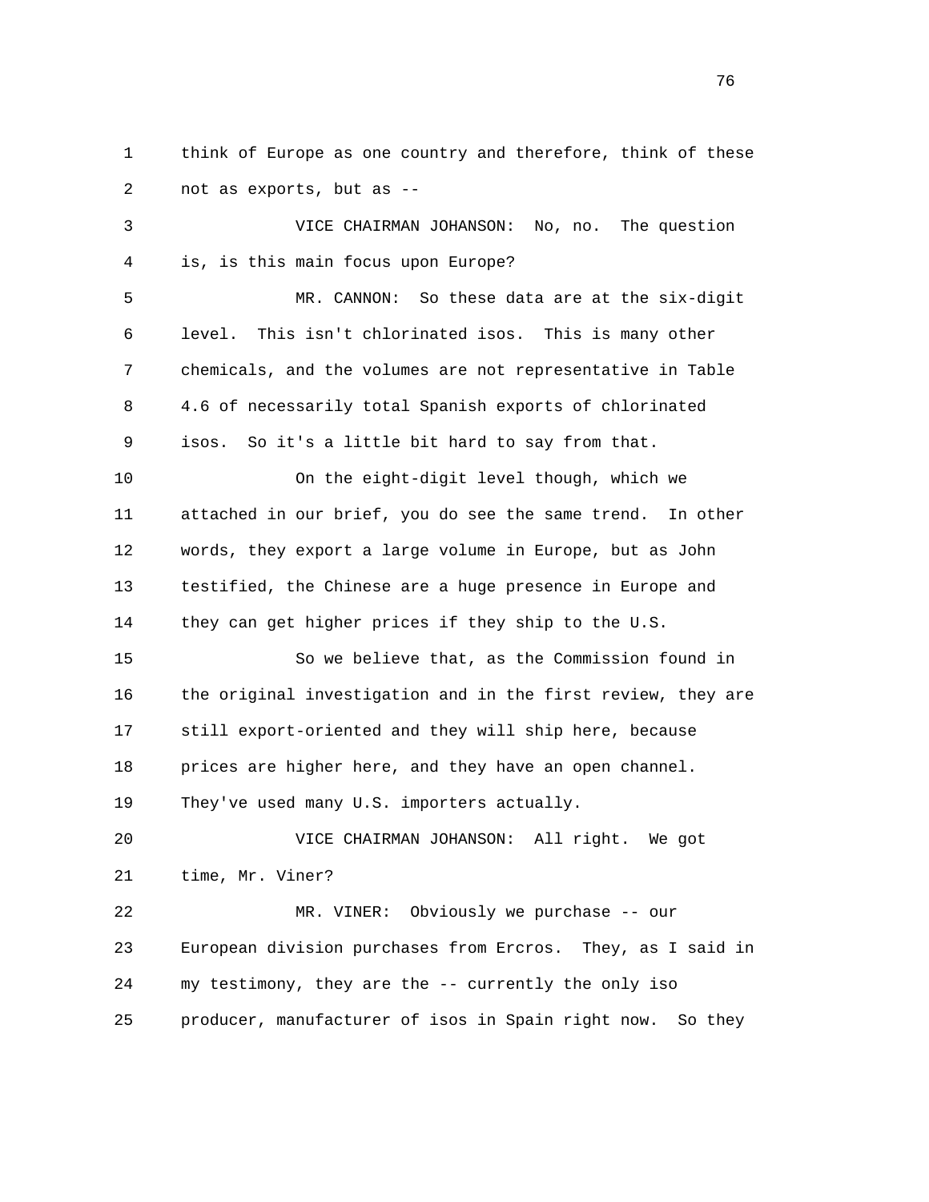think of Europe as one country and therefore, think of these not as exports, but as --

VICE CHAIRMAN JOHANSON: No, no. The question is, is this main focus upon Europe?

MR. CANNON: So these data are at the six-digit level. This isn't chlorinated isos. This is many other chemicals, and the volumes are not representative in Table 4.6 of necessarily total Spanish exports of chlorinated isos. So it's a little bit hard to say from that.

On the eight-digit level though, which we attached in our brief, you do see the same trend. In other words, they export a large volume in Europe, but as John testified, the Chinese are a huge presence in Europe and they can get higher prices if they ship to the U.S.

So we believe that, as the Commission found in the original investigation and in the first review, they are still export-oriented and they will ship here, because prices are higher here, and they have an open channel. They've used many U.S. importers actually.

VICE CHAIRMAN JOHANSON: All right. We got time, Mr. Viner?

MR. VINER: Obviously we purchase -- our European division purchases from Ercros. They, as I said in my testimony, they are the -- currently the only iso producer, manufacturer of isos in Spain right now. So they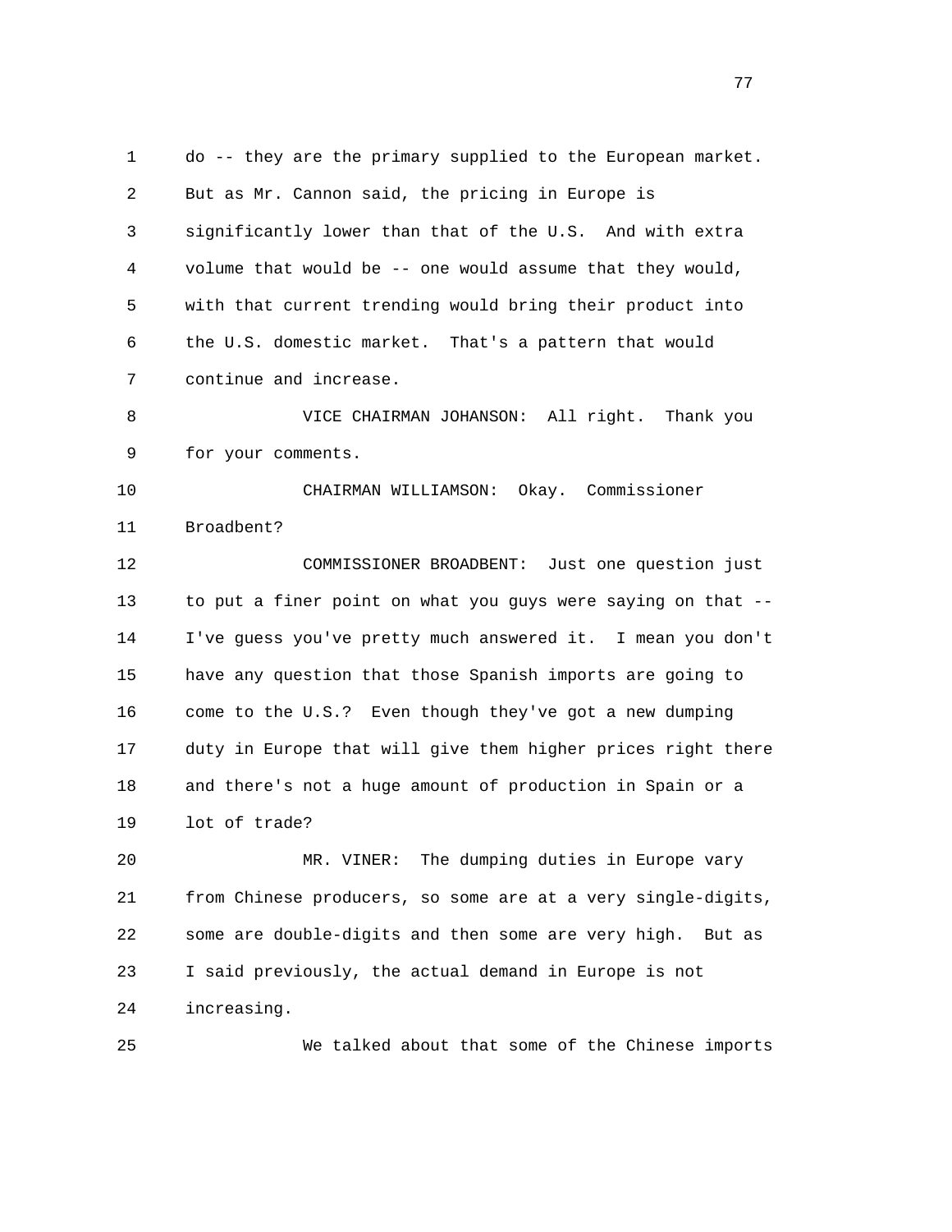do -- they are the primary supplied to the European market. But as Mr. Cannon said, the pricing in Europe is significantly lower than that of the U.S. And with extra volume that would be -- one would assume that they would, with that current trending would bring their product into the U.S. domestic market. That's a pattern that would continue and increase.

VICE CHAIRMAN JOHANSON: All right. Thank you for your comments.

CHAIRMAN WILLIAMSON: Okay. Commissioner Broadbent?

COMMISSIONER BROADBENT: Just one question just to put a finer point on what you guys were saying on that -- I've guess you've pretty much answered it. I mean you don't have any question that those Spanish imports are going to come to the U.S.? Even though they've got a new dumping duty in Europe that will give them higher prices right there and there's not a huge amount of production in Spain or a lot of trade?

MR. VINER: The dumping duties in Europe vary from Chinese producers, so some are at a very single-digits, some are double-digits and then some are very high. But as I said previously, the actual demand in Europe is not increasing.

We talked about that some of the Chinese imports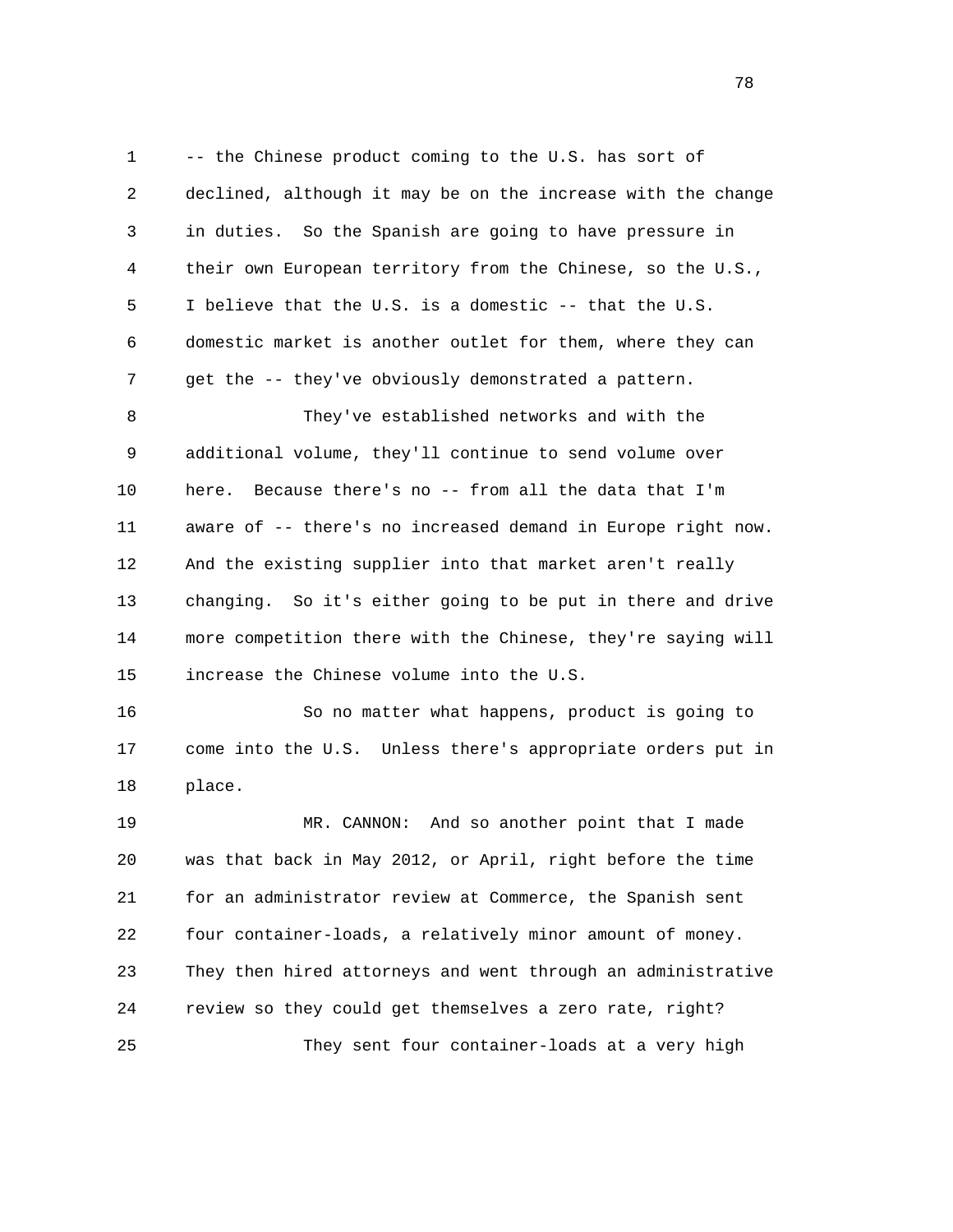-- the Chinese product coming to the U.S. has sort of declined, although it may be on the increase with the change in duties. So the Spanish are going to have pressure in their own European territory from the Chinese, so the U.S., I believe that the U.S. is a domestic -- that the U.S. domestic market is another outlet for them, where they can get the -- they've obviously demonstrated a pattern.

They've established networks and with the additional volume, they'll continue to send volume over here. Because there's no -- from all the data that I'm aware of -- there's no increased demand in Europe right now. And the existing supplier into that market aren't really changing. So it's either going to be put in there and drive more competition there with the Chinese, they're saying will increase the Chinese volume into the U.S.

So no matter what happens, product is going to come into the U.S. Unless there's appropriate orders put in place.

MR. CANNON: And so another point that I made was that back in May 2012, or April, right before the time for an administrator review at Commerce, the Spanish sent four container-loads, a relatively minor amount of money. They then hired attorneys and went through an administrative review so they could get themselves a zero rate, right?

They sent four container-loads at a very high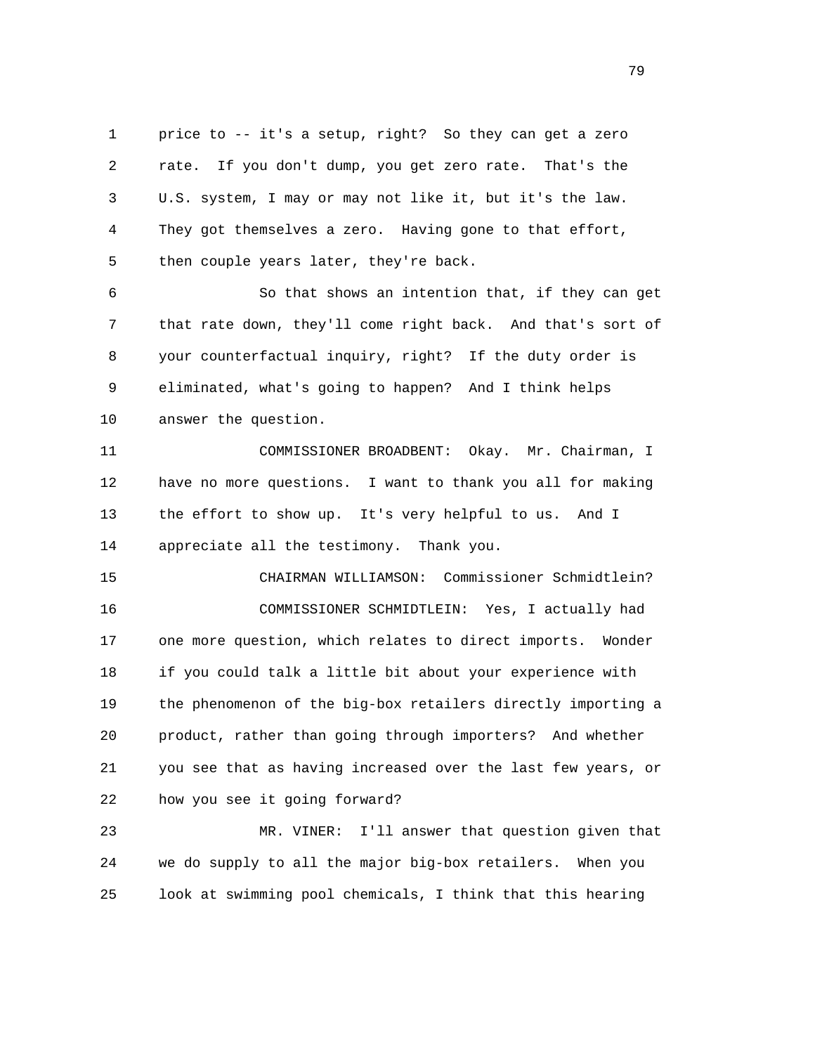price to -- it's a setup, right? So they can get a zero rate. If you don't dump, you get zero rate. That's the U.S. system, I may or may not like it, but it's the law. They got themselves a zero. Having gone to that effort, then couple years later, they're back.

So that shows an intention that, if they can get that rate down, they'll come right back. And that's sort of your counterfactual inquiry, right? If the duty order is eliminated, what's going to happen? And I think helps answer the question.

COMMISSIONER BROADBENT: Okay. Mr. Chairman, I have no more questions. I want to thank you all for making the effort to show up. It's very helpful to us. And I appreciate all the testimony. Thank you.

CHAIRMAN WILLIAMSON: Commissioner Schmidtlein?

COMMISSIONER SCHMIDTLEIN: Yes, I actually had one more question, which relates to direct imports. Wonder if you could talk a little bit about your experience with the phenomenon of the big-box retailers directly importing a product, rather than going through importers? And whether you see that as having increased over the last few years, or how you see it going forward?

MR. VINER: I'll answer that question given that we do supply to all the major big-box retailers. When you look at swimming pool chemicals, I think that this hearing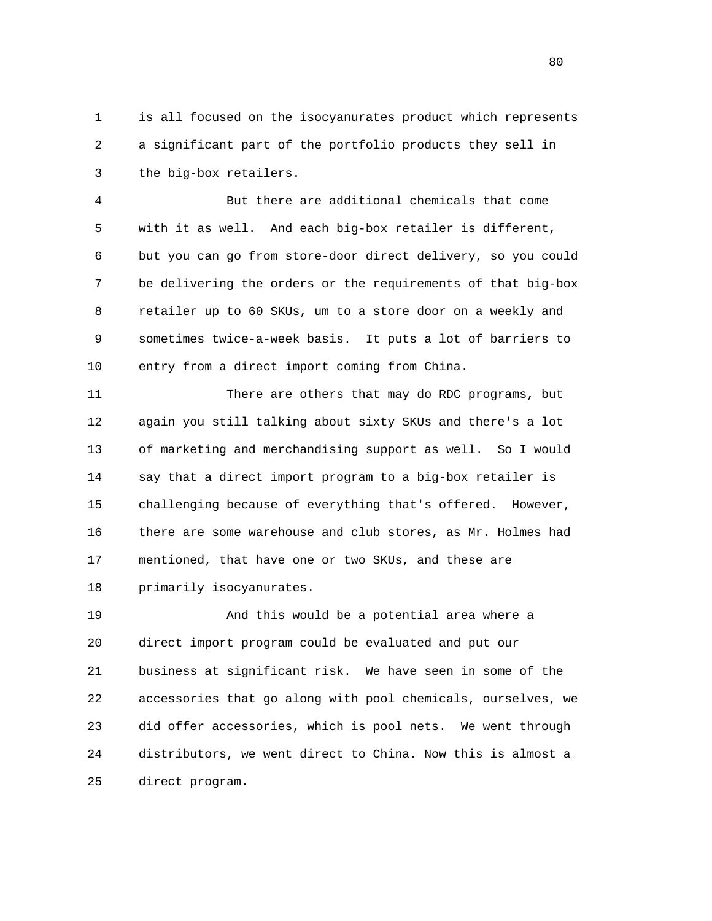is all focused on the isocyanurates product which represents a significant part of the portfolio products they sell in the big-box retailers.

But there are additional chemicals that come with it as well. And each big-box retailer is different, but you can go from store-door direct delivery, so you could be delivering the orders or the requirements of that big-box retailer up to 60 SKUs, um to a store door on a weekly and sometimes twice-a-week basis. It puts a lot of barriers to entry from a direct import coming from China.

There are others that may do RDC programs, but again you still talking about sixty SKUs and there's a lot of marketing and merchandising support as well. So I would say that a direct import program to a big-box retailer is challenging because of everything that's offered. However, there are some warehouse and club stores, as Mr. Holmes had mentioned, that have one or two SKUs, and these are primarily isocyanurates.

And this would be a potential area where a direct import program could be evaluated and put our business at significant risk. We have seen in some of the accessories that go along with pool chemicals, ourselves, we did offer accessories, which is pool nets. We went through distributors, we went direct to China. Now this is almost a direct program.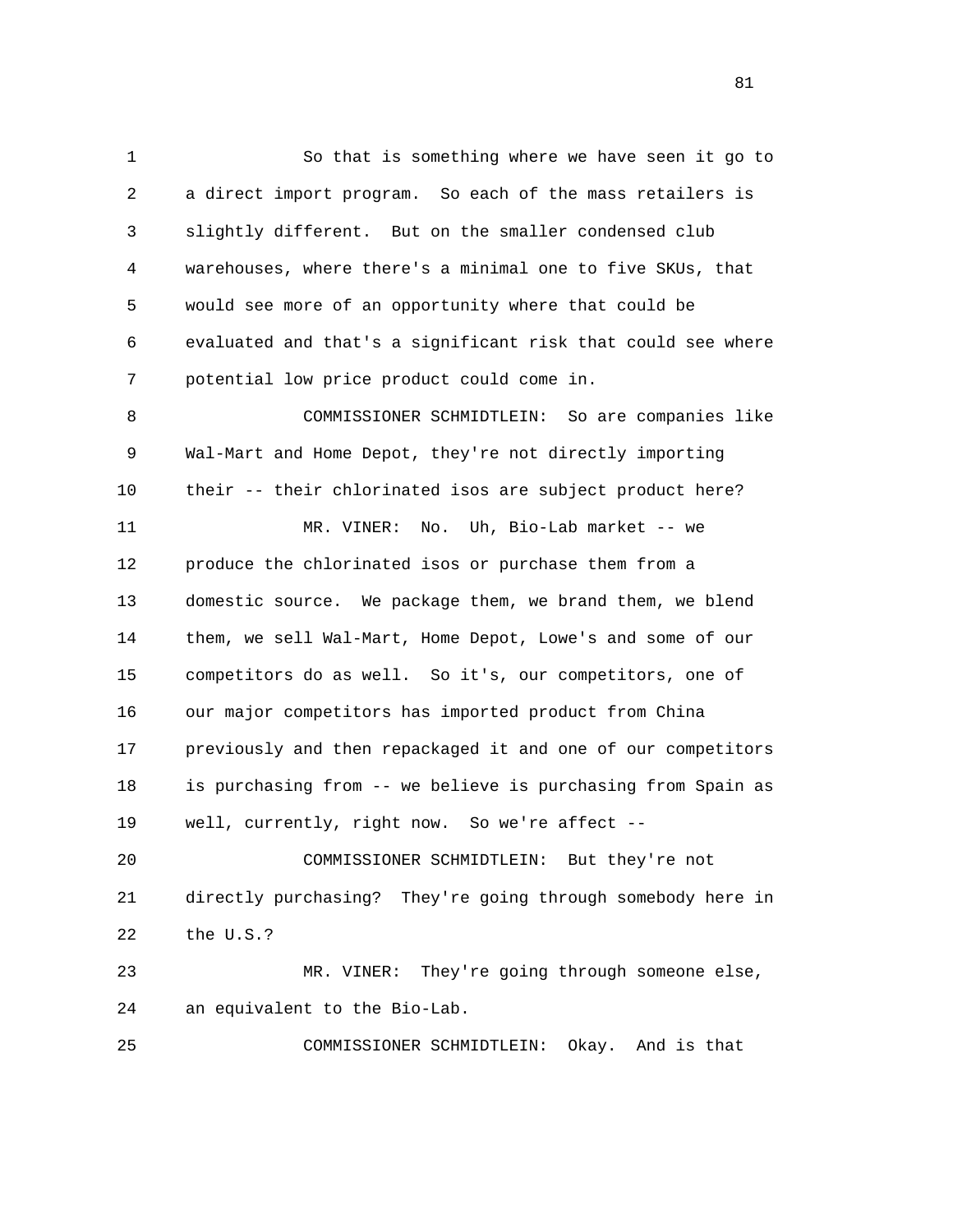So that is something where we have seen it go to a direct import program. So each of the mass retailers is slightly different. But on the smaller condensed club warehouses, where there's a minimal one to five SKUs, that would see more of an opportunity where that could be evaluated and that's a significant risk that could see where potential low price product could come in.

COMMISSIONER SCHMIDTLEIN: So are companies like Wal-Mart and Home Depot, they're not directly importing their -- their chlorinated isos are subject product here?

MR. VINER: No. Uh, Bio-Lab market -- we produce the chlorinated isos or purchase them from a domestic source. We package them, we brand them, we blend them, we sell Wal-Mart, Home Depot, Lowe's and some of our competitors do as well. So it's, our competitors, one of our major competitors has imported product from China previously and then repackaged it and one of our competitors is purchasing from -- we believe is purchasing from Spain as well, currently, right now. So we're affect --

COMMISSIONER SCHMIDTLEIN: But they're not directly purchasing? They're going through somebody here in the U.S.?

MR. VINER: They're going through someone else, an equivalent to the Bio-Lab.

COMMISSIONER SCHMIDTLEIN: Okay. And is that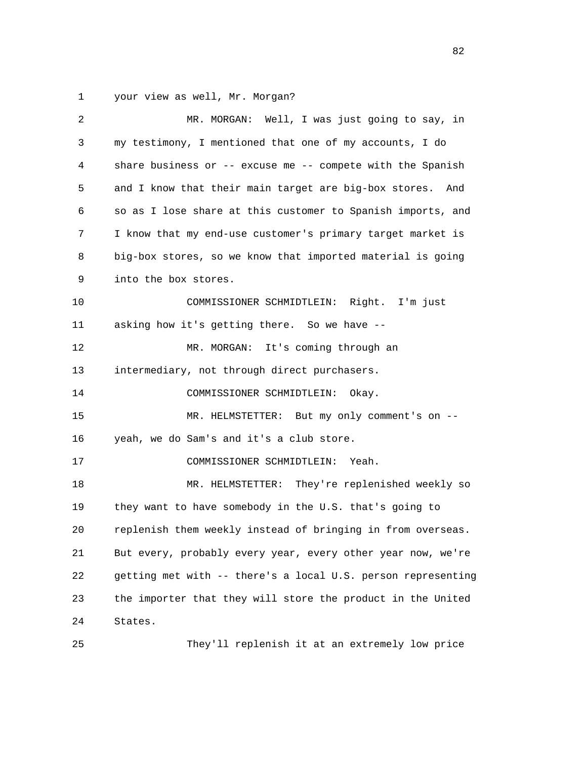your view as well, Mr. Morgan?

MR. MORGAN: Well, I was just going to say, in my testimony, I mentioned that one of my accounts, I do share business or -- excuse me -- compete with the Spanish and I know that their main target are big-box stores. And so as I lose share at this customer to Spanish imports, and I know that my end-use customer's primary target market is big-box stores, so we know that imported material is going into the box stores.

COMMISSIONER SCHMIDTLEIN: Right. I'm just asking how it's getting there. So we have --

MR. MORGAN: It's coming through an intermediary, not through direct purchasers.

COMMISSIONER SCHMIDTLEIN: Okay.

MR. HELMSTETTER: But my only comment's on -- yeah, we do Sam's and it's a club store.

COMMISSIONER SCHMIDTLEIN: Yeah.

MR. HELMSTETTER: They're replenished weekly so they want to have somebody in the U.S. that's going to replenish them weekly instead of bringing in from overseas. But every, probably every year, every other year now, we're getting met with -- there's a local U.S. person representing the importer that they will store the product in the United States.

They'll replenish it at an extremely low price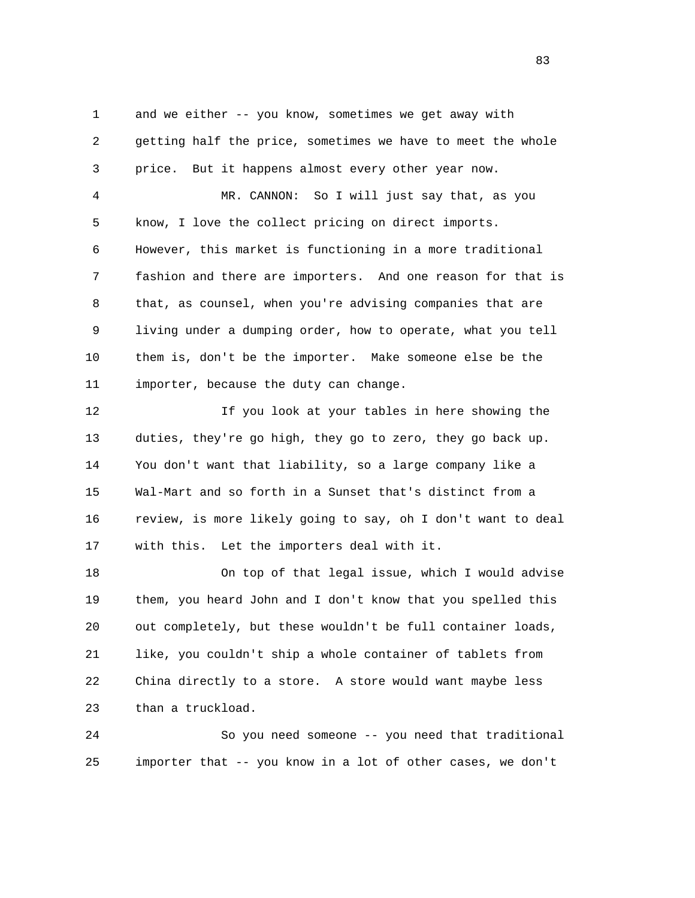and we either -- you know, sometimes we get away with getting half the price, sometimes we have to meet the whole price. But it happens almost every other year now.

MR. CANNON: So I will just say that, as you know, I love the collect pricing on direct imports. However, this market is functioning in a more traditional fashion and there are importers. And one reason for that is that, as counsel, when you're advising companies that are living under a dumping order, how to operate, what you tell them is, don't be the importer. Make someone else be the importer, because the duty can change.

If you look at your tables in here showing the duties, they're go high, they go to zero, they go back up. You don't want that liability, so a large company like a Wal-Mart and so forth in a Sunset that's distinct from a review, is more likely going to say, oh I don't want to deal with this. Let the importers deal with it.

On top of that legal issue, which I would advise them, you heard John and I don't know that you spelled this out completely, but these wouldn't be full container loads, like, you couldn't ship a whole container of tablets from China directly to a store. A store would want maybe less than a truckload.

So you need someone -- you need that traditional importer that -- you know in a lot of other cases, we don't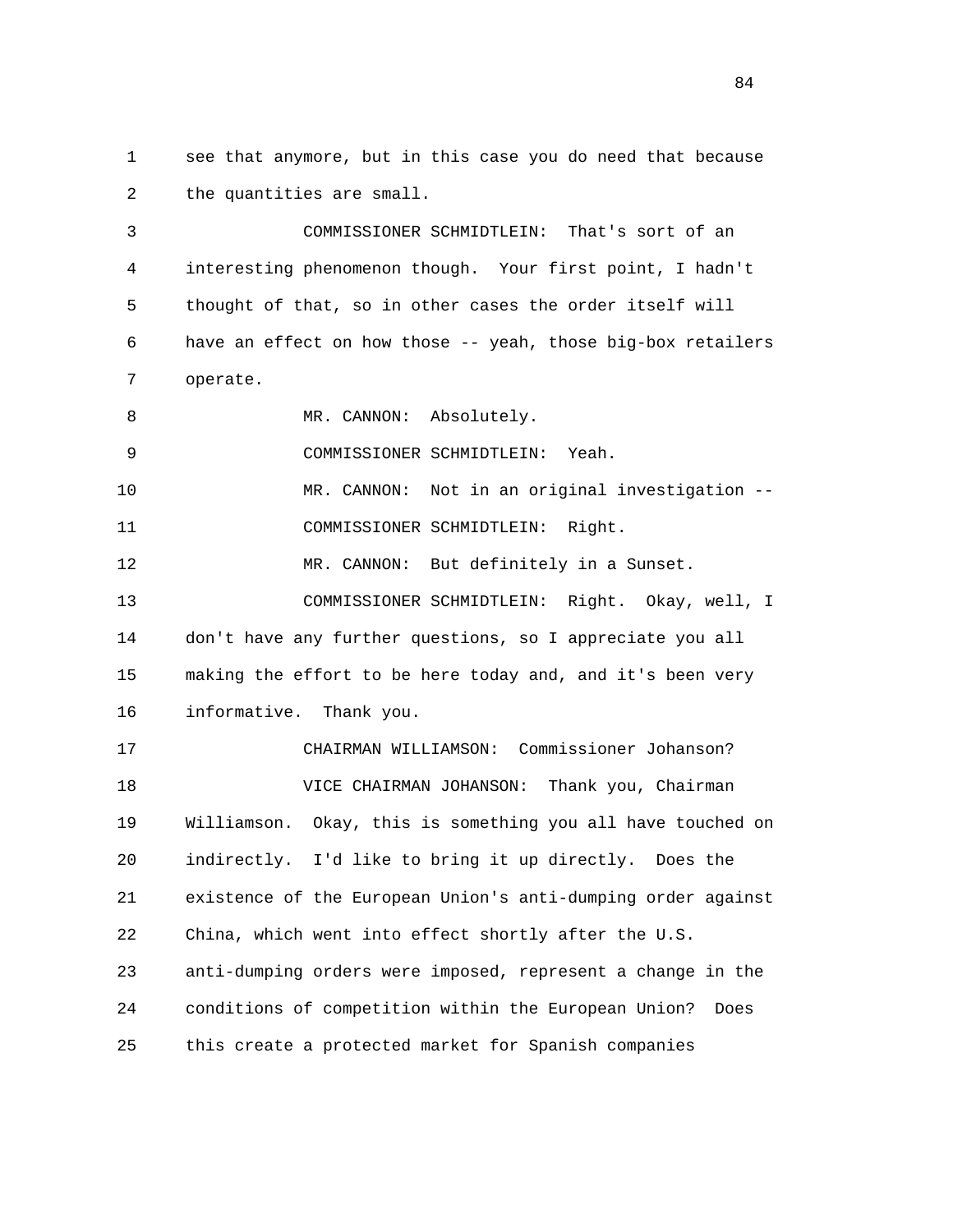see that anymore, but in this case you do need that because the quantities are small.

COMMISSIONER SCHMIDTLEIN: That's sort of an interesting phenomenon though. Your first point, I hadn't thought of that, so in other cases the order itself will have an effect on how those -- yeah, those big-box retailers operate.

MR. CANNON: Absolutely.

COMMISSIONER SCHMIDTLEIN: Yeah.

MR. CANNON: Not in an original investigation --

COMMISSIONER SCHMIDTLEIN: Right.

MR. CANNON: But definitely in a Sunset.

COMMISSIONER SCHMIDTLEIN: Right. Okay, well, I don't have any further questions, so I appreciate you all making the effort to be here today and, and it's been very informative. Thank you.

CHAIRMAN WILLIAMSON: Commissioner Johanson?

VICE CHAIRMAN JOHANSON: Thank you, Chairman Williamson. Okay, this is something you all have touched on indirectly. I'd like to bring it up directly. Does the existence of the European Union's anti-dumping order against China, which went into effect shortly after the U.S. anti-dumping orders were imposed, represent a change in the conditions of competition within the European Union? Does this create a protected market for Spanish companies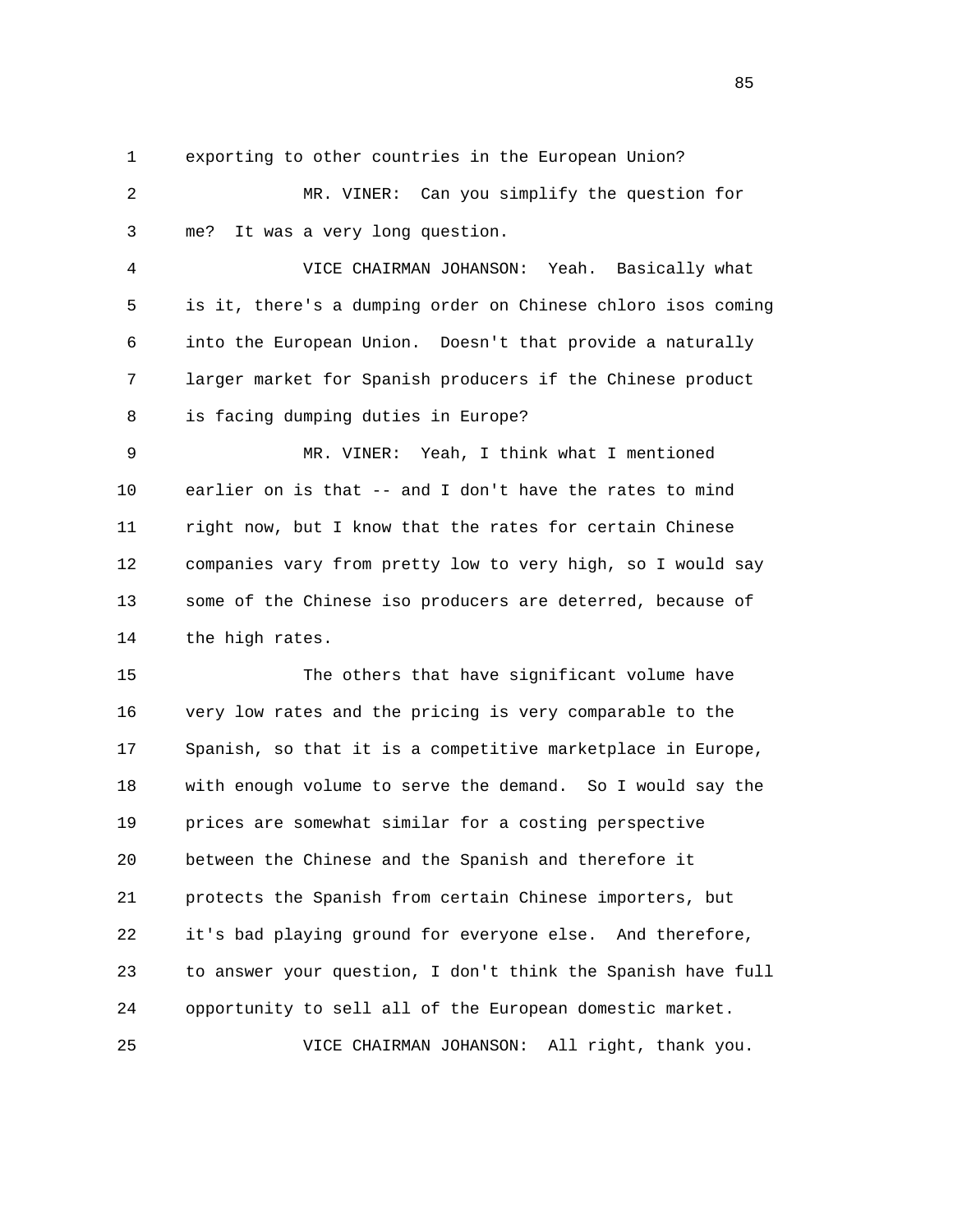exporting to other countries in the European Union?

MR. VINER: Can you simplify the question for me? It was a very long question.

VICE CHAIRMAN JOHANSON: Yeah. Basically what is it, there's a dumping order on Chinese chloro isos coming into the European Union. Doesn't that provide a naturally larger market for Spanish producers if the Chinese product is facing dumping duties in Europe?

MR. VINER: Yeah, I think what I mentioned earlier on is that -- and I don't have the rates to mind right now, but I know that the rates for certain Chinese companies vary from pretty low to very high, so I would say some of the Chinese iso producers are deterred, because of the high rates.

The others that have significant volume have very low rates and the pricing is very comparable to the Spanish, so that it is a competitive marketplace in Europe, with enough volume to serve the demand. So I would say the prices are somewhat similar for a costing perspective between the Chinese and the Spanish and therefore it protects the Spanish from certain Chinese importers, but it's bad playing ground for everyone else. And therefore, to answer your question, I don't think the Spanish have full opportunity to sell all of the European domestic market.

VICE CHAIRMAN JOHANSON: All right, thank you.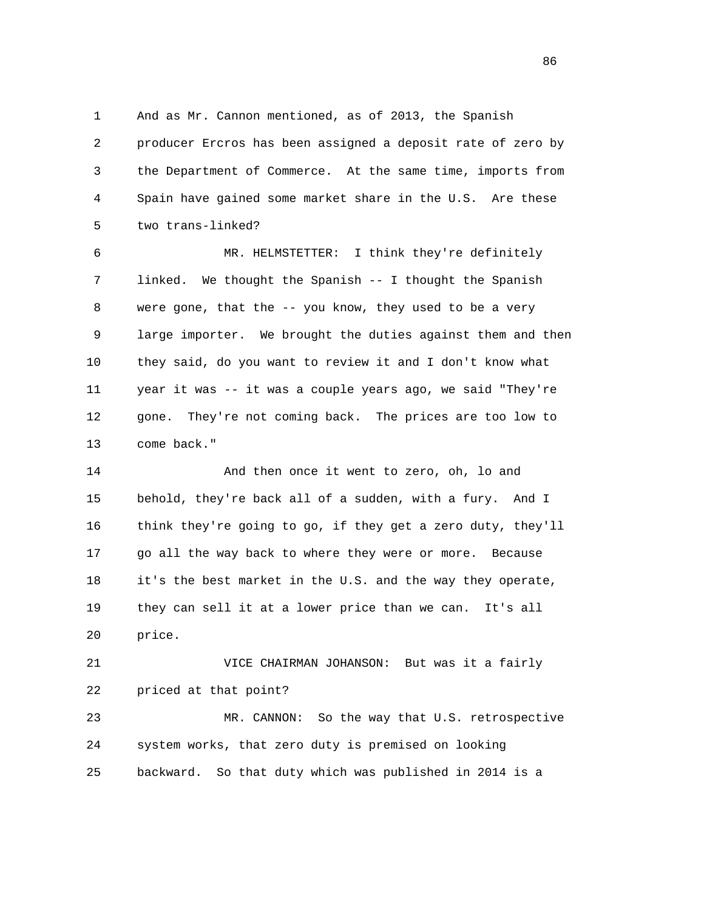And as Mr. Cannon mentioned, as of 2013, the Spanish producer Ercros has been assigned a deposit rate of zero by the Department of Commerce. At the same time, imports from Spain have gained some market share in the U.S. Are these two trans-linked?

MR. HELMSTETTER: I think they're definitely linked. We thought the Spanish -- I thought the Spanish were gone, that the -- you know, they used to be a very large importer. We brought the duties against them and then they said, do you want to review it and I don't know what year it was -- it was a couple years ago, we said "They're gone. They're not coming back. The prices are too low to come back."

And then once it went to zero, oh, lo and behold, they're back all of a sudden, with a fury. And I think they're going to go, if they get a zero duty, they'll go all the way back to where they were or more. Because it's the best market in the U.S. and the way they operate, they can sell it at a lower price than we can. It's all price.

VICE CHAIRMAN JOHANSON: But was it a fairly priced at that point?

MR. CANNON: So the way that U.S. retrospective system works, that zero duty is premised on looking backward. So that duty which was published in 2014 is a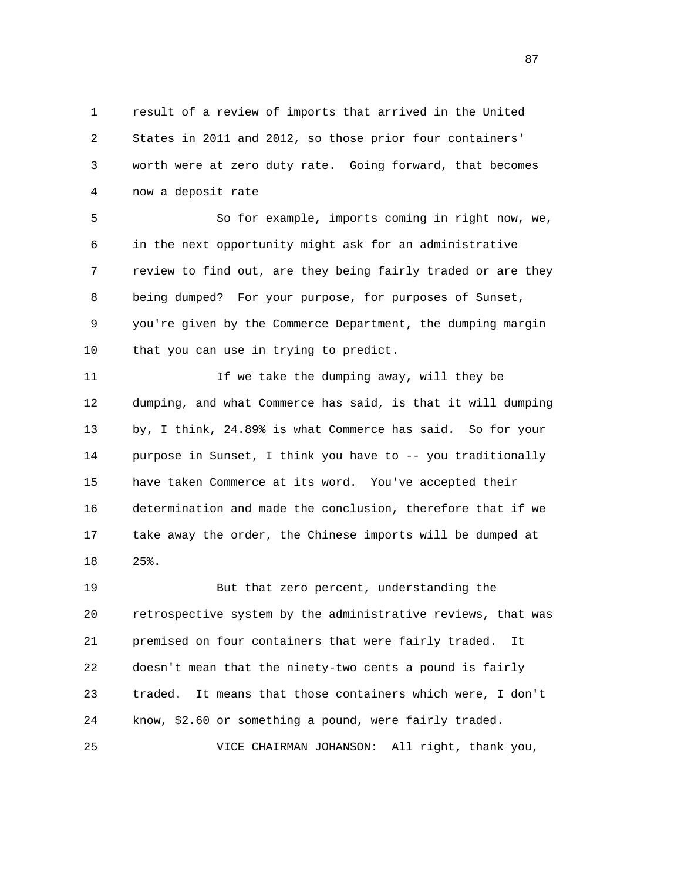result of a review of imports that arrived in the United States in 2011 and 2012, so those prior four containers' worth were at zero duty rate. Going forward, that becomes now a deposit rate

So for example, imports coming in right now, we, in the next opportunity might ask for an administrative review to find out, are they being fairly traded or are they being dumped? For your purpose, for purposes of Sunset, you're given by the Commerce Department, the dumping margin that you can use in trying to predict.

If we take the dumping away, will they be dumping, and what Commerce has said, is that it will dumping by, I think, 24.89% is what Commerce has said. So for your purpose in Sunset, I think you have to -- you traditionally have taken Commerce at its word. You've accepted their determination and made the conclusion, therefore that if we take away the order, the Chinese imports will be dumped at 25%.

But that zero percent, understanding the retrospective system by the administrative reviews, that was premised on four containers that were fairly traded. It doesn't mean that the ninety-two cents a pound is fairly traded. It means that those containers which were, I don't know, $2.60 or something a pound, were fairly traded.

VICE CHAIRMAN JOHANSON: All right, thank you,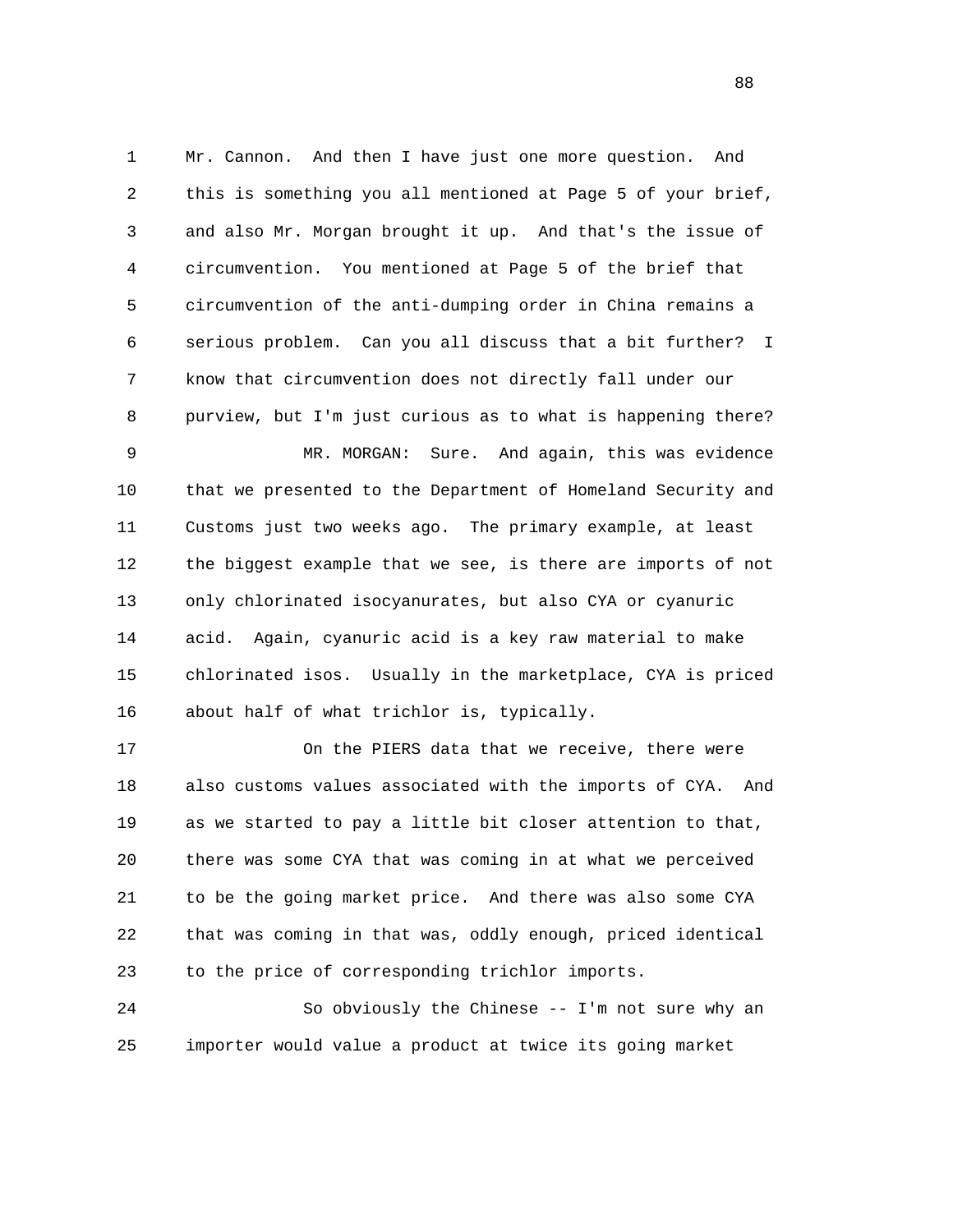Mr. Cannon. And then I have just one more question. And this is something you all mentioned at Page 5 of your brief, and also Mr. Morgan brought it up. And that's the issue of circumvention. You mentioned at Page 5 of the brief that circumvention of the anti-dumping order in China remains a serious problem. Can you all discuss that a bit further? I know that circumvention does not directly fall under our purview, but I'm just curious as to what is happening there?

MR. MORGAN: Sure. And again, this was evidence that we presented to the Department of Homeland Security and Customs just two weeks ago. The primary example, at least the biggest example that we see, is there are imports of not only chlorinated isocyanurates, but also CYA or cyanuric acid. Again, cyanuric acid is a key raw material to make chlorinated isos. Usually in the marketplace, CYA is priced about half of what trichlor is, typically.

On the PIERS data that we receive, there were also customs values associated with the imports of CYA. And as we started to pay a little bit closer attention to that, there was some CYA that was coming in at what we perceived to be the going market price. And there was also some CYA that was coming in that was, oddly enough, priced identical to the price of corresponding trichlor imports.

So obviously the Chinese -- I'm not sure why an importer would value a product at twice its going market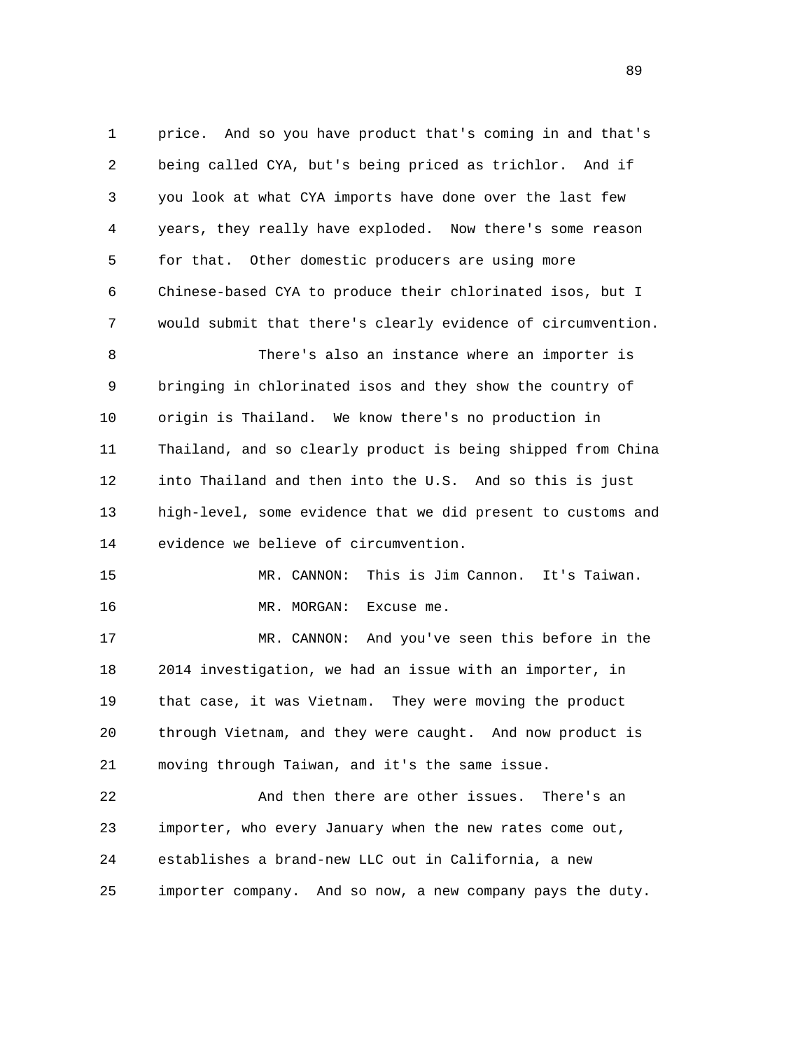price. And so you have product that's coming in and that's being called CYA, but's being priced as trichlor. And if you look at what CYA imports have done over the last few years, they really have exploded. Now there's some reason for that. Other domestic producers are using more Chinese-based CYA to produce their chlorinated isos, but I would submit that there's clearly evidence of circumvention.

There's also an instance where an importer is bringing in chlorinated isos and they show the country of origin is Thailand. We know there's no production in Thailand, and so clearly product is being shipped from China into Thailand and then into the U.S. And so this is just high-level, some evidence that we did present to customs and evidence we believe of circumvention.

MR. CANNON: This is Jim Cannon. It's Taiwan.

MR. MORGAN: Excuse me.

MR. CANNON: And you've seen this before in the 2014 investigation, we had an issue with an importer, in that case, it was Vietnam. They were moving the product through Vietnam, and they were caught. And now product is moving through Taiwan, and it's the same issue.

And then there are other issues. There's an importer, who every January when the new rates come out, establishes a brand-new LLC out in California, a new importer company. And so now, a new company pays the duty.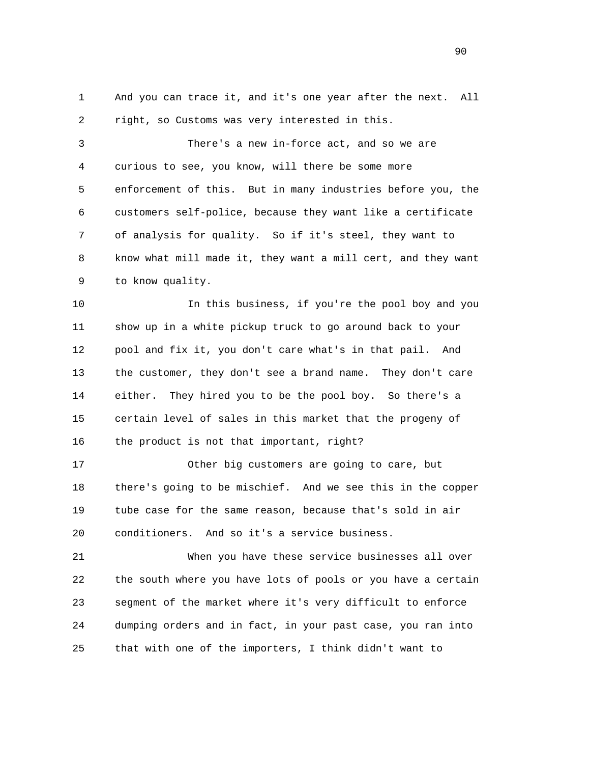And you can trace it, and it's one year after the next. All right, so Customs was very interested in this.

There's a new in-force act, and so we are curious to see, you know, will there be some more enforcement of this. But in many industries before you, the customers self-police, because they want like a certificate of analysis for quality. So if it's steel, they want to know what mill made it, they want a mill cert, and they want to know quality.

In this business, if you're the pool boy and you show up in a white pickup truck to go around back to your pool and fix it, you don't care what's in that pail. And the customer, they don't see a brand name. They don't care either. They hired you to be the pool boy. So there's a certain level of sales in this market that the progeny of the product is not that important, right?

Other big customers are going to care, but there's going to be mischief. And we see this in the copper tube case for the same reason, because that's sold in air conditioners. And so it's a service business.

When you have these service businesses all over the south where you have lots of pools or you have a certain segment of the market where it's very difficult to enforce dumping orders and in fact, in your past case, you ran into that with one of the importers, I think didn't want to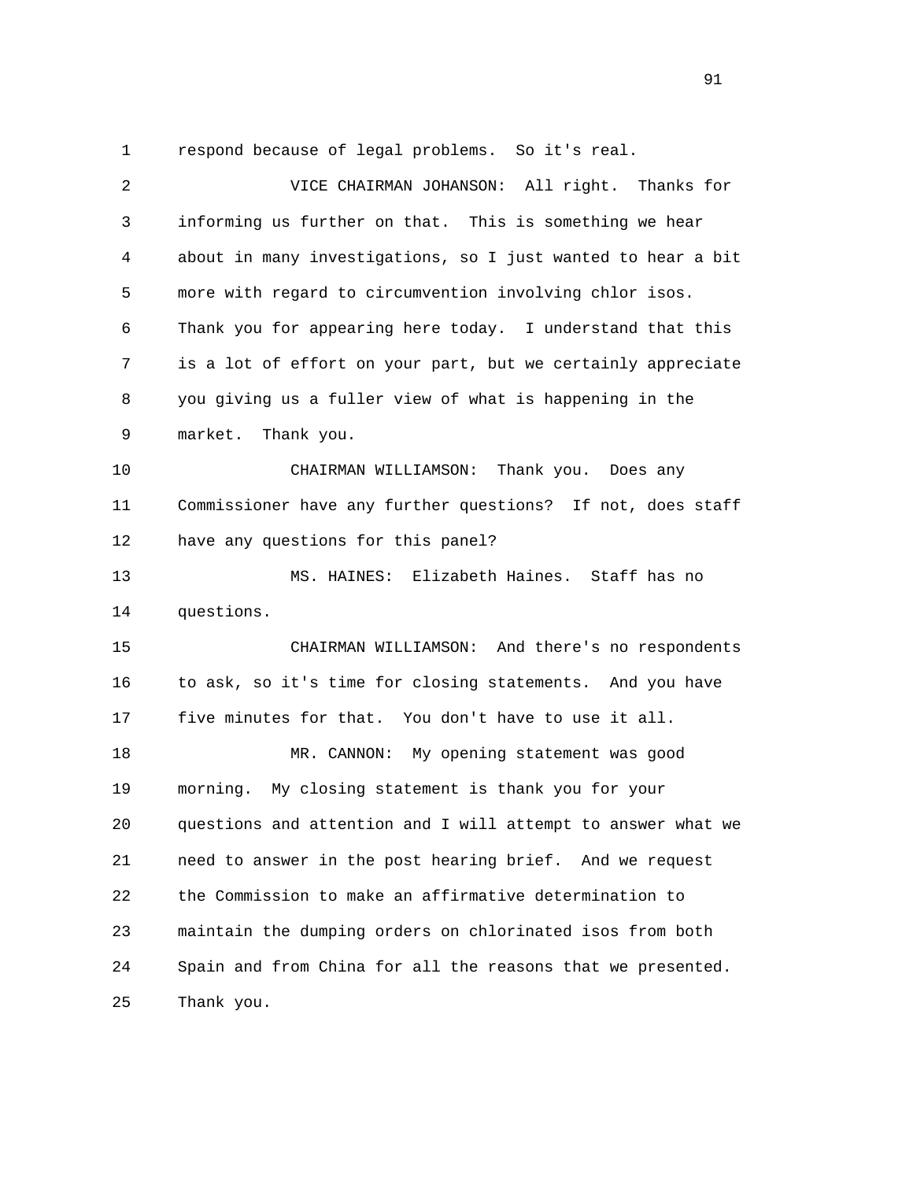respond because of legal problems. So it's real.

VICE CHAIRMAN JOHANSON: All right. Thanks for informing us further on that. This is something we hear about in many investigations, so I just wanted to hear a bit more with regard to circumvention involving chlor isos. Thank you for appearing here today. I understand that this is a lot of effort on your part, but we certainly appreciate you giving us a fuller view of what is happening in the market. Thank you.

CHAIRMAN WILLIAMSON: Thank you. Does any Commissioner have any further questions? If not, does staff have any questions for this panel?

MS. HAINES: Elizabeth Haines. Staff has no questions.

CHAIRMAN WILLIAMSON: And there's no respondents to ask, so it's time for closing statements. And you have five minutes for that. You don't have to use it all.

MR. CANNON: My opening statement was good morning. My closing statement is thank you for your questions and attention and I will attempt to answer what we need to answer in the post hearing brief. And we request the Commission to make an affirmative determination to maintain the dumping orders on chlorinated isos from both Spain and from China for all the reasons that we presented. Thank you.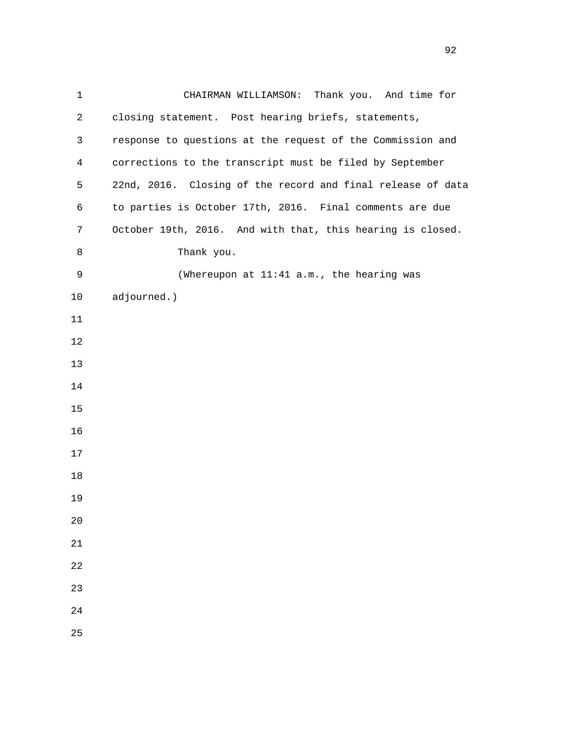CHAIRMAN WILLIAMSON: Thank you. And time for closing statement. Post hearing briefs, statements, response to questions at the request of the Commission and corrections to the transcript must be filed by September 22nd, 2016. Closing of the record and final release of data to parties is October 17th, 2016. Final comments are due October 19th, 2016. And with that, this hearing is closed.

Thank you.

(Whereupon at 11:41 a.m., the hearing was adjourned.)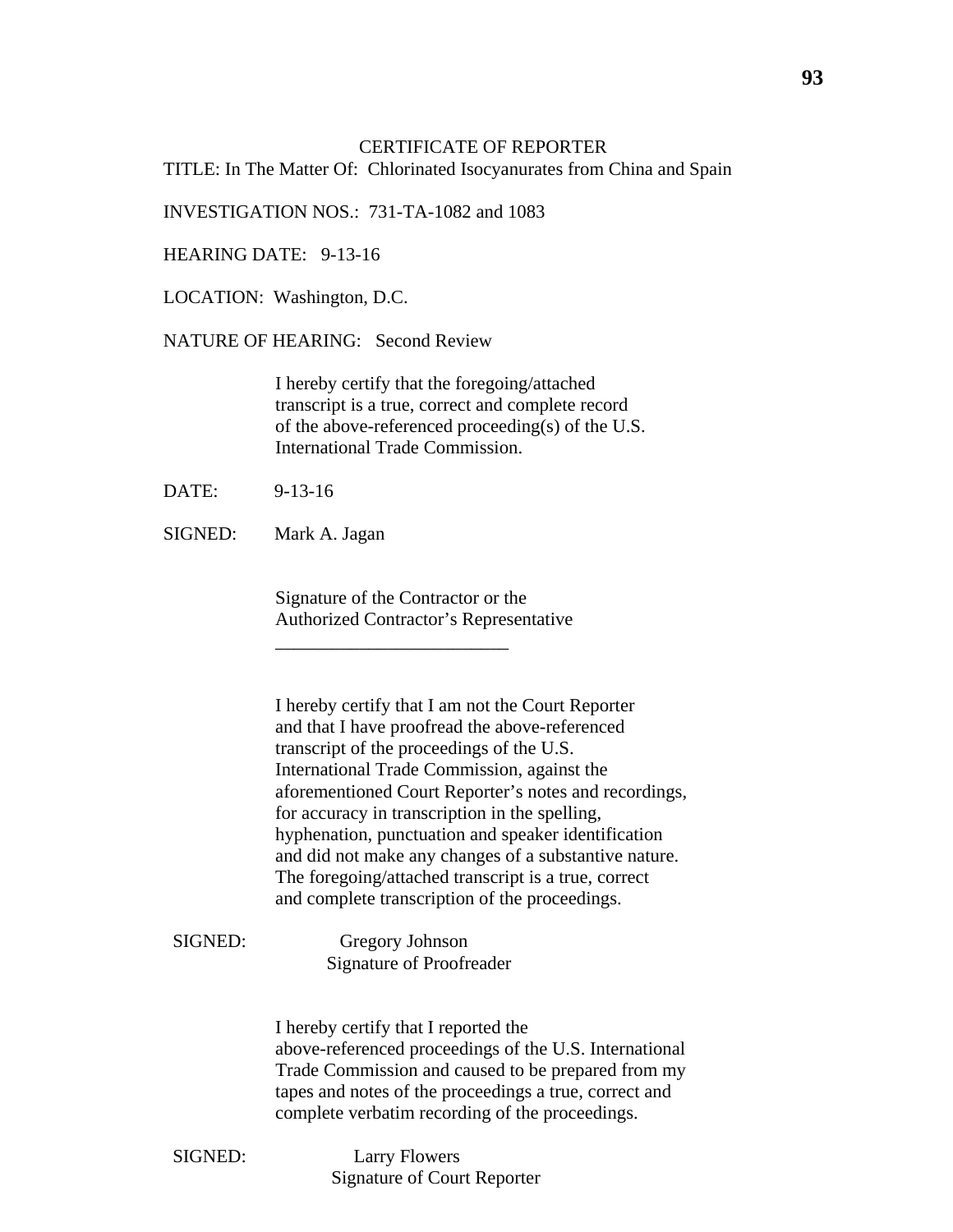CERTIFICATE OF REPORTER

TITLE: In The Matter Of: Chlorinated Isocyanurates from China and Spain

INVESTIGATION NOS.: 731-TA-1082 and 1083

HEARING DATE: 9-13-16

LOCATION: Washington, D.C.

NATURE OF HEARING: Second Review

I hereby certify that the foregoing/attached transcript is a true, correct and complete record of the above-referenced proceeding(s) of the U.S. International Trade Commission.

DATE: 9-13-16

SIGNED: Mark A. Jagan

Signature of the Contractor or the Authorized Contractor's Representative

\_\_\_\_\_\_\_\_\_\_\_\_\_\_\_\_\_\_\_\_\_\_\_\_\_

I hereby certify that I am not the Court Reporter and that I have proofread the above-referenced transcript of the proceedings of the U.S. International Trade Commission, against the aforementioned Court Reporter's notes and recordings, for accuracy in transcription in the spelling, hyphenation, punctuation and speaker identification and did not make any changes of a substantive nature. The foregoing/attached transcript is a true, correct and complete transcription of the proceedings.

SIGNED: Gregory Johnson
Signature of Proofreader

I hereby certify that I reported the above-referenced proceedings of the U.S. International Trade Commission and caused to be prepared from my tapes and notes of the proceedings a true, correct and complete verbatim recording of the proceedings.

SIGNED: Larry Flowers
Signature of Court Reporter